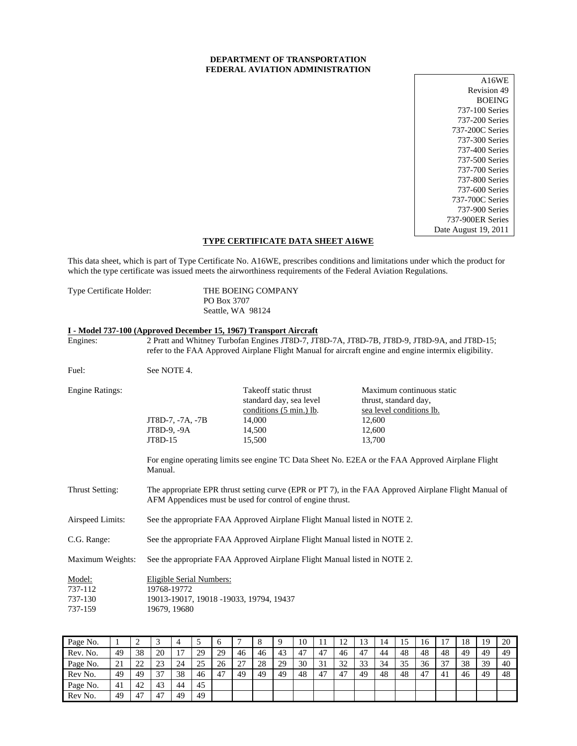**DEPARTMENT OF TRANSPORTATION**
**FEDERAL AVIATION ADMINISTRATION**

A16WE
Revision 49
BOEING
737-100 Series
737-200 Series
737-200C Series
737-300 Series
737-400 Series
737-500 Series
737-700 Series
737-800 Series
737-600 Series
737-700C Series
737-900 Series
737-900ER Series
Date August 19, 2011

## TYPE CERTIFICATE DATA SHEET A16WE

This data sheet, which is part of Type Certificate No. A16WE, prescribes conditions and limitations under which the product for which the type certificate was issued meets the airworthiness requirements of the Federal Aviation Regulations.

Type Certificate Holder: THE BOEING COMPANY
PO Box 3707
Seattle, WA 98124

### I - Model 737-100 (Approved December 15, 1967) Transport Aircraft

Engines: 2 Pratt and Whitney Turbofan Engines JT8D-7, JT8D-7A, JT8D-7B, JT8D-9, JT8D-9A, and JT8D-15; refer to the FAA Approved Airplane Flight Manual for aircraft engine and engine intermix eligibility.

Fuel: See NOTE 4.

Engine Ratings:

| | Takeoff static thrust standard day, sea level conditions (5 min.) lb. | Maximum continuous static thrust, standard day, sea level conditions lb. |
|---|---|---|
| JT8D-7, -7A, -7B | 14,000 | 12,600 |
| JT8D-9, -9A | 14,500 | 12,600 |
| JT8D-15 | 15,500 | 13,700 |

For engine operating limits see engine TC Data Sheet No. E2EA or the FAA Approved Airplane Flight Manual.

Thrust Setting: The appropriate EPR thrust setting curve (EPR or PT 7), in the FAA Approved Airplane Flight Manual of AFM Appendices must be used for control of engine thrust.

Airspeed Limits: See the appropriate FAA Approved Airplane Flight Manual listed in NOTE 2.

C.G. Range: See the appropriate FAA Approved Airplane Flight Manual listed in NOTE 2.

Maximum Weights: See the appropriate FAA Approved Airplane Flight Manual listed in NOTE 2.

| Model: | Eligible Serial Numbers: |
|---|---|
| 737-112 | 19768-19772 |
| 737-130 | 19013-19017, 19018 -19033, 19794, 19437 |
| 737-159 | 19679, 19680 |

| Page No. | 1 | 2 | 3 | 4 | 5 | 6 | 7 | 8 | 9 | 10 | 11 | 12 | 13 | 14 | 15 | 16 | 17 | 18 | 19 | 20 |
|---|---|---|---|---|---|---|---|---|---|---|---|---|---|---|---|---|---|---|---|---|
| Rev. No. | 49 | 38 | 20 | 17 | 29 | 29 | 46 | 46 | 43 | 47 | 47 | 46 | 47 | 44 | 48 | 48 | 48 | 49 | 49 | 49 |
| Page No. | 21 | 22 | 23 | 24 | 25 | 26 | 27 | 28 | 29 | 30 | 31 | 32 | 33 | 34 | 35 | 36 | 37 | 38 | 39 | 40 |
| Rev No. | 49 | 49 | 37 | 38 | 46 | 47 | 49 | 49 | 49 | 48 | 47 | 47 | 49 | 48 | 48 | 47 | 41 | 46 | 49 | 48 |
| Page No. | 41 | 42 | 43 | 44 | 45 | | | | | | | | | | | | | | | |
| Rev No. | 49 | 47 | 47 | 49 | 49 | | | | | | | | | | | | | | | |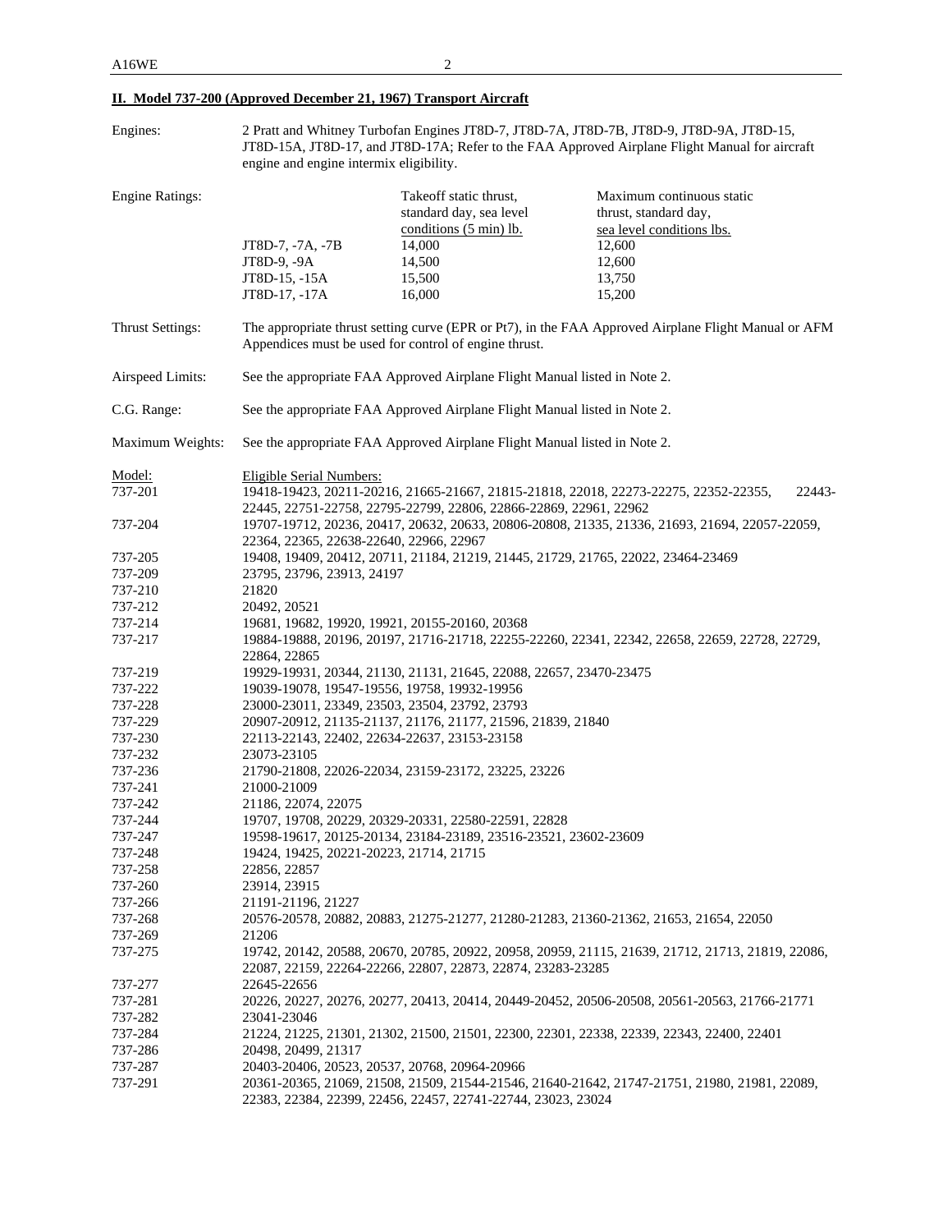## II. Model 737-200 (Approved December 21, 1967) Transport Aircraft

Engines: 2 Pratt and Whitney Turbofan Engines JT8D-7, JT8D-7A, JT8D-7B, JT8D-9, JT8D-9A, JT8D-15, JT8D-15A, JT8D-17, and JT8D-17A; Refer to the FAA Approved Airplane Flight Manual for aircraft engine and engine intermix eligibility.

Engine Ratings:

| | Takeoff static thrust, standard day, sea level conditions (5 min) lb. | Maximum continuous static thrust, standard day, sea level conditions lbs. |
|---|---|---|
| JT8D-7, -7A, -7B | 14,000 | 12,600 |
| JT8D-9, -9A | 14,500 | 12,600 |
| JT8D-15, -15A | 15,500 | 13,750 |
| JT8D-17, -17A | 16,000 | 15,200 |

Thrust Settings: The appropriate thrust setting curve (EPR or Pt7), in the FAA Approved Airplane Flight Manual or AFM Appendices must be used for control of engine thrust.

Airspeed Limits: See the appropriate FAA Approved Airplane Flight Manual listed in Note 2.

C.G. Range: See the appropriate FAA Approved Airplane Flight Manual listed in Note 2.

Maximum Weights: See the appropriate FAA Approved Airplane Flight Manual listed in Note 2.

| Model: | Eligible Serial Numbers: |
|---|---|
| 737-201 | 19418-19423, 20211-20216, 21665-21667, 21815-21818, 22018, 22273-22275, 22352-22355, 22443-22445, 22751-22758, 22795-22799, 22806, 22866-22869, 22961, 22962 |
| 737-204 | 19707-19712, 20236, 20417, 20632, 20633, 20806-20808, 21335, 21336, 21693, 21694, 22057-22059, 22364, 22365, 22638-22640, 22966, 22967 |
| 737-205 | 19408, 19409, 20412, 20711, 21184, 21219, 21445, 21729, 21765, 22022, 23464-23469 |
| 737-209 | 23795, 23796, 23913, 24197 |
| 737-210 | 21820 |
| 737-212 | 20492, 20521 |
| 737-214 | 19681, 19682, 19920, 19921, 20155-20160, 20368 |
| 737-217 | 19884-19888, 20196, 20197, 21716-21718, 22255-22260, 22341, 22342, 22658, 22659, 22728, 22729, 22864, 22865 |
| 737-219 | 19929-19931, 20344, 21130, 21131, 21645, 22088, 22657, 23470-23475 |
| 737-222 | 19039-19078, 19547-19556, 19758, 19932-19956 |
| 737-228 | 23000-23011, 23349, 23503, 23504, 23792, 23793 |
| 737-229 | 20907-20912, 21135-21137, 21176, 21177, 21596, 21839, 21840 |
| 737-230 | 22113-22143, 22402, 22634-22637, 23153-23158 |
| 737-232 | 23073-23105 |
| 737-236 | 21790-21808, 22026-22034, 23159-23172, 23225, 23226 |
| 737-241 | 21000-21009 |
| 737-242 | 21186, 22074, 22075 |
| 737-244 | 19707, 19708, 20229, 20329-20331, 22580-22591, 22828 |
| 737-247 | 19598-19617, 20125-20134, 23184-23189, 23516-23521, 23602-23609 |
| 737-248 | 19424, 19425, 20221-20223, 21714, 21715 |
| 737-258 | 22856, 22857 |
| 737-260 | 23914, 23915 |
| 737-266 | 21191-21196, 21227 |
| 737-268 | 20576-20578, 20882, 20883, 21275-21277, 21280-21283, 21360-21362, 21653, 21654, 22050 |
| 737-269 | 21206 |
| 737-275 | 19742, 20142, 20588, 20670, 20785, 20922, 20958, 20959, 21115, 21639, 21712, 21713, 21819, 22086, 22087, 22159, 22264-22266, 22807, 22873, 22874, 23283-23285 |
| 737-277 | 22645-22656 |
| 737-281 | 20226, 20227, 20276, 20277, 20413, 20414, 20449-20452, 20506-20508, 20561-20563, 21766-21771 |
| 737-282 | 23041-23046 |
| 737-284 | 21224, 21225, 21301, 21302, 21500, 21501, 22300, 22301, 22338, 22339, 22343, 22400, 22401 |
| 737-286 | 20498, 20499, 21317 |
| 737-287 | 20403-20406, 20523, 20537, 20768, 20964-20966 |
| 737-291 | 20361-20365, 21069, 21508, 21509, 21544-21546, 21640-21642, 21747-21751, 21980, 21981, 22089, 22383, 22384, 22399, 22456, 22457, 22741-22744, 23023, 23024 |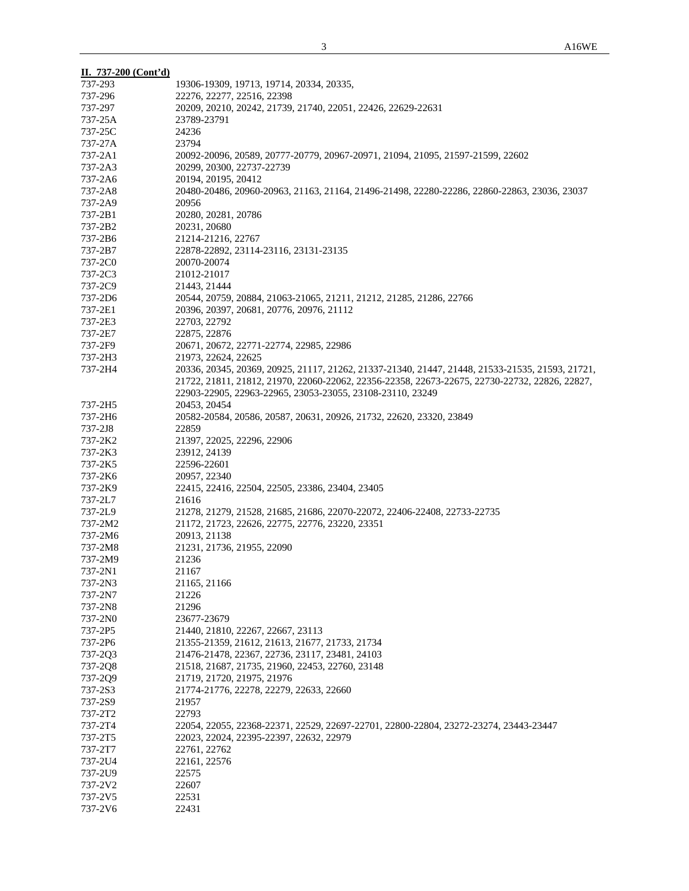**II. 737-200 (Cont'd)**

| | |
|---|---|
| 737-293 | 19306-19309, 19713, 19714, 20334, 20335, |
| 737-296 | 22276, 22277, 22516, 22398 |
| 737-297 | 20209, 20210, 20242, 21739, 21740, 22051, 22426, 22629-22631 |
| 737-25A | 23789-23791 |
| 737-25C | 24236 |
| 737-27A | 23794 |
| 737-2A1 | 20092-20096, 20589, 20777-20779, 20967-20971, 21094, 21095, 21597-21599, 22602 |
| 737-2A3 | 20299, 20300, 22737-22739 |
| 737-2A6 | 20194, 20195, 20412 |
| 737-2A8 | 20480-20486, 20960-20963, 21163, 21164, 21496-21498, 22280-22286, 22860-22863, 23036, 23037 |
| 737-2A9 | 20956 |
| 737-2B1 | 20280, 20281, 20786 |
| 737-2B2 | 20231, 20680 |
| 737-2B6 | 21214-21216, 22767 |
| 737-2B7 | 22878-22892, 23114-23116, 23131-23135 |
| 737-2C0 | 20070-20074 |
| 737-2C3 | 21012-21017 |
| 737-2C9 | 21443, 21444 |
| 737-2D6 | 20544, 20759, 20884, 21063-21065, 21211, 21212, 21285, 21286, 22766 |
| 737-2E1 | 20396, 20397, 20681, 20776, 20976, 21112 |
| 737-2E3 | 22703, 22792 |
| 737-2E7 | 22875, 22876 |
| 737-2F9 | 20671, 20672, 22771-22774, 22985, 22986 |
| 737-2H3 | 21973, 22624, 22625 |
| 737-2H4 | 20336, 20345, 20369, 20925, 21117, 21262, 21337-21340, 21447, 21448, 21533-21535, 21593, 21721, 21722, 21811, 21812, 21970, 22060-22062, 22356-22358, 22673-22675, 22730-22732, 22826, 22827, 22903-22905, 22963-22965, 23053-23055, 23108-23110, 23249 |
| 737-2H5 | 20453, 20454 |
| 737-2H6 | 20582-20584, 20586, 20587, 20631, 20926, 21732, 22620, 23320, 23849 |
| 737-2J8 | 22859 |
| 737-2K2 | 21397, 22025, 22296, 22906 |
| 737-2K3 | 23912, 24139 |
| 737-2K5 | 22596-22601 |
| 737-2K6 | 20957, 22340 |
| 737-2K9 | 22415, 22416, 22504, 22505, 23386, 23404, 23405 |
| 737-2L7 | 21616 |
| 737-2L9 | 21278, 21279, 21528, 21685, 21686, 22070-22072, 22406-22408, 22733-22735 |
| 737-2M2 | 21172, 21723, 22626, 22775, 22776, 23220, 23351 |
| 737-2M6 | 20913, 21138 |
| 737-2M8 | 21231, 21736, 21955, 22090 |
| 737-2M9 | 21236 |
| 737-2N1 | 21167 |
| 737-2N3 | 21165, 21166 |
| 737-2N7 | 21226 |
| 737-2N8 | 21296 |
| 737-2N0 | 23677-23679 |
| 737-2P5 | 21440, 21810, 22267, 22667, 23113 |
| 737-2P6 | 21355-21359, 21612, 21613, 21677, 21733, 21734 |
| 737-2Q3 | 21476-21478, 22367, 22736, 23117, 23481, 24103 |
| 737-2Q8 | 21518, 21687, 21735, 21960, 22453, 22760, 23148 |
| 737-2Q9 | 21719, 21720, 21975, 21976 |
| 737-2S3 | 21774-21776, 22278, 22279, 22633, 22660 |
| 737-2S9 | 21957 |
| 737-2T2 | 22793 |
| 737-2T4 | 22054, 22055, 22368-22371, 22529, 22697-22701, 22800-22804, 23272-23274, 23443-23447 |
| 737-2T5 | 22023, 22024, 22395-22397, 22632, 22979 |
| 737-2T7 | 22761, 22762 |
| 737-2U4 | 22161, 22576 |
| 737-2U9 | 22575 |
| 737-2V2 | 22607 |
| 737-2V5 | 22531 |
| 737-2V6 | 22431 |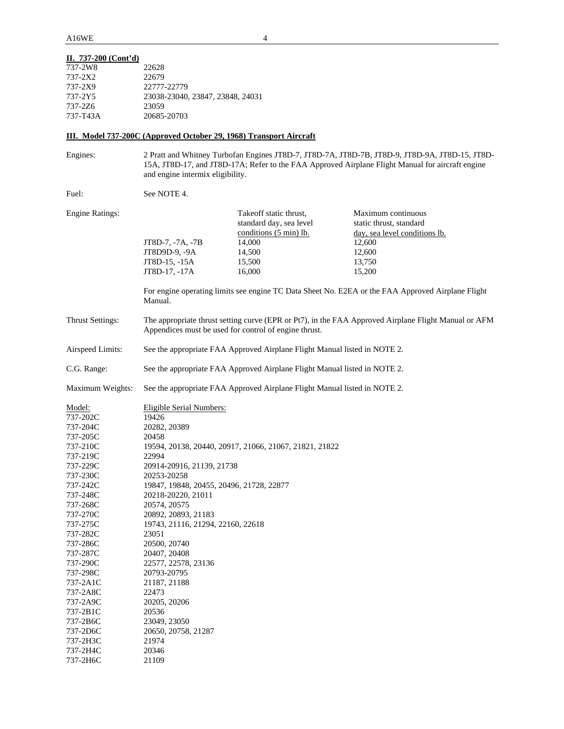**II. 737-200 (Cont'd)**

| | |
|---|---|
| 737-2W8 | 22628 |
| 737-2X2 | 22679 |
| 737-2X9 | 22777-22779 |
| 737-2Y5 | 23038-23040, 23847, 23848, 24031 |
| 737-2Z6 | 23059 |
| 737-T43A | 20685-20703 |

**III. Model 737-200C (Approved October 29, 1968) Transport Aircraft**

Engines: 2 Pratt and Whitney Turbofan Engines JT8D-7, JT8D-7A, JT8D-7B, JT8D-9, JT8D-9A, JT8D-15, JT8D-15A, JT8D-17, and JT8D-17A; Refer to the FAA Approved Airplane Flight Manual for aircraft engine and engine intermix eligibility.

Fuel: See NOTE 4.

Engine Ratings:

| | Takeoff static thrust, standard day, sea level conditions (5 min) lb. | Maximum continuous static thrust, standard day, sea level conditions lb. |
|---|---|---|
| JT8D-7, -7A, -7B | 14,000 | 12,600 |
| JT8D9D-9, -9A | 14,500 | 12,600 |
| JT8D-15, -15A | 15,500 | 13,750 |
| JT8D-17, -17A | 16,000 | 15,200 |

For engine operating limits see engine TC Data Sheet No. E2EA or the FAA Approved Airplane Flight Manual.

Thrust Settings: The appropriate thrust setting curve (EPR or Pt7), in the FAA Approved Airplane Flight Manual or AFM Appendices must be used for control of engine thrust.

Airspeed Limits: See the appropriate FAA Approved Airplane Flight Manual listed in NOTE 2.

C.G. Range: See the appropriate FAA Approved Airplane Flight Manual listed in NOTE 2.

Maximum Weights: See the appropriate FAA Approved Airplane Flight Manual listed in NOTE 2.

| Model: | Eligible Serial Numbers: |
|---|---|
| 737-202C | 19426 |
| 737-204C | 20282, 20389 |
| 737-205C | 20458 |
| 737-210C | 19594, 20138, 20440, 20917, 21066, 21067, 21821, 21822 |
| 737-219C | 22994 |
| 737-229C | 20914-20916, 21139, 21738 |
| 737-230C | 20253-20258 |
| 737-242C | 19847, 19848, 20455, 20496, 21728, 22877 |
| 737-248C | 20218-20220, 21011 |
| 737-268C | 20574, 20575 |
| 737-270C | 20892, 20893, 21183 |
| 737-275C | 19743, 21116, 21294, 22160, 22618 |
| 737-282C | 23051 |
| 737-286C | 20500, 20740 |
| 737-287C | 20407, 20408 |
| 737-290C | 22577, 22578, 23136 |
| 737-298C | 20793-20795 |
| 737-2A1C | 21187, 21188 |
| 737-2A8C | 22473 |
| 737-2A9C | 20205, 20206 |
| 737-2B1C | 20536 |
| 737-2B6C | 23049, 23050 |
| 737-2D6C | 20650, 20758, 21287 |
| 737-2H3C | 21974 |
| 737-2H4C | 20346 |
| 737-2H6C | 21109 |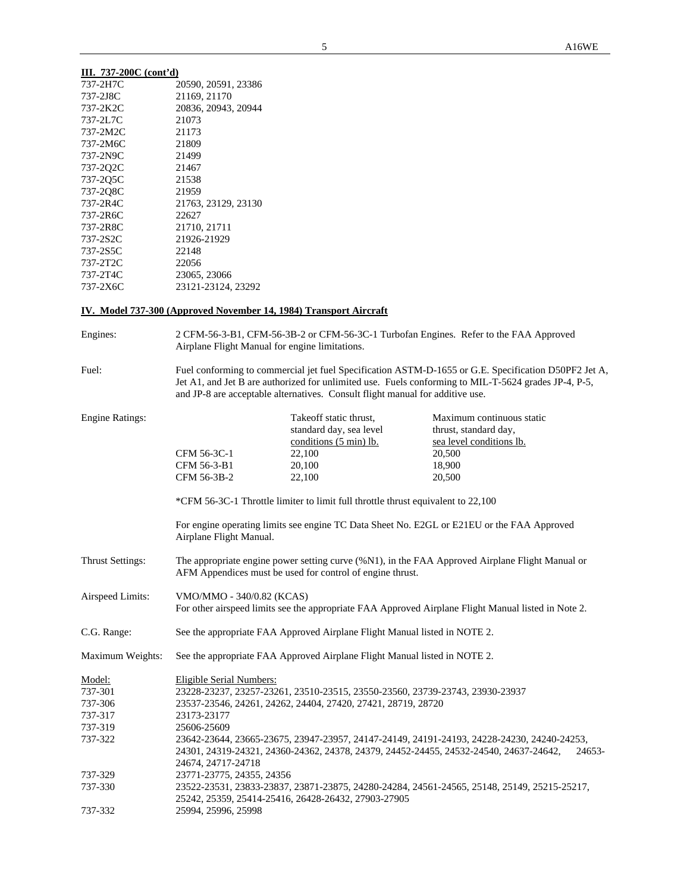**III. 737-200C (cont'd)**

| | |
|---|---|
| 737-2H7C | 20590, 20591, 23386 |
| 737-2J8C | 21169, 21170 |
| 737-2K2C | 20836, 20943, 20944 |
| 737-2L7C | 21073 |
| 737-2M2C | 21173 |
| 737-2M6C | 21809 |
| 737-2N9C | 21499 |
| 737-2Q2C | 21467 |
| 737-2Q5C | 21538 |
| 737-2Q8C | 21959 |
| 737-2R4C | 21763, 23129, 23130 |
| 737-2R6C | 22627 |
| 737-2R8C | 21710, 21711 |
| 737-2S2C | 21926-21929 |
| 737-2S5C | 22148 |
| 737-2T2C | 22056 |
| 737-2T4C | 23065, 23066 |
| 737-2X6C | 23121-23124, 23292 |

**IV. Model 737-300 (Approved November 14, 1984) Transport Aircraft**

Engines: 2 CFM-56-3-B1, CFM-56-3B-2 or CFM-56-3C-1 Turbofan Engines. Refer to the FAA Approved Airplane Flight Manual for engine limitations.

Fuel: Fuel conforming to commercial jet fuel Specification ASTM-D-1655 or G.E. Specification D50PF2 Jet A, Jet A1, and Jet B are authorized for unlimited use. Fuels conforming to MIL-T-5624 grades JP-4, P-5, and JP-8 are acceptable alternatives. Consult flight manual for additive use.

Engine Ratings:

| | Takeoff static thrust, standard day, sea level conditions (5 min) lb. | Maximum continuous static thrust, standard day, sea level conditions lb. |
|---|---|---|
| CFM 56-3C-1 | 22,100 | 20,500 |
| CFM 56-3-B1 | 20,100 | 18,900 |
| CFM 56-3B-2 | 22,100 | 20,500 |

*CFM 56-3C-1 Throttle limiter to limit full throttle thrust equivalent to 22,100

For engine operating limits see engine TC Data Sheet No. E2GL or E21EU or the FAA Approved Airplane Flight Manual.

Thrust Settings: The appropriate engine power setting curve (%N1), in the FAA Approved Airplane Flight Manual or AFM Appendices must be used for control of engine thrust.

Airspeed Limits: VMO/MMO - 340/0.82 (KCAS)
For other airspeed limits see the appropriate FAA Approved Airplane Flight Manual listed in Note 2.

C.G. Range: See the appropriate FAA Approved Airplane Flight Manual listed in NOTE 2.

Maximum Weights: See the appropriate FAA Approved Airplane Flight Manual listed in NOTE 2.

| Model: | Eligible Serial Numbers: |
|---|---|
| 737-301 | 23228-23237, 23257-23261, 23510-23515, 23550-23560, 23739-23743, 23930-23937 |
| 737-306 | 23537-23546, 24261, 24262, 24404, 27420, 27421, 28719, 28720 |
| 737-317 | 23173-23177 |
| 737-319 | 25606-25609 |
| 737-322 | 23642-23644, 23665-23675, 23947-23957, 24147-24149, 24191-24193, 24228-24230, 24240-24253, 24301, 24319-24321, 24360-24362, 24378, 24379, 24452-24455, 24532-24540, 24637-24642, 24653-24674, 24717-24718 |
| 737-329 | 23771-23775, 24355, 24356 |
| 737-330 | 23522-23531, 23833-23837, 23871-23875, 24280-24284, 24561-24565, 25148, 25149, 25215-25217, 25242, 25359, 25414-25416, 26428-26432, 27903-27905 |
| 737-332 | 25994, 25996, 25998 |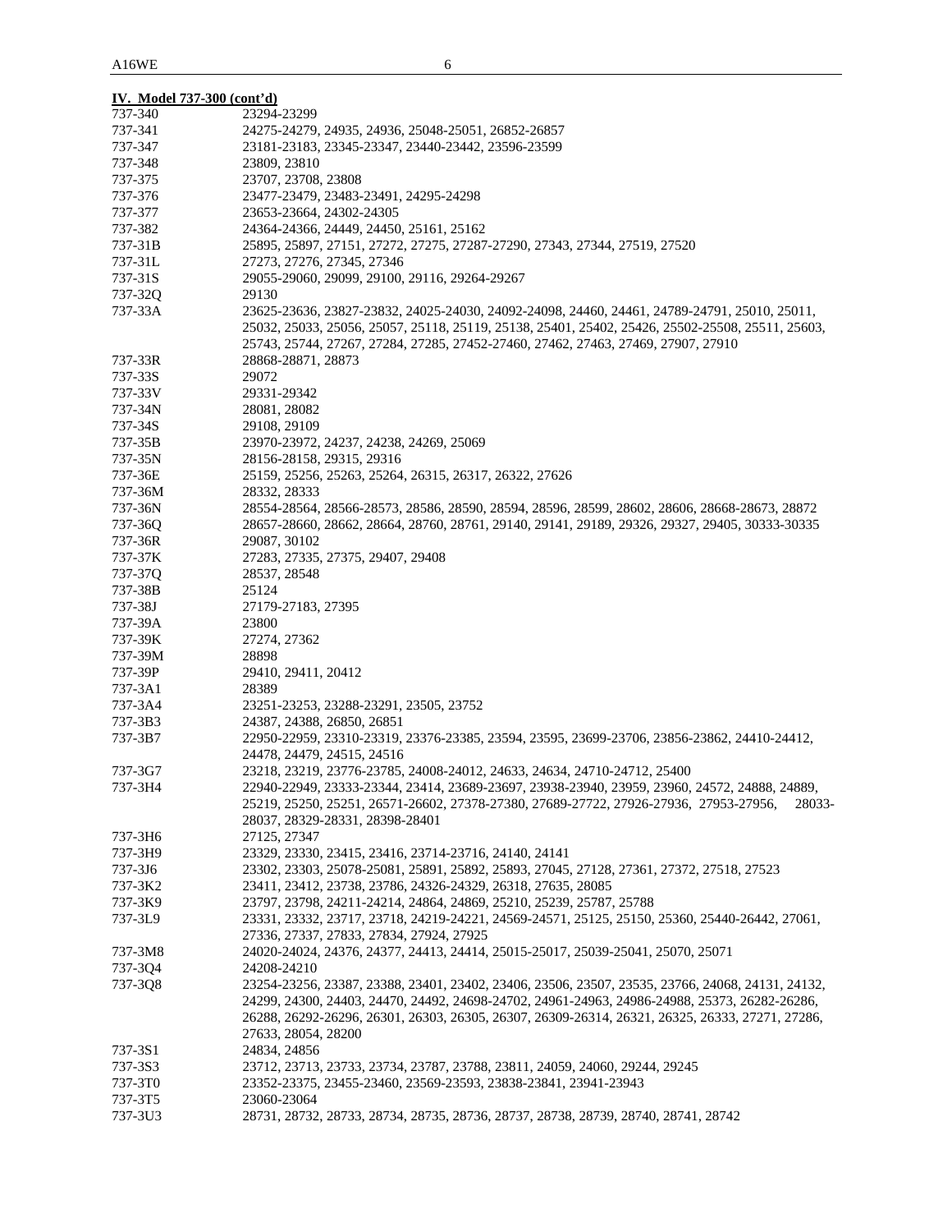**IV. Model 737-300 (cont'd)**

| | |
|---|---|
| 737-340 | 23294-23299 |
| 737-341 | 24275-24279, 24935, 24936, 25048-25051, 26852-26857 |
| 737-347 | 23181-23183, 23345-23347, 23440-23442, 23596-23599 |
| 737-348 | 23809, 23810 |
| 737-375 | 23707, 23708, 23808 |
| 737-376 | 23477-23479, 23483-23491, 24295-24298 |
| 737-377 | 23653-23664, 24302-24305 |
| 737-382 | 24364-24366, 24449, 24450, 25161, 25162 |
| 737-31B | 25895, 25897, 27151, 27272, 27275, 27287-27290, 27343, 27344, 27519, 27520 |
| 737-31L | 27273, 27276, 27345, 27346 |
| 737-31S | 29055-29060, 29099, 29100, 29116, 29264-29267 |
| 737-32Q | 29130 |
| 737-33A | 23625-23636, 23827-23832, 24025-24030, 24092-24098, 24460, 24461, 24789-24791, 25010, 25011, 25032, 25033, 25056, 25057, 25118, 25119, 25138, 25401, 25402, 25426, 25502-25508, 25511, 25603, 25743, 25744, 27267, 27284, 27285, 27452-27460, 27462, 27463, 27469, 27907, 27910 |
| 737-33R | 28868-28871, 28873 |
| 737-33S | 29072 |
| 737-33V | 29331-29342 |
| 737-34N | 28081, 28082 |
| 737-34S | 29108, 29109 |
| 737-35B | 23970-23972, 24237, 24238, 24269, 25069 |
| 737-35N | 28156-28158, 29315, 29316 |
| 737-36E | 25159, 25256, 25263, 25264, 26315, 26317, 26322, 27626 |
| 737-36M | 28332, 28333 |
| 737-36N | 28554-28564, 28566-28573, 28586, 28590, 28594, 28596, 28599, 28602, 28606, 28668-28673, 28872 |
| 737-36Q | 28657-28660, 28662, 28664, 28760, 28761, 29140, 29141, 29189, 29326, 29327, 29405, 30333-30335 |
| 737-36R | 29087, 30102 |
| 737-37K | 27283, 27335, 27375, 29407, 29408 |
| 737-37Q | 28537, 28548 |
| 737-38B | 25124 |
| 737-38J | 27179-27183, 27395 |
| 737-39A | 23800 |
| 737-39K | 27274, 27362 |
| 737-39M | 28898 |
| 737-39P | 29410, 29411, 20412 |
| 737-3A1 | 28389 |
| 737-3A4 | 23251-23253, 23288-23291, 23505, 23752 |
| 737-3B3 | 24387, 24388, 26850, 26851 |
| 737-3B7 | 22950-22959, 23310-23319, 23376-23385, 23594, 23595, 23699-23706, 23856-23862, 24410-24412, 24478, 24479, 24515, 24516 |
| 737-3G7 | 23218, 23219, 23776-23785, 24008-24012, 24633, 24634, 24710-24712, 25400 |
| 737-3H4 | 22940-22949, 23333-23344, 23414, 23689-23697, 23938-23940, 23959, 23960, 24572, 24888, 24889, 25219, 25250, 25251, 26571-26602, 27378-27380, 27689-27722, 27926-27936, 27953-27956, 28033-28037, 28329-28331, 28398-28401 |
| 737-3H6 | 27125, 27347 |
| 737-3H9 | 23329, 23330, 23415, 23416, 23714-23716, 24140, 24141 |
| 737-3J6 | 23302, 23303, 25078-25081, 25891, 25892, 25893, 27045, 27128, 27361, 27372, 27518, 27523 |
| 737-3K2 | 23411, 23412, 23738, 23786, 24326-24329, 26318, 27635, 28085 |
| 737-3K9 | 23797, 23798, 24211-24214, 24864, 24869, 25210, 25239, 25787, 25788 |
| 737-3L9 | 23331, 23332, 23717, 23718, 24219-24221, 24569-24571, 25125, 25150, 25360, 25440-26442, 27061, 27336, 27337, 27833, 27834, 27924, 27925 |
| 737-3M8 | 24020-24024, 24376, 24377, 24413, 24414, 25015-25017, 25039-25041, 25070, 25071 |
| 737-3Q4 | 24208-24210 |
| 737-3Q8 | 23254-23256, 23387, 23388, 23401, 23402, 23406, 23506, 23507, 23535, 23766, 24068, 24131, 24132, 24299, 24300, 24403, 24470, 24492, 24698-24702, 24961-24963, 24986-24988, 25373, 26282-26286, 26288, 26292-26296, 26301, 26303, 26305, 26307, 26309-26314, 26321, 26325, 26333, 27271, 27286, 27633, 28054, 28200 |
| 737-3S1 | 24834, 24856 |
| 737-3S3 | 23712, 23713, 23733, 23734, 23787, 23788, 23811, 24059, 24060, 29244, 29245 |
| 737-3T0 | 23352-23375, 23455-23460, 23569-23593, 23838-23841, 23941-23943 |
| 737-3T5 | 23060-23064 |
| 737-3U3 | 28731, 28732, 28733, 28734, 28735, 28736, 28737, 28738, 28739, 28740, 28741, 28742 |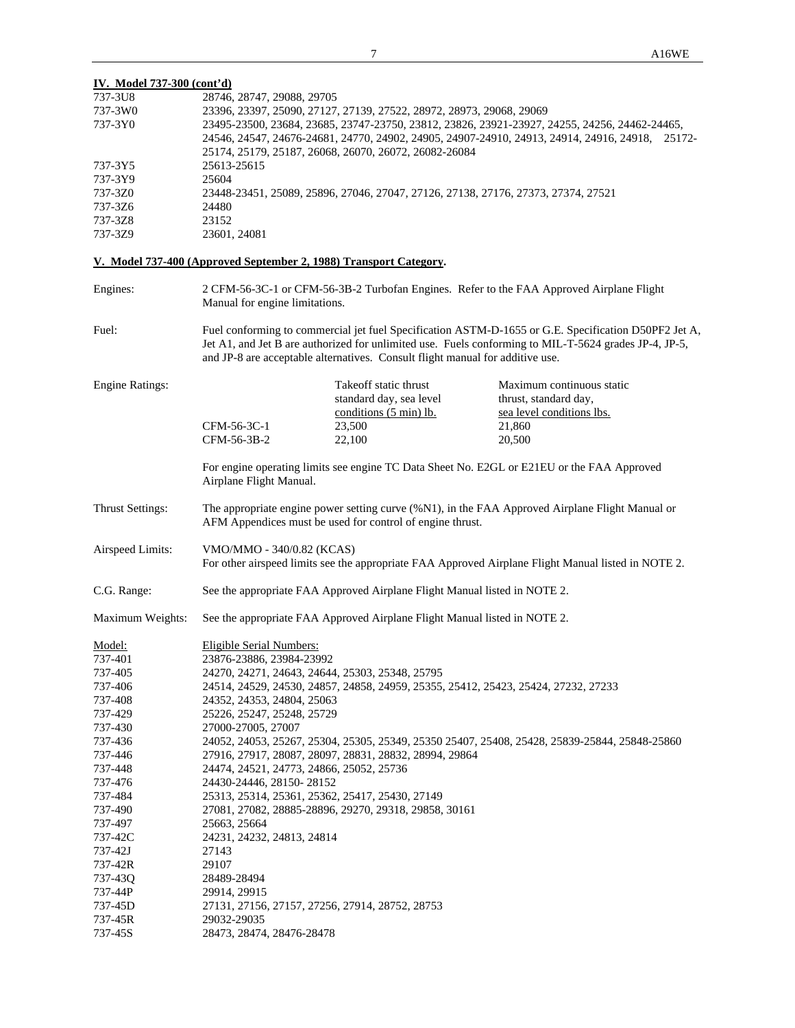**IV. Model 737-300 (cont'd)**

| | |
|---|---|
| 737-3U8 | 28746, 28747, 29088, 29705 |
| 737-3W0 | 23396, 23397, 25090, 27127, 27139, 27522, 28972, 28973, 29068, 29069 |
| 737-3Y0 | 23495-23500, 23684, 23685, 23747-23750, 23812, 23826, 23921-23927, 24255, 24256, 24462-24465, 24546, 24547, 24676-24681, 24770, 24902, 24905, 24907-24910, 24913, 24914, 24916, 24918, 25172-25174, 25179, 25187, 26068, 26070, 26072, 26082-26084 |
| 737-3Y5 | 25613-25615 |
| 737-3Y9 | 25604 |
| 737-3Z0 | 23448-23451, 25089, 25896, 27046, 27047, 27126, 27138, 27176, 27373, 27374, 27521 |
| 737-3Z6 | 24480 |
| 737-3Z8 | 23152 |
| 737-3Z9 | 23601, 24081 |

**V. Model 737-400 (Approved September 2, 1988) Transport Category.**

Engines: 2 CFM-56-3C-1 or CFM-56-3B-2 Turbofan Engines. Refer to the FAA Approved Airplane Flight Manual for engine limitations.

Fuel: Fuel conforming to commercial jet fuel Specification ASTM-D-1655 or G.E. Specification D50PF2 Jet A, Jet A1, and Jet B are authorized for unlimited use. Fuels conforming to MIL-T-5624 grades JP-4, JP-5, and JP-8 are acceptable alternatives. Consult flight manual for additive use.

Engine Ratings:

| | Takeoff static thrust standard day, sea level conditions (5 min) lb. | Maximum continuous static thrust, standard day, sea level conditions lbs. |
|---|---|---|
| CFM-56-3C-1 | 23,500 | 21,860 |
| CFM-56-3B-2 | 22,100 | 20,500 |

For engine operating limits see engine TC Data Sheet No. E2GL or E21EU or the FAA Approved Airplane Flight Manual.

Thrust Settings: The appropriate engine power setting curve (%N1), in the FAA Approved Airplane Flight Manual or AFM Appendices must be used for control of engine thrust.

Airspeed Limits: VMO/MMO - 340/0.82 (KCAS)
For other airspeed limits see the appropriate FAA Approved Airplane Flight Manual listed in NOTE 2.

C.G. Range: See the appropriate FAA Approved Airplane Flight Manual listed in NOTE 2.

Maximum Weights: See the appropriate FAA Approved Airplane Flight Manual listed in NOTE 2.

| Model: | Eligible Serial Numbers: |
|---|---|
| 737-401 | 23876-23886, 23984-23992 |
| 737-405 | 24270, 24271, 24643, 24644, 25303, 25348, 25795 |
| 737-406 | 24514, 24529, 24530, 24857, 24858, 24959, 25355, 25412, 25423, 25424, 27232, 27233 |
| 737-408 | 24352, 24353, 24804, 25063 |
| 737-429 | 25226, 25247, 25248, 25729 |
| 737-430 | 27000-27005, 27007 |
| 737-436 | 24052, 24053, 25267, 25304, 25305, 25349, 25350 25407, 25408, 25428, 25839-25844, 25848-25860 |
| 737-446 | 27916, 27917, 28087, 28097, 28831, 28832, 28994, 29864 |
| 737-448 | 24474, 24521, 24773, 24866, 25052, 25736 |
| 737-476 | 24430-24446, 28150- 28152 |
| 737-484 | 25313, 25314, 25361, 25362, 25417, 25430, 27149 |
| 737-490 | 27081, 27082, 28885-28896, 29270, 29318, 29858, 30161 |
| 737-497 | 25663, 25664 |
| 737-42C | 24231, 24232, 24813, 24814 |
| 737-42J | 27143 |
| 737-42R | 29107 |
| 737-43Q | 28489-28494 |
| 737-44P | 29914, 29915 |
| 737-45D | 27131, 27156, 27157, 27256, 27914, 28752, 28753 |
| 737-45R | 29032-29035 |
| 737-45S | 28473, 28474, 28476-28478 |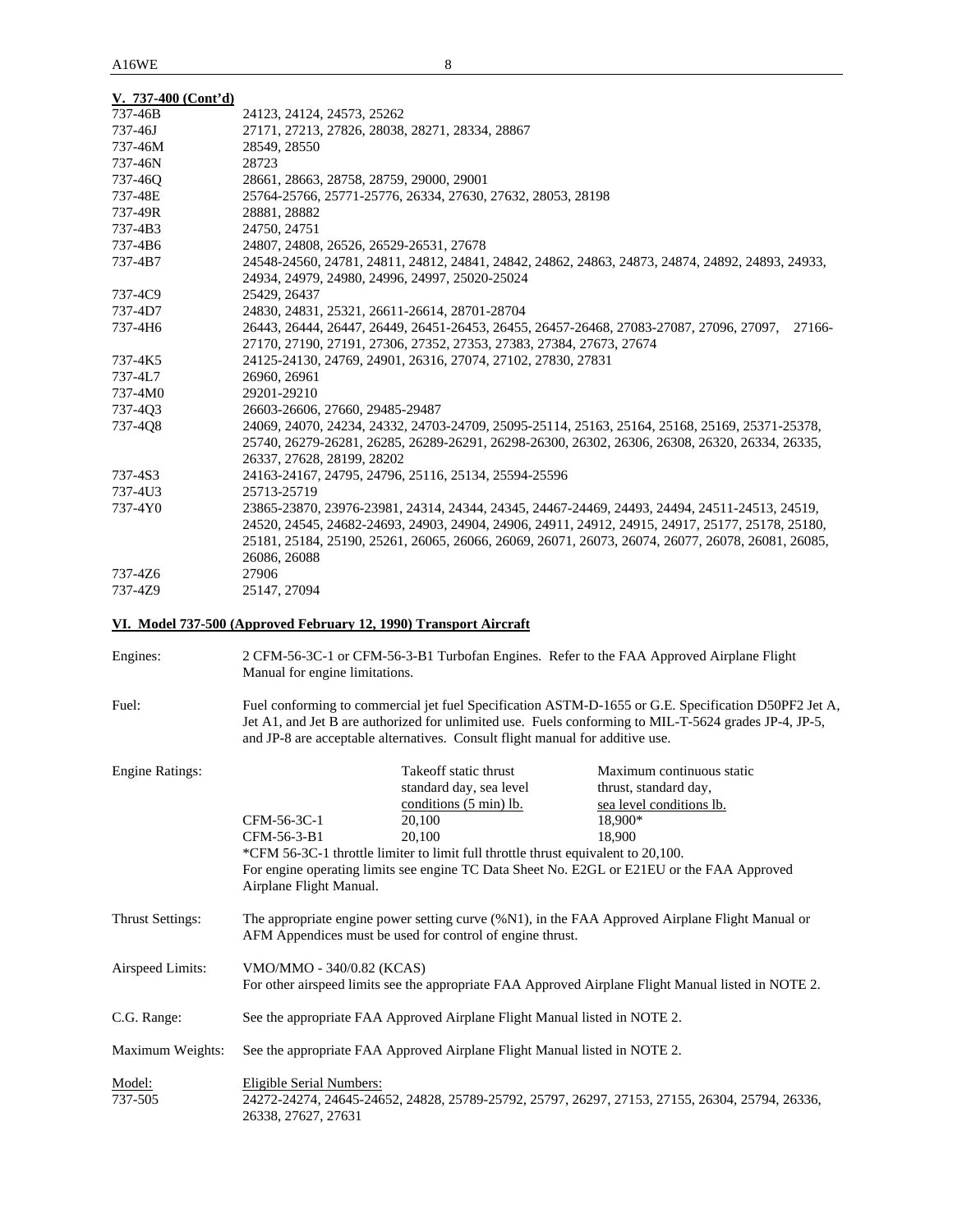**V. 737-400 (Cont'd)**

| | |
|---|---|
| 737-46B | 24123, 24124, 24573, 25262 |
| 737-46J | 27171, 27213, 27826, 28038, 28271, 28334, 28867 |
| 737-46M | 28549, 28550 |
| 737-46N | 28723 |
| 737-46Q | 28661, 28663, 28758, 28759, 29000, 29001 |
| 737-48E | 25764-25766, 25771-25776, 26334, 27630, 27632, 28053, 28198 |
| 737-49R | 28881, 28882 |
| 737-4B3 | 24750, 24751 |
| 737-4B6 | 24807, 24808, 26526, 26529-26531, 27678 |
| 737-4B7 | 24548-24560, 24781, 24811, 24812, 24841, 24842, 24862, 24863, 24873, 24874, 24892, 24893, 24933, 24934, 24979, 24980, 24996, 24997, 25020-25024 |
| 737-4C9 | 25429, 26437 |
| 737-4D7 | 24830, 24831, 25321, 26611-26614, 28701-28704 |
| 737-4H6 | 26443, 26444, 26447, 26449, 26451-26453, 26455, 26457-26468, 27083-27087, 27096, 27097, 27166-27170, 27190, 27191, 27306, 27352, 27353, 27383, 27384, 27673, 27674 |
| 737-4K5 | 24125-24130, 24769, 24901, 26316, 27074, 27102, 27830, 27831 |
| 737-4L7 | 26960, 26961 |
| 737-4M0 | 29201-29210 |
| 737-4Q3 | 26603-26606, 27660, 29485-29487 |
| 737-4Q8 | 24069, 24070, 24234, 24332, 24703-24709, 25095-25114, 25163, 25164, 25168, 25169, 25371-25378, 25740, 26279-26281, 26285, 26289-26291, 26298-26300, 26302, 26306, 26308, 26320, 26334, 26335, 26337, 27628, 28199, 28202 |
| 737-4S3 | 24163-24167, 24795, 24796, 25116, 25134, 25594-25596 |
| 737-4U3 | 25713-25719 |
| 737-4Y0 | 23865-23870, 23976-23981, 24314, 24344, 24345, 24467-24469, 24493, 24494, 24511-24513, 24519, 24520, 24545, 24682-24693, 24903, 24904, 24906, 24911, 24912, 24915, 24917, 25177, 25178, 25180, 25181, 25184, 25190, 25261, 26065, 26066, 26069, 26071, 26073, 26074, 26077, 26078, 26081, 26085, 26086, 26088 |
| 737-4Z6 | 27906 |
| 737-4Z9 | 25147, 27094 |

**VI. Model 737-500 (Approved February 12, 1990) Transport Aircraft**

Engines: 2 CFM-56-3C-1 or CFM-56-3-B1 Turbofan Engines. Refer to the FAA Approved Airplane Flight Manual for engine limitations.

Fuel: Fuel conforming to commercial jet fuel Specification ASTM-D-1655 or G.E. Specification D50PF2 Jet A, Jet A1, and Jet B are authorized for unlimited use. Fuels conforming to MIL-T-5624 grades JP-4, JP-5, and JP-8 are acceptable alternatives. Consult flight manual for additive use.

Engine Ratings:

| | Takeoff static thrust standard day, sea level conditions (5 min) lb. | Maximum continuous static thrust, standard day, sea level conditions lb. |
|---|---|---|
| CFM-56-3C-1 | 20,100 | 18,900* |
| CFM-56-3-B1 | 20,100 | 18,900 |

*CFM 56-3C-1 throttle limiter to limit full throttle thrust equivalent to 20,100.
For engine operating limits see engine TC Data Sheet No. E2GL or E21EU or the FAA Approved Airplane Flight Manual.

Thrust Settings: The appropriate engine power setting curve (%N1), in the FAA Approved Airplane Flight Manual or AFM Appendices must be used for control of engine thrust.

Airspeed Limits: VMO/MMO - 340/0.82 (KCAS)
For other airspeed limits see the appropriate FAA Approved Airplane Flight Manual listed in NOTE 2.

C.G. Range: See the appropriate FAA Approved Airplane Flight Manual listed in NOTE 2.

Maximum Weights: See the appropriate FAA Approved Airplane Flight Manual listed in NOTE 2.

| Model: | Eligible Serial Numbers: |
|---|---|
| 737-505 | 24272-24274, 24645-24652, 24828, 25789-25792, 25797, 26297, 27153, 27155, 26304, 25794, 26336, 26338, 27627, 27631 |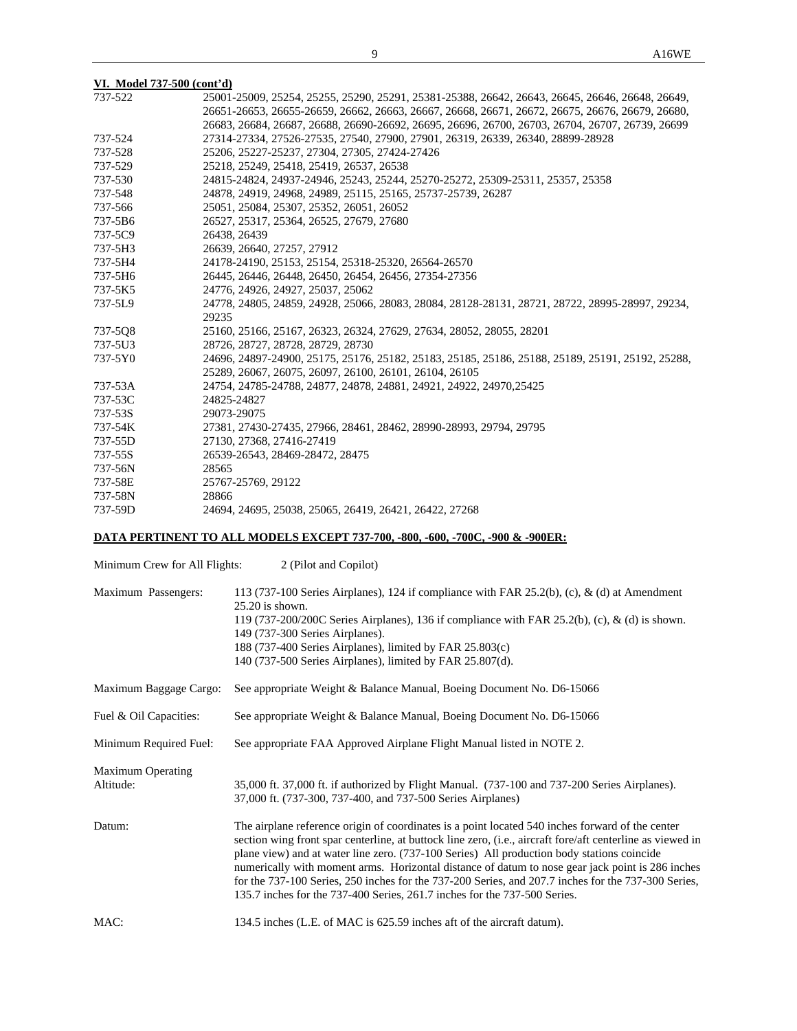**VI. Model 737-500 (cont'd)**

| | |
|---|---|
| 737-522 | 25001-25009, 25254, 25255, 25290, 25291, 25381-25388, 26642, 26643, 26645, 26646, 26648, 26649, 26651-26653, 26655-26659, 26662, 26663, 26667, 26668, 26671, 26672, 26675, 26676, 26679, 26680, 26683, 26684, 26687, 26688, 26690-26692, 26695, 26696, 26700, 26703, 26704, 26707, 26739, 26699 |
| 737-524 | 27314-27334, 27526-27535, 27540, 27900, 27901, 26319, 26339, 26340, 28899-28928 |
| 737-528 | 25206, 25227-25237, 27304, 27305, 27424-27426 |
| 737-529 | 25218, 25249, 25418, 25419, 26537, 26538 |
| 737-530 | 24815-24824, 24937-24946, 25243, 25244, 25270-25272, 25309-25311, 25357, 25358 |
| 737-548 | 24878, 24919, 24968, 24989, 25115, 25165, 25737-25739, 26287 |
| 737-566 | 25051, 25084, 25307, 25352, 26051, 26052 |
| 737-5B6 | 26527, 25317, 25364, 26525, 27679, 27680 |
| 737-5C9 | 26438, 26439 |
| 737-5H3 | 26639, 26640, 27257, 27912 |
| 737-5H4 | 24178-24190, 25153, 25154, 25318-25320, 26564-26570 |
| 737-5H6 | 26445, 26446, 26448, 26450, 26454, 26456, 27354-27356 |
| 737-5K5 | 24776, 24926, 24927, 25037, 25062 |
| 737-5L9 | 24778, 24805, 24859, 24928, 25066, 28083, 28084, 28128-28131, 28721, 28722, 28995-28997, 29234, 29235 |
| 737-5Q8 | 25160, 25166, 25167, 26323, 26324, 27629, 27634, 28052, 28055, 28201 |
| 737-5U3 | 28726, 28727, 28728, 28729, 28730 |
| 737-5Y0 | 24696, 24897-24900, 25175, 25176, 25182, 25183, 25185, 25186, 25188, 25189, 25191, 25192, 25288, 25289, 26067, 26075, 26097, 26100, 26101, 26104, 26105 |
| 737-53A | 24754, 24785-24788, 24877, 24878, 24881, 24921, 24922, 24970,25425 |
| 737-53C | 24825-24827 |
| 737-53S | 29073-29075 |
| 737-54K | 27381, 27430-27435, 27966, 28461, 28462, 28990-28993, 29794, 29795 |
| 737-55D | 27130, 27368, 27416-27419 |
| 737-55S | 26539-26543, 28469-28472, 28475 |
| 737-56N | 28565 |
| 737-58E | 25767-25769, 29122 |
| 737-58N | 28866 |
| 737-59D | 24694, 24695, 25038, 25065, 26419, 26421, 26422, 27268 |

**DATA PERTINENT TO ALL MODELS EXCEPT 737-700, -800, -600, -700C, -900 & -900ER:**

Minimum Crew for All Flights: 2 (Pilot and Copilot)

Maximum Passengers:
113 (737-100 Series Airplanes), 124 if compliance with FAR 25.2(b), (c), & (d) at Amendment 25.20 is shown.
119 (737-200/200C Series Airplanes), 136 if compliance with FAR 25.2(b), (c), & (d) is shown.
149 (737-300 Series Airplanes).
188 (737-400 Series Airplanes), limited by FAR 25.803(c)
140 (737-500 Series Airplanes), limited by FAR 25.807(d).

Maximum Baggage Cargo: See appropriate Weight & Balance Manual, Boeing Document No. D6-15066

Fuel & Oil Capacities: See appropriate Weight & Balance Manual, Boeing Document No. D6-15066

Minimum Required Fuel: See appropriate FAA Approved Airplane Flight Manual listed in NOTE 2.

Maximum Operating Altitude:
35,000 ft. 37,000 ft. if authorized by Flight Manual. (737-100 and 737-200 Series Airplanes).
37,000 ft. (737-300, 737-400, and 737-500 Series Airplanes)

Datum: The airplane reference origin of coordinates is a point located 540 inches forward of the center section wing front spar centerline, at buttock line zero, (i.e., aircraft fore/aft centerline as viewed in plane view) and at water line zero. (737-100 Series) All production body stations coincide numerically with moment arms. Horizontal distance of datum to nose gear jack point is 286 inches for the 737-100 Series, 250 inches for the 737-200 Series, and 207.7 inches for the 737-300 Series, 135.7 inches for the 737-400 Series, 261.7 inches for the 737-500 Series.

MAC: 134.5 inches (L.E. of MAC is 625.59 inches aft of the aircraft datum).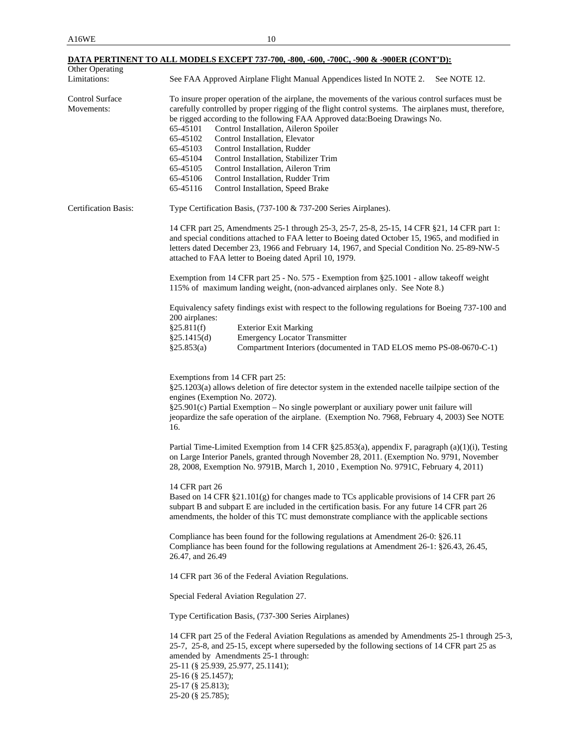**DATA PERTINENT TO ALL MODELS EXCEPT 737-700, -800, -600, -700C, -900 & -900ER (CONT'D):**

Other Operating Limitations: See FAA Approved Airplane Flight Manual Appendices listed In NOTE 2. See NOTE 12.

Control Surface Movements: To insure proper operation of the airplane, the movements of the various control surfaces must be carefully controlled by proper rigging of the flight control systems. The airplanes must, therefore, be rigged according to the following FAA Approved data:Boeing Drawings No.

65-45101 Control Installation, Aileron Spoiler
65-45102 Control Installation, Elevator
65-45103 Control Installation, Rudder
65-45104 Control Installation, Stabilizer Trim
65-45105 Control Installation, Aileron Trim
65-45106 Control Installation, Rudder Trim
65-45116 Control Installation, Speed Brake

Certification Basis: Type Certification Basis, (737-100 & 737-200 Series Airplanes).

14 CFR part 25, Amendments 25-1 through 25-3, 25-7, 25-8, 25-15, 14 CFR §21, 14 CFR part 1: and special conditions attached to FAA letter to Boeing dated October 15, 1965, and modified in letters dated December 23, 1966 and February 14, 1967, and Special Condition No. 25-89-NW-5 attached to FAA letter to Boeing dated April 10, 1979.

Exemption from 14 CFR part 25 - No. 575 - Exemption from §25.1001 - allow takeoff weight 115% of maximum landing weight, (non-advanced airplanes only. See Note 8.)

Equivalency safety findings exist with respect to the following regulations for Boeing 737-100 and 200 airplanes:

§25.811(f) Exterior Exit Marking
§25.1415(d) Emergency Locator Transmitter
§25.853(a) Compartment Interiors (documented in TAD ELOS memo PS-08-0670-C-1)

Exemptions from 14 CFR part 25:
§25.1203(a) allows deletion of fire detector system in the extended nacelle tailpipe section of the engines (Exemption No. 2072).
§25.901(c) Partial Exemption – No single powerplant or auxiliary power unit failure will jeopardize the safe operation of the airplane. (Exemption No. 7968, February 4, 2003) See NOTE 16.

Partial Time-Limited Exemption from 14 CFR §25.853(a), appendix F, paragraph (a)(1)(i), Testing on Large Interior Panels, granted through November 28, 2011. (Exemption No. 9791, November 28, 2008, Exemption No. 9791B, March 1, 2010 , Exemption No. 9791C, February 4, 2011)

14 CFR part 26
Based on 14 CFR §21.101(g) for changes made to TCs applicable provisions of 14 CFR part 26 subpart B and subpart E are included in the certification basis. For any future 14 CFR part 26 amendments, the holder of this TC must demonstrate compliance with the applicable sections

Compliance has been found for the following regulations at Amendment 26-0: §26.11
Compliance has been found for the following regulations at Amendment 26-1: §26.43, 26.45, 26.47, and 26.49

14 CFR part 36 of the Federal Aviation Regulations.

Special Federal Aviation Regulation 27.

Type Certification Basis, (737-300 Series Airplanes)

14 CFR part 25 of the Federal Aviation Regulations as amended by Amendments 25-1 through 25-3, 25-7, 25-8, and 25-15, except where superseded by the following sections of 14 CFR part 25 as amended by Amendments 25-1 through:
25-11 (§ 25.939, 25.977, 25.1141);
25-16 (§ 25.1457);
25-17 (§ 25.813);
25-20 (§ 25.785);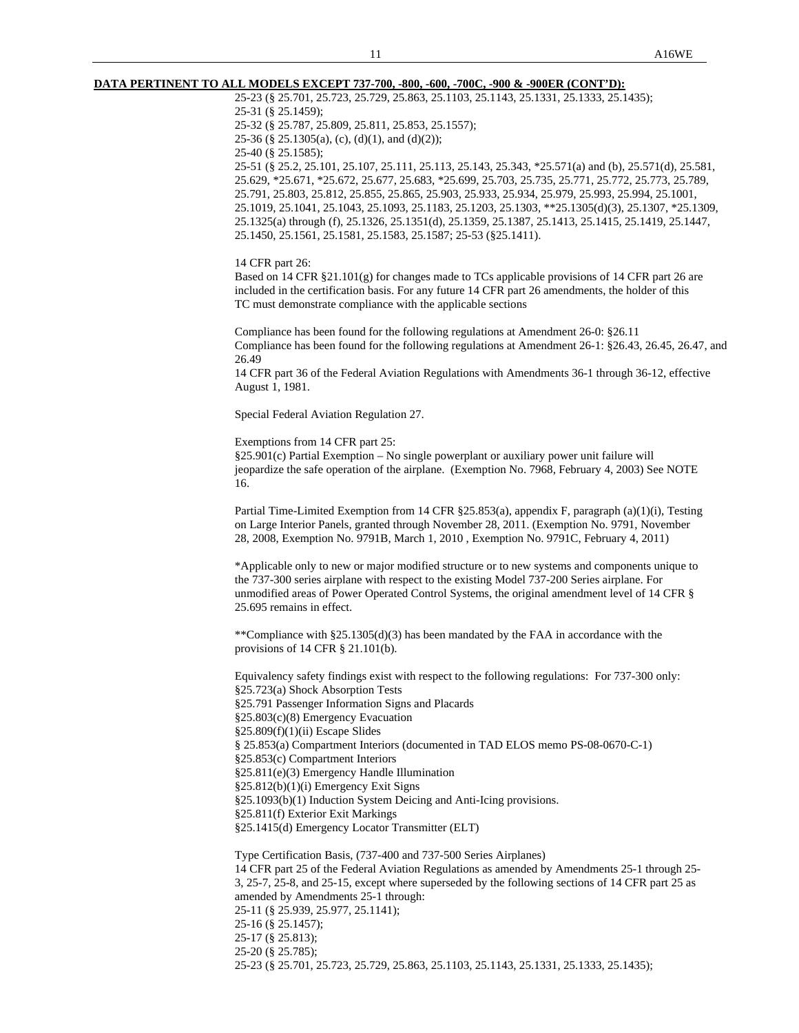**DATA PERTINENT TO ALL MODELS EXCEPT 737-700, -800, -600, -700C, -900 & -900ER (CONT'D):**

25-23 (§ 25.701, 25.723, 25.729, 25.863, 25.1103, 25.1143, 25.1331, 25.1333, 25.1435);
25-31 (§ 25.1459);
25-32 (§ 25.787, 25.809, 25.811, 25.853, 25.1557);
25-36 (§ 25.1305(a), (c), (d)(1), and (d)(2));
25-40 (§ 25.1585);
25-51 (§ 25.2, 25.101, 25.107, 25.111, 25.113, 25.143, 25.343, *25.571(a) and (b), 25.571(d), 25.581, 25.629, *25.671, *25.672, 25.677, 25.683, *25.699, 25.703, 25.735, 25.771, 25.772, 25.773, 25.789, 25.791, 25.803, 25.812, 25.855, 25.865, 25.903, 25.933, 25.934, 25.979, 25.993, 25.994, 25.1001, 25.1019, 25.1041, 25.1043, 25.1093, 25.1183, 25.1203, 25.1303, **25.1305(d)(3), 25.1307, *25.1309, 25.1325(a) through (f), 25.1326, 25.1351(d), 25.1359, 25.1387, 25.1413, 25.1415, 25.1419, 25.1447, 25.1450, 25.1561, 25.1581, 25.1583, 25.1587; 25-53 (§25.1411).

14 CFR part 26:
Based on 14 CFR §21.101(g) for changes made to TCs applicable provisions of 14 CFR part 26 are included in the certification basis. For any future 14 CFR part 26 amendments, the holder of this TC must demonstrate compliance with the applicable sections

Compliance has been found for the following regulations at Amendment 26-0: §26.11
Compliance has been found for the following regulations at Amendment 26-1: §26.43, 26.45, 26.47, and 26.49
14 CFR part 36 of the Federal Aviation Regulations with Amendments 36-1 through 36-12, effective August 1, 1981.

Special Federal Aviation Regulation 27.

Exemptions from 14 CFR part 25:
§25.901(c) Partial Exemption – No single powerplant or auxiliary power unit failure will jeopardize the safe operation of the airplane. (Exemption No. 7968, February 4, 2003) See NOTE 16.

Partial Time-Limited Exemption from 14 CFR §25.853(a), appendix F, paragraph (a)(1)(i), Testing on Large Interior Panels, granted through November 28, 2011. (Exemption No. 9791, November 28, 2008, Exemption No. 9791B, March 1, 2010 , Exemption No. 9791C, February 4, 2011)

*Applicable only to new or major modified structure or to new systems and components unique to the 737-300 series airplane with respect to the existing Model 737-200 Series airplane. For unmodified areas of Power Operated Control Systems, the original amendment level of 14 CFR § 25.695 remains in effect.

**Compliance with §25.1305(d)(3) has been mandated by the FAA in accordance with the provisions of 14 CFR § 21.101(b).

Equivalency safety findings exist with respect to the following regulations: For 737-300 only:
§25.723(a) Shock Absorption Tests
§25.791 Passenger Information Signs and Placards
§25.803(c)(8) Emergency Evacuation
§25.809(f)(1)(ii) Escape Slides
§ 25.853(a) Compartment Interiors (documented in TAD ELOS memo PS-08-0670-C-1)
§25.853(c) Compartment Interiors
§25.811(e)(3) Emergency Handle Illumination
§25.812(b)(1)(i) Emergency Exit Signs
§25.1093(b)(1) Induction System Deicing and Anti-Icing provisions.
§25.811(f) Exterior Exit Markings
§25.1415(d) Emergency Locator Transmitter (ELT)

Type Certification Basis, (737-400 and 737-500 Series Airplanes)
14 CFR part 25 of the Federal Aviation Regulations as amended by Amendments 25-1 through 25-3, 25-7, 25-8, and 25-15, except where superseded by the following sections of 14 CFR part 25 as amended by Amendments 25-1 through:
25-11 (§ 25.939, 25.977, 25.1141);
25-16 (§ 25.1457);
25-17 (§ 25.813);
25-20 (§ 25.785);
25-23 (§ 25.701, 25.723, 25.729, 25.863, 25.1103, 25.1143, 25.1331, 25.1333, 25.1435);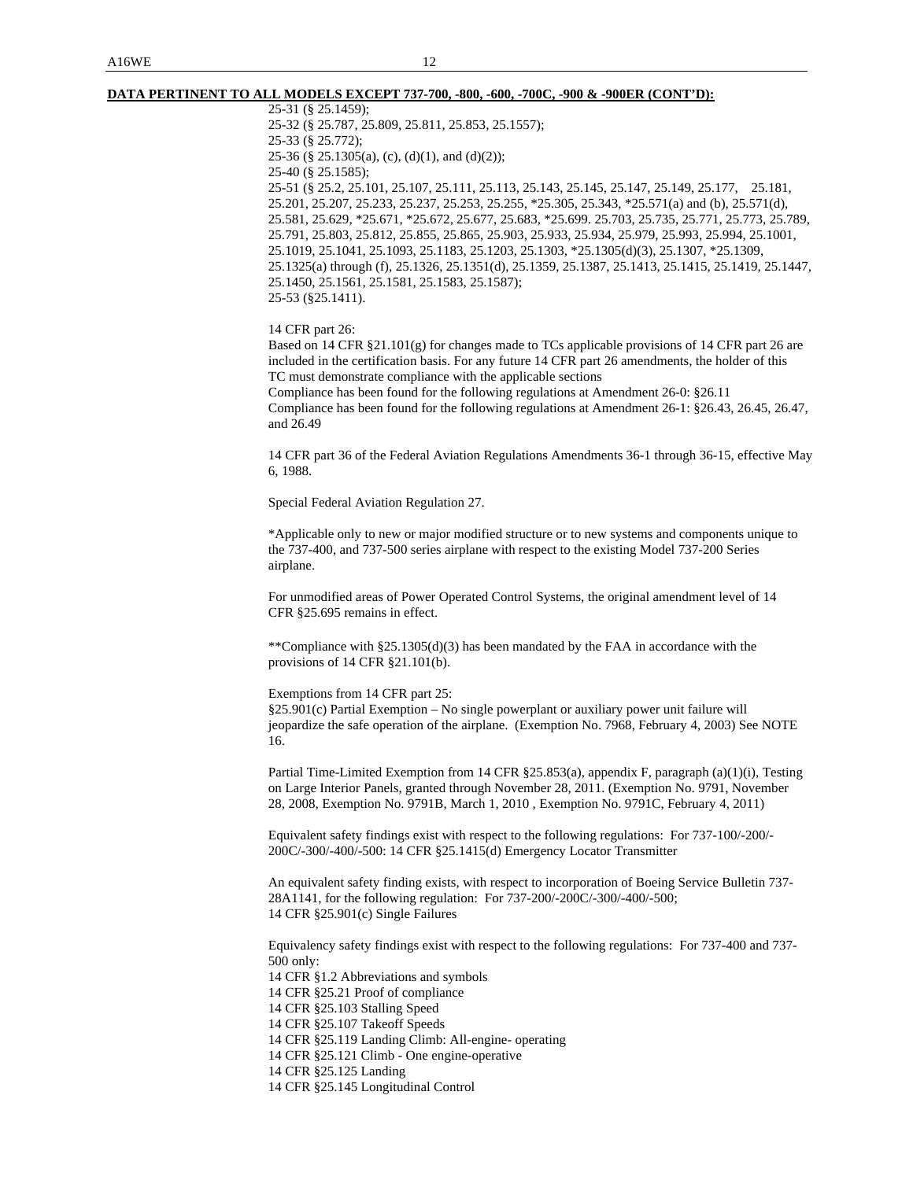**DATA PERTINENT TO ALL MODELS EXCEPT 737-700, -800, -600, -700C, -900 & -900ER (CONT'D):**

25-31 (§ 25.1459);
25-32 (§ 25.787, 25.809, 25.811, 25.853, 25.1557);
25-33 (§ 25.772);
25-36 (§ 25.1305(a), (c), (d)(1), and (d)(2));
25-40 (§ 25.1585);
25-51 (§ 25.2, 25.101, 25.107, 25.111, 25.113, 25.143, 25.145, 25.147, 25.149, 25.177, 25.181, 25.201, 25.207, 25.233, 25.237, 25.253, 25.255, *25.305, 25.343, *25.571(a) and (b), 25.571(d), 25.581, 25.629, *25.671, *25.672, 25.677, 25.683, *25.699. 25.703, 25.735, 25.771, 25.773, 25.789, 25.791, 25.803, 25.812, 25.855, 25.865, 25.903, 25.933, 25.934, 25.979, 25.993, 25.994, 25.1001, 25.1019, 25.1041, 25.1093, 25.1183, 25.1203, 25.1303, *25.1305(d)(3), 25.1307, *25.1309, 25.1325(a) through (f), 25.1326, 25.1351(d), 25.1359, 25.1387, 25.1413, 25.1415, 25.1419, 25.1447, 25.1450, 25.1561, 25.1581, 25.1583, 25.1587);
25-53 (§25.1411).

14 CFR part 26:
Based on 14 CFR §21.101(g) for changes made to TCs applicable provisions of 14 CFR part 26 are included in the certification basis. For any future 14 CFR part 26 amendments, the holder of this TC must demonstrate compliance with the applicable sections
Compliance has been found for the following regulations at Amendment 26-0: §26.11
Compliance has been found for the following regulations at Amendment 26-1: §26.43, 26.45, 26.47, and 26.49

14 CFR part 36 of the Federal Aviation Regulations Amendments 36-1 through 36-15, effective May 6, 1988.

Special Federal Aviation Regulation 27.

*Applicable only to new or major modified structure or to new systems and components unique to the 737-400, and 737-500 series airplane with respect to the existing Model 737-200 Series airplane.

For unmodified areas of Power Operated Control Systems, the original amendment level of 14 CFR §25.695 remains in effect.

**Compliance with §25.1305(d)(3) has been mandated by the FAA in accordance with the provisions of 14 CFR §21.101(b).

Exemptions from 14 CFR part 25:
§25.901(c) Partial Exemption – No single powerplant or auxiliary power unit failure will jeopardize the safe operation of the airplane. (Exemption No. 7968, February 4, 2003) See NOTE 16.

Partial Time-Limited Exemption from 14 CFR §25.853(a), appendix F, paragraph (a)(1)(i), Testing on Large Interior Panels, granted through November 28, 2011. (Exemption No. 9791, November 28, 2008, Exemption No. 9791B, March 1, 2010 , Exemption No. 9791C, February 4, 2011)

Equivalent safety findings exist with respect to the following regulations: For 737-100/-200/-200C/-300/-400/-500: 14 CFR §25.1415(d) Emergency Locator Transmitter

An equivalent safety finding exists, with respect to incorporation of Boeing Service Bulletin 737-28A1141, for the following regulation: For 737-200/-200C/-300/-400/-500;
14 CFR §25.901(c) Single Failures

Equivalency safety findings exist with respect to the following regulations: For 737-400 and 737-500 only:
14 CFR §1.2 Abbreviations and symbols
14 CFR §25.21 Proof of compliance
14 CFR §25.103 Stalling Speed
14 CFR §25.107 Takeoff Speeds
14 CFR §25.119 Landing Climb: All-engine- operating
14 CFR §25.121 Climb - One engine-operative
14 CFR §25.125 Landing
14 CFR §25.145 Longitudinal Control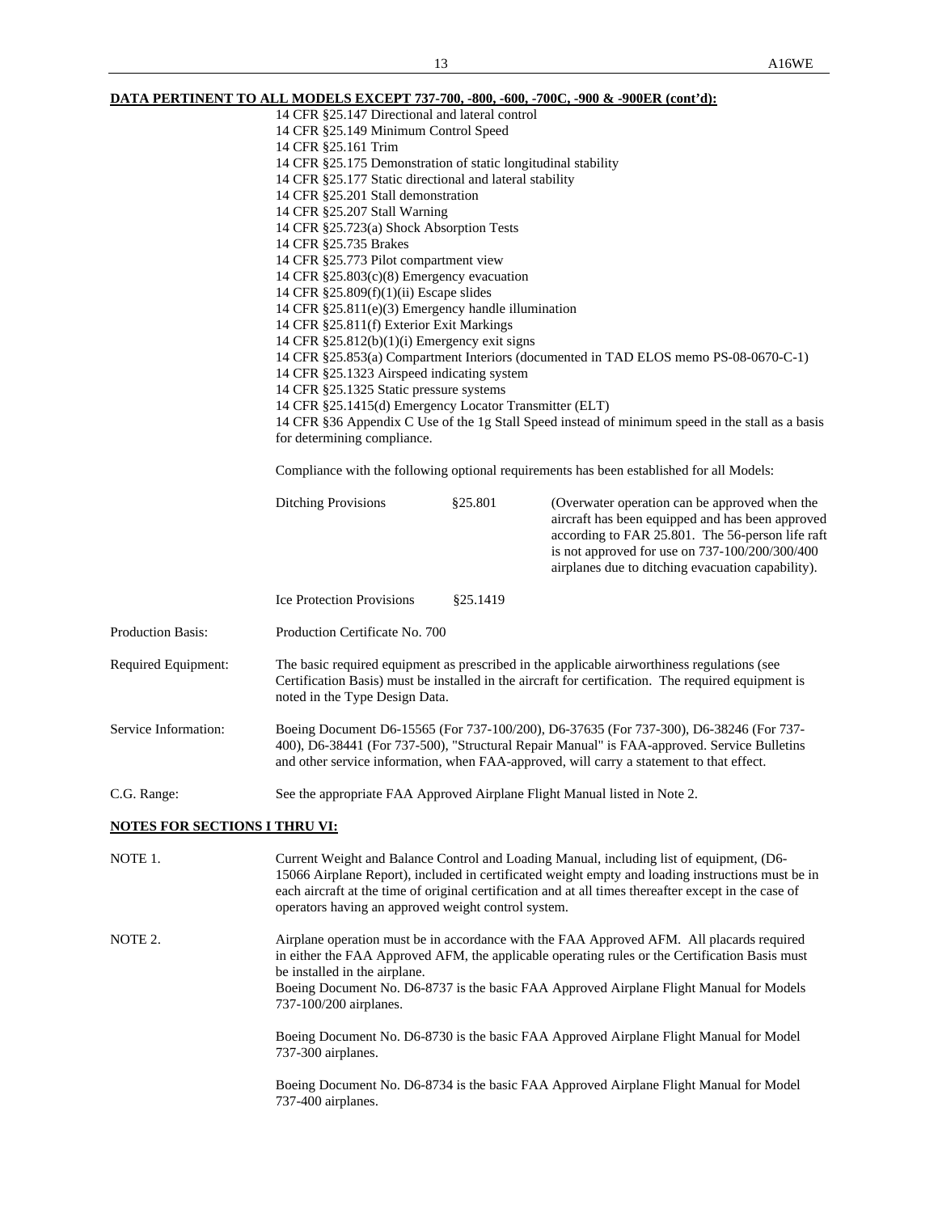**DATA PERTINENT TO ALL MODELS EXCEPT 737-700, -800, -600, -700C, -900 & -900ER (cont'd):**

14 CFR §25.147 Directional and lateral control
14 CFR §25.149 Minimum Control Speed
14 CFR §25.161 Trim
14 CFR §25.175 Demonstration of static longitudinal stability
14 CFR §25.177 Static directional and lateral stability
14 CFR §25.201 Stall demonstration
14 CFR §25.207 Stall Warning
14 CFR §25.723(a) Shock Absorption Tests
14 CFR §25.735 Brakes
14 CFR §25.773 Pilot compartment view
14 CFR §25.803(c)(8) Emergency evacuation
14 CFR §25.809(f)(1)(ii) Escape slides
14 CFR §25.811(e)(3) Emergency handle illumination
14 CFR §25.811(f) Exterior Exit Markings
14 CFR §25.812(b)(1)(i) Emergency exit signs
14 CFR §25.853(a) Compartment Interiors (documented in TAD ELOS memo PS-08-0670-C-1)
14 CFR §25.1323 Airspeed indicating system
14 CFR §25.1325 Static pressure systems
14 CFR §25.1415(d) Emergency Locator Transmitter (ELT)
14 CFR §36 Appendix C Use of the 1g Stall Speed instead of minimum speed in the stall as a basis for determining compliance.

Compliance with the following optional requirements has been established for all Models:

| | | |
|---|---|---|
| Ditching Provisions | §25.801 | (Overwater operation can be approved when the aircraft has been equipped and has been approved according to FAR 25.801. The 56-person life raft is not approved for use on 737-100/200/300/400 airplanes due to ditching evacuation capability). |
| Ice Protection Provisions | §25.1419 | |

Production Basis: Production Certificate No. 700

Required Equipment: The basic required equipment as prescribed in the applicable airworthiness regulations (see Certification Basis) must be installed in the aircraft for certification. The required equipment is noted in the Type Design Data.

Service Information: Boeing Document D6-15565 (For 737-100/200), D6-37635 (For 737-300), D6-38246 (For 737-400), D6-38441 (For 737-500), "Structural Repair Manual" is FAA-approved. Service Bulletins and other service information, when FAA-approved, will carry a statement to that effect.

C.G. Range: See the appropriate FAA Approved Airplane Flight Manual listed in Note 2.

**NOTES FOR SECTIONS I THRU VI:**

NOTE 1. Current Weight and Balance Control and Loading Manual, including list of equipment, (D6-15066 Airplane Report), included in certificated weight empty and loading instructions must be in each aircraft at the time of original certification and at all times thereafter except in the case of operators having an approved weight control system.

NOTE 2. Airplane operation must be in accordance with the FAA Approved AFM. All placards required in either the FAA Approved AFM, the applicable operating rules or the Certification Basis must be installed in the airplane.
Boeing Document No. D6-8737 is the basic FAA Approved Airplane Flight Manual for Models 737-100/200 airplanes.

Boeing Document No. D6-8730 is the basic FAA Approved Airplane Flight Manual for Model 737-300 airplanes.

Boeing Document No. D6-8734 is the basic FAA Approved Airplane Flight Manual for Model 737-400 airplanes.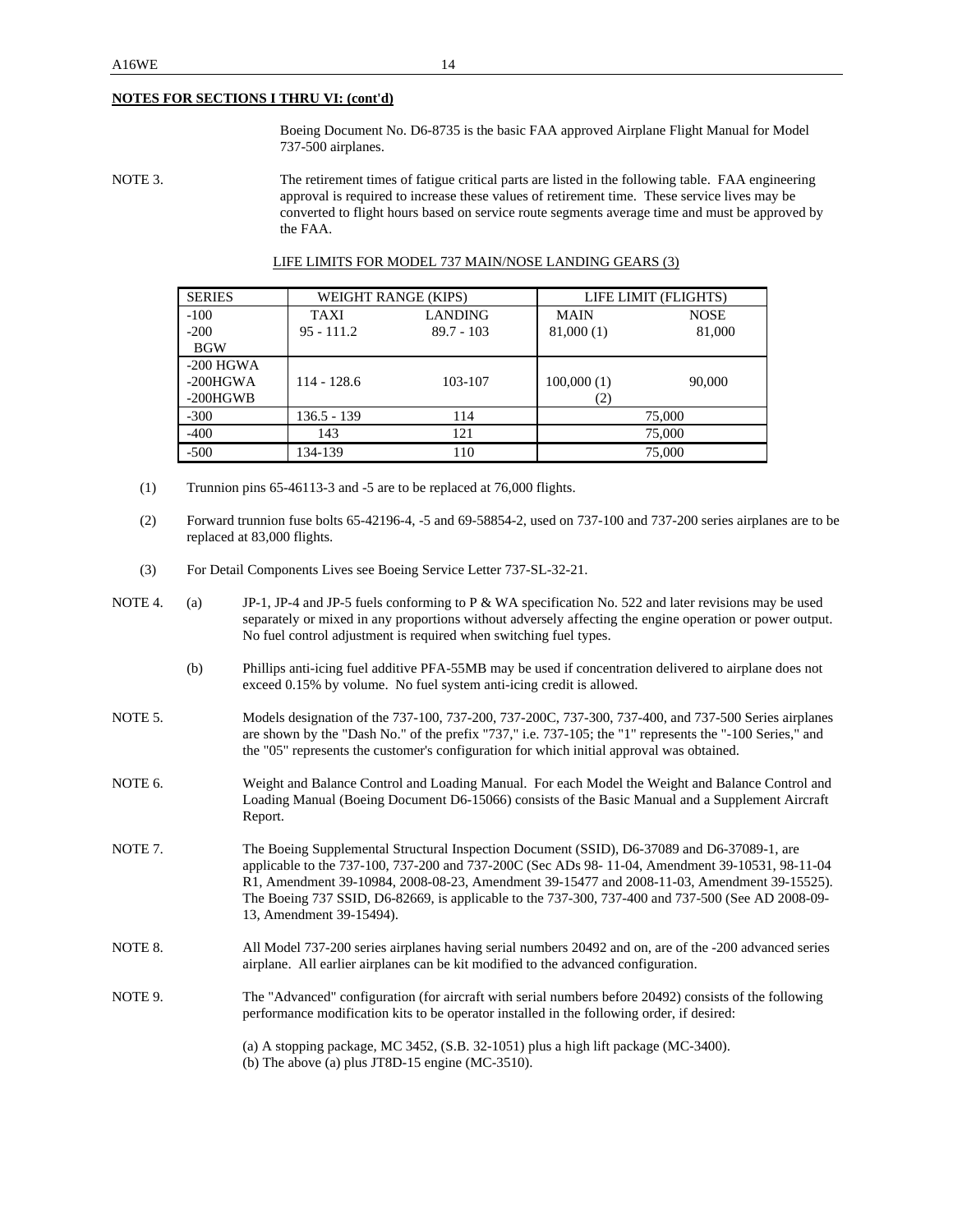**NOTES FOR SECTIONS I THRU VI: (cont'd)**

Boeing Document No. D6-8735 is the basic FAA approved Airplane Flight Manual for Model 737-500 airplanes.

NOTE 3. The retirement times of fatigue critical parts are listed in the following table. FAA engineering approval is required to increase these values of retirement time. These service lives may be converted to flight hours based on service route segments average time and must be approved by the FAA.

LIFE LIMITS FOR MODEL 737 MAIN/NOSE LANDING GEARS (3)

| SERIES | WEIGHT RANGE (KIPS) | | LIFE LIMIT (FLIGHTS) | |
|---|---|---|---|---|
| -100<br>-200<br>BGW | TAXI<br>95 - 111.2 | LANDING<br>89.7 - 103 | MAIN<br>81,000 (1) | NOSE<br>81,000 |
| -200 HGWA<br>-200HGWA<br>-200HGWB | 114 - 128.6 | 103-107 | 100,000 (1)<br>(2) | 90,000 |
| -300 | 136.5 - 139 | 114 | 75,000 | |
| -400 | 143 | 121 | 75,000 | |
| -500 | 134-139 | 110 | 75,000 | |

(1) Trunnion pins 65-46113-3 and -5 are to be replaced at 76,000 flights.

(2) Forward trunnion fuse bolts 65-42196-4, -5 and 69-58854-2, used on 737-100 and 737-200 series airplanes are to be replaced at 83,000 flights.

(3) For Detail Components Lives see Boeing Service Letter 737-SL-32-21.

NOTE 4. (a) JP-1, JP-4 and JP-5 fuels conforming to P & WA specification No. 522 and later revisions may be used separately or mixed in any proportions without adversely affecting the engine operation or power output. No fuel control adjustment is required when switching fuel types.

(b) Phillips anti-icing fuel additive PFA-55MB may be used if concentration delivered to airplane does not exceed 0.15% by volume. No fuel system anti-icing credit is allowed.

NOTE 5. Models designation of the 737-100, 737-200, 737-200C, 737-300, 737-400, and 737-500 Series airplanes are shown by the "Dash No." of the prefix "737," i.e. 737-105; the "1" represents the "-100 Series," and the "05" represents the customer's configuration for which initial approval was obtained.

NOTE 6. Weight and Balance Control and Loading Manual. For each Model the Weight and Balance Control and Loading Manual (Boeing Document D6-15066) consists of the Basic Manual and a Supplement Aircraft Report.

NOTE 7. The Boeing Supplemental Structural Inspection Document (SSID), D6-37089 and D6-37089-1, are applicable to the 737-100, 737-200 and 737-200C (Sec ADs 98- 11-04, Amendment 39-10531, 98-11-04 R1, Amendment 39-10984, 2008-08-23, Amendment 39-15477 and 2008-11-03, Amendment 39-15525). The Boeing 737 SSID, D6-82669, is applicable to the 737-300, 737-400 and 737-500 (See AD 2008-09-13, Amendment 39-15494).

NOTE 8. All Model 737-200 series airplanes having serial numbers 20492 and on, are of the -200 advanced series airplane. All earlier airplanes can be kit modified to the advanced configuration.

NOTE 9. The "Advanced" configuration (for aircraft with serial numbers before 20492) consists of the following performance modification kits to be operator installed in the following order, if desired:

(a) A stopping package, MC 3452, (S.B. 32-1051) plus a high lift package (MC-3400).
(b) The above (a) plus JT8D-15 engine (MC-3510).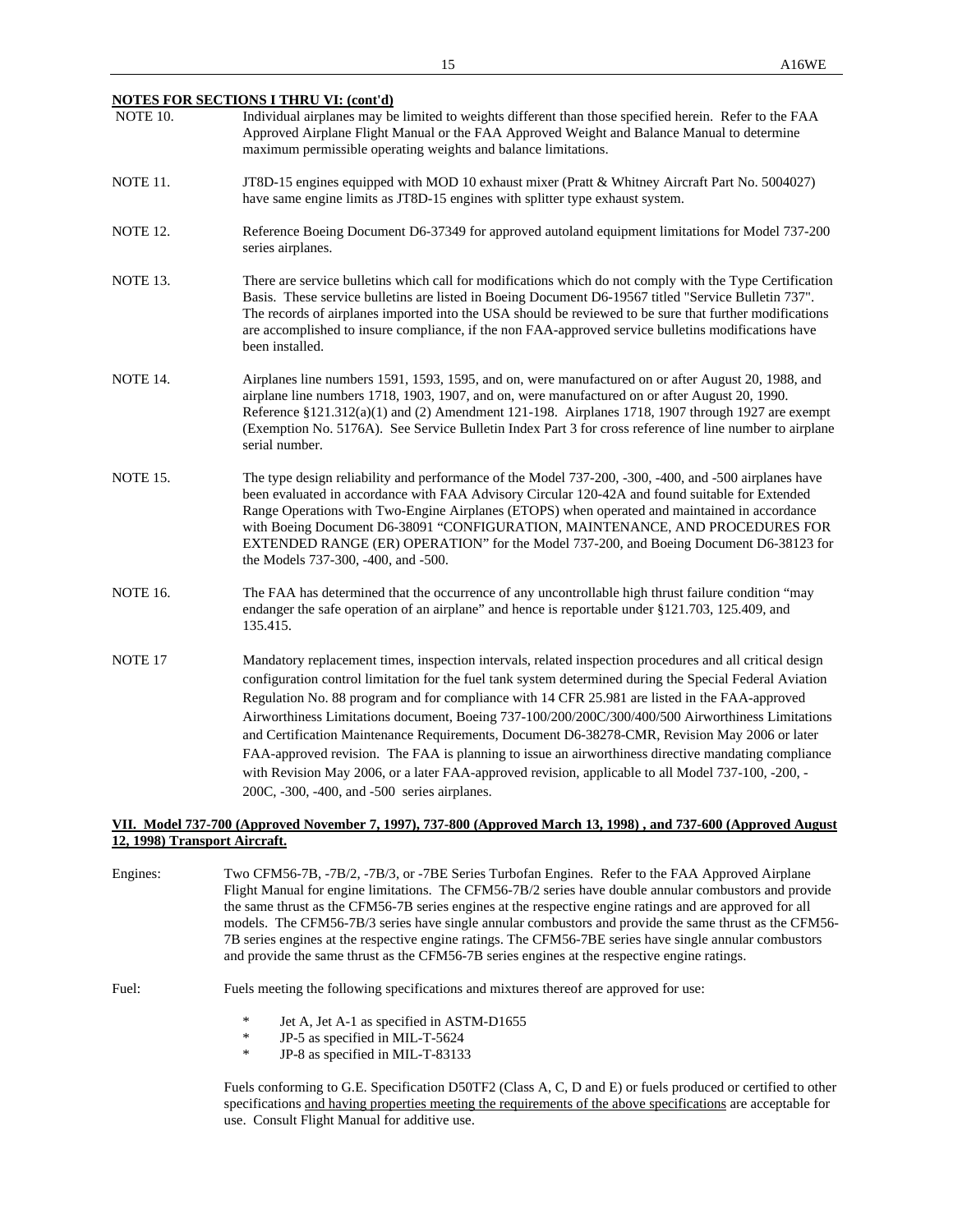**NOTES FOR SECTIONS I THRU VI: (cont'd)**

NOTE 10. Individual airplanes may be limited to weights different than those specified herein. Refer to the FAA Approved Airplane Flight Manual or the FAA Approved Weight and Balance Manual to determine maximum permissible operating weights and balance limitations.

NOTE 11. JT8D-15 engines equipped with MOD 10 exhaust mixer (Pratt & Whitney Aircraft Part No. 5004027) have same engine limits as JT8D-15 engines with splitter type exhaust system.

NOTE 12. Reference Boeing Document D6-37349 for approved autoland equipment limitations for Model 737-200 series airplanes.

NOTE 13. There are service bulletins which call for modifications which do not comply with the Type Certification Basis. These service bulletins are listed in Boeing Document D6-19567 titled "Service Bulletin 737". The records of airplanes imported into the USA should be reviewed to be sure that further modifications are accomplished to insure compliance, if the non FAA-approved service bulletins modifications have been installed.

NOTE 14. Airplanes line numbers 1591, 1593, 1595, and on, were manufactured on or after August 20, 1988, and airplane line numbers 1718, 1903, 1907, and on, were manufactured on or after August 20, 1990. Reference §121.312(a)(1) and (2) Amendment 121-198. Airplanes 1718, 1907 through 1927 are exempt (Exemption No. 5176A). See Service Bulletin Index Part 3 for cross reference of line number to airplane serial number.

NOTE 15. The type design reliability and performance of the Model 737-200, -300, -400, and -500 airplanes have been evaluated in accordance with FAA Advisory Circular 120-42A and found suitable for Extended Range Operations with Two-Engine Airplanes (ETOPS) when operated and maintained in accordance with Boeing Document D6-38091 "CONFIGURATION, MAINTENANCE, AND PROCEDURES FOR EXTENDED RANGE (ER) OPERATION" for the Model 737-200, and Boeing Document D6-38123 for the Models 737-300, -400, and -500.

NOTE 16. The FAA has determined that the occurrence of any uncontrollable high thrust failure condition "may endanger the safe operation of an airplane" and hence is reportable under §121.703, 125.409, and 135.415.

NOTE 17 Mandatory replacement times, inspection intervals, related inspection procedures and all critical design configuration control limitation for the fuel tank system determined during the Special Federal Aviation Regulation No. 88 program and for compliance with 14 CFR 25.981 are listed in the FAA-approved Airworthiness Limitations document, Boeing 737-100/200/200C/300/400/500 Airworthiness Limitations and Certification Maintenance Requirements, Document D6-38278-CMR, Revision May 2006 or later FAA-approved revision. The FAA is planning to issue an airworthiness directive mandating compliance with Revision May 2006, or a later FAA-approved revision, applicable to all Model 737-100, -200, -200C, -300, -400, and -500 series airplanes.

**VII. Model 737-700 (Approved November 7, 1997), 737-800 (Approved March 13, 1998) , and 737-600 (Approved August 12, 1998) Transport Aircraft.**

Engines: Two CFM56-7B, -7B/2, -7B/3, or -7BE Series Turbofan Engines. Refer to the FAA Approved Airplane Flight Manual for engine limitations. The CFM56-7B/2 series have double annular combustors and provide the same thrust as the CFM56-7B series engines at the respective engine ratings and are approved for all models. The CFM56-7B/3 series have single annular combustors and provide the same thrust as the CFM56-7B series engines at the respective engine ratings. The CFM56-7BE series have single annular combustors and provide the same thrust as the CFM56-7B series engines at the respective engine ratings.

Fuel: Fuels meeting the following specifications and mixtures thereof are approved for use:

- Jet A, Jet A-1 as specified in ASTM-D1655
- JP-5 as specified in MIL-T-5624
- JP-8 as specified in MIL-T-83133

Fuels conforming to G.E. Specification D50TF2 (Class A, C, D and E) or fuels produced or certified to other specifications and having properties meeting the requirements of the above specifications are acceptable for use. Consult Flight Manual for additive use.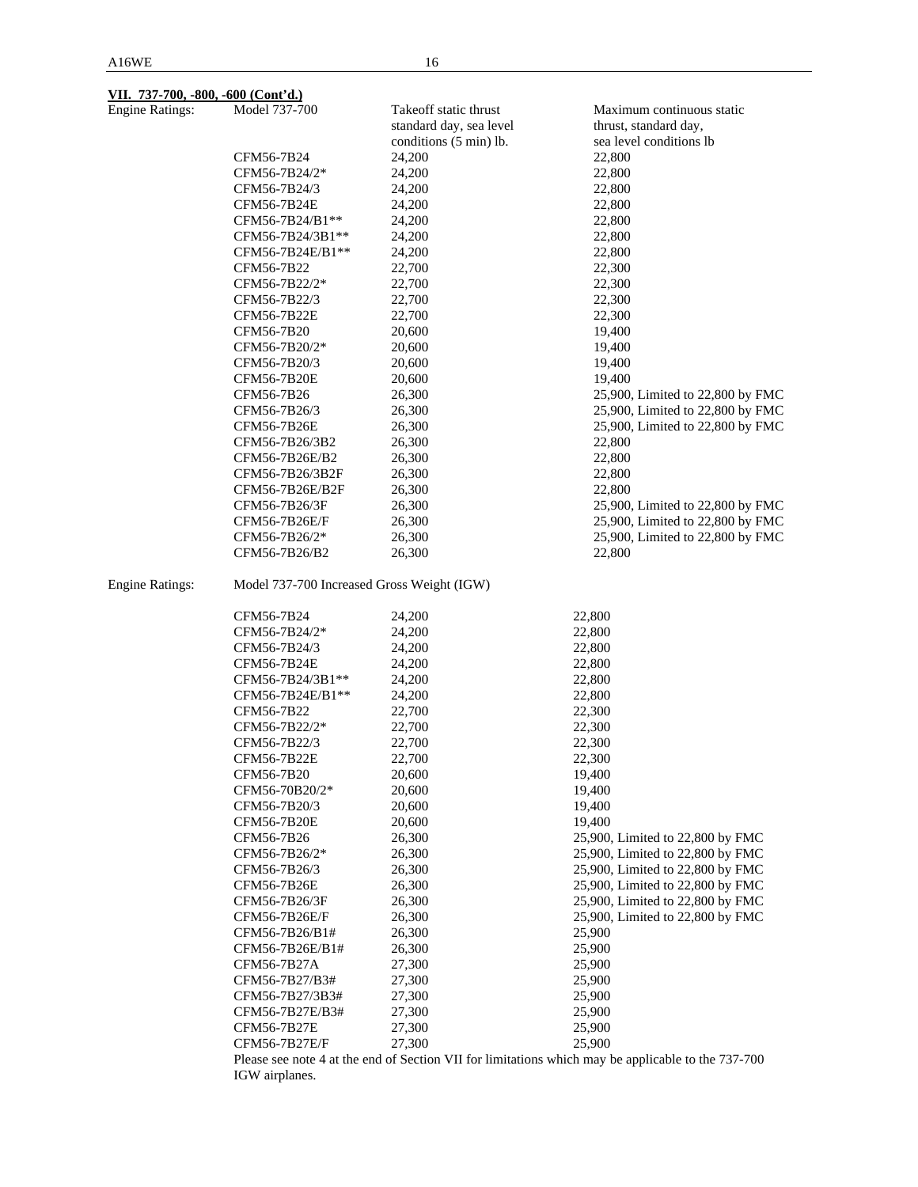**VII. 737-700, -800, -600 (Cont'd.)**

Engine Ratings:

| Model 737-700 | Takeoff static thrust standard day, sea level conditions (5 min) lb. | Maximum continuous static thrust, standard day, sea level conditions lb |
|---|---|---|
| CFM56-7B24 | 24,200 | 22,800 |
| CFM56-7B24/2* | 24,200 | 22,800 |
| CFM56-7B24/3 | 24,200 | 22,800 |
| CFM56-7B24E | 24,200 | 22,800 |
| CFM56-7B24/B1** | 24,200 | 22,800 |
| CFM56-7B24/3B1** | 24,200 | 22,800 |
| CFM56-7B24E/B1** | 24,200 | 22,800 |
| CFM56-7B22 | 22,700 | 22,300 |
| CFM56-7B22/2* | 22,700 | 22,300 |
| CFM56-7B22/3 | 22,700 | 22,300 |
| CFM56-7B22E | 22,700 | 22,300 |
| CFM56-7B20 | 20,600 | 19,400 |
| CFM56-7B20/2* | 20,600 | 19,400 |
| CFM56-7B20/3 | 20,600 | 19,400 |
| CFM56-7B20E | 20,600 | 19,400 |
| CFM56-7B26 | 26,300 | 25,900, Limited to 22,800 by FMC |
| CFM56-7B26/3 | 26,300 | 25,900, Limited to 22,800 by FMC |
| CFM56-7B26E | 26,300 | 25,900, Limited to 22,800 by FMC |
| CFM56-7B26/3B2 | 26,300 | 22,800 |
| CFM56-7B26E/B2 | 26,300 | 22,800 |
| CFM56-7B26/3B2F | 26,300 | 22,800 |
| CFM56-7B26E/B2F | 26,300 | 22,800 |
| CFM56-7B26/3F | 26,300 | 25,900, Limited to 22,800 by FMC |
| CFM56-7B26E/F | 26,300 | 25,900, Limited to 22,800 by FMC |
| CFM56-7B26/2* | 26,300 | 25,900, Limited to 22,800 by FMC |
| CFM56-7B26/B2 | 26,300 | 22,800 |

Engine Ratings: Model 737-700 Increased Gross Weight (IGW)

| Model | Takeoff | Maximum continuous |
|---|---|---|
| CFM56-7B24 | 24,200 | 22,800 |
| CFM56-7B24/2* | 24,200 | 22,800 |
| CFM56-7B24/3 | 24,200 | 22,800 |
| CFM56-7B24E | 24,200 | 22,800 |
| CFM56-7B24/3B1** | 24,200 | 22,800 |
| CFM56-7B24E/B1** | 24,200 | 22,800 |
| CFM56-7B22 | 22,700 | 22,300 |
| CFM56-7B22/2* | 22,700 | 22,300 |
| CFM56-7B22/3 | 22,700 | 22,300 |
| CFM56-7B22E | 22,700 | 22,300 |
| CFM56-7B20 | 20,600 | 19,400 |
| CFM56-70B20/2* | 20,600 | 19,400 |
| CFM56-7B20/3 | 20,600 | 19,400 |
| CFM56-7B20E | 20,600 | 19,400 |
| CFM56-7B26 | 26,300 | 25,900, Limited to 22,800 by FMC |
| CFM56-7B26/2* | 26,300 | 25,900, Limited to 22,800 by FMC |
| CFM56-7B26/3 | 26,300 | 25,900, Limited to 22,800 by FMC |
| CFM56-7B26E | 26,300 | 25,900, Limited to 22,800 by FMC |
| CFM56-7B26/3F | 26,300 | 25,900, Limited to 22,800 by FMC |
| CFM56-7B26E/F | 26,300 | 25,900, Limited to 22,800 by FMC |
| CFM56-7B26/B1# | 26,300 | 25,900 |
| CFM56-7B26E/B1# | 26,300 | 25,900 |
| CFM56-7B27A | 27,300 | 25,900 |
| CFM56-7B27/B3# | 27,300 | 25,900 |
| CFM56-7B27/3B3# | 27,300 | 25,900 |
| CFM56-7B27E/B3# | 27,300 | 25,900 |
| CFM56-7B27E | 27,300 | 25,900 |
| CFM56-7B27E/F | 27,300 | 25,900 |

Please see note 4 at the end of Section VII for limitations which may be applicable to the 737-700 IGW airplanes.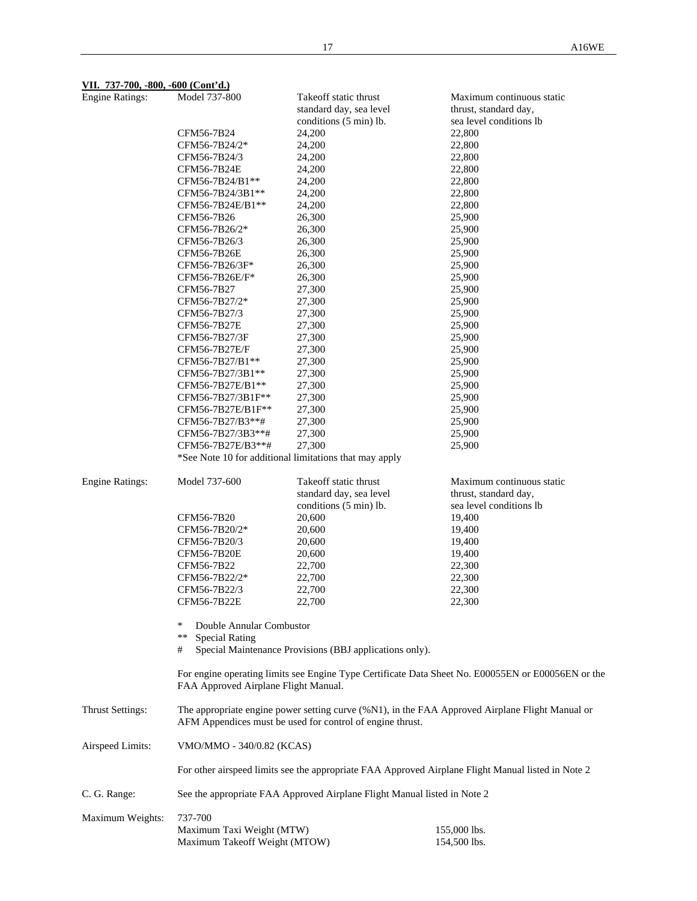**VII. 737-700, -800, -600 (Cont'd.)**

**Engine Ratings:**

| Model 737-800 | Takeoff static thrust standard day, sea level conditions (5 min) lb. | Maximum continuous static thrust, standard day, sea level conditions lb |
|---|---|---|
| CFM56-7B24 | 24,200 | 22,800 |
| CFM56-7B24/2* | 24,200 | 22,800 |
| CFM56-7B24/3 | 24,200 | 22,800 |
| CFM56-7B24E | 24,200 | 22,800 |
| CFM56-7B24/B1** | 24,200 | 22,800 |
| CFM56-7B24/3B1** | 24,200 | 22,800 |
| CFM56-7B24E/B1** | 24,200 | 22,800 |
| CFM56-7B26 | 26,300 | 25,900 |
| CFM56-7B26/2* | 26,300 | 25,900 |
| CFM56-7B26/3 | 26,300 | 25,900 |
| CFM56-7B26E | 26,300 | 25,900 |
| CFM56-7B26/3F* | 26,300 | 25,900 |
| CFM56-7B26E/F* | 26,300 | 25,900 |
| CFM56-7B27 | 27,300 | 25,900 |
| CFM56-7B27/2* | 27,300 | 25,900 |
| CFM56-7B27/3 | 27,300 | 25,900 |
| CFM56-7B27E | 27,300 | 25,900 |
| CFM56-7B27/3F | 27,300 | 25,900 |
| CFM56-7B27E/F | 27,300 | 25,900 |
| CFM56-7B27/B1** | 27,300 | 25,900 |
| CFM56-7B27/3B1** | 27,300 | 25,900 |
| CFM56-7B27E/B1** | 27,300 | 25,900 |
| CFM56-7B27/3B1F** | 27,300 | 25,900 |
| CFM56-7B27E/B1F** | 27,300 | 25,900 |
| CFM56-7B27/B3**# | 27,300 | 25,900 |
| CFM56-7B27/3B3**# | 27,300 | 25,900 |
| CFM56-7B27E/B3**# | 27,300 | 25,900 |

*See Note 10 for additional limitations that may apply

**Engine Ratings:**

| Model 737-600 | Takeoff static thrust standard day, sea level conditions (5 min) lb. | Maximum continuous static thrust, standard day, sea level conditions lb |
|---|---|---|
| CFM56-7B20 | 20,600 | 19,400 |
| CFM56-7B20/2* | 20,600 | 19,400 |
| CFM56-7B20/3 | 20,600 | 19,400 |
| CFM56-7B20E | 20,600 | 19,400 |
| CFM56-7B22 | 22,700 | 22,300 |
| CFM56-7B22/2* | 22,700 | 22,300 |
| CFM56-7B22/3 | 22,700 | 22,300 |
| CFM56-7B22E | 22,700 | 22,300 |

\* Double Annular Combustor
** Special Rating
\# Special Maintenance Provisions (BBJ applications only).

For engine operating limits see Engine Type Certificate Data Sheet No. E00055EN or E00056EN or the FAA Approved Airplane Flight Manual.

**Thrust Settings:** The appropriate engine power setting curve (%N1), in the FAA Approved Airplane Flight Manual or AFM Appendices must be used for control of engine thrust.

**Airspeed Limits:** VMO/MMO - 340/0.82 (KCAS)

For other airspeed limits see the appropriate FAA Approved Airplane Flight Manual listed in Note 2

**C. G. Range:** See the appropriate FAA Approved Airplane Flight Manual listed in Note 2

**Maximum Weights:** 737-700

| | |
|---|---|
| Maximum Taxi Weight (MTW) | 155,000 lbs. |
| Maximum Takeoff Weight (MTOW) | 154,500 lbs. |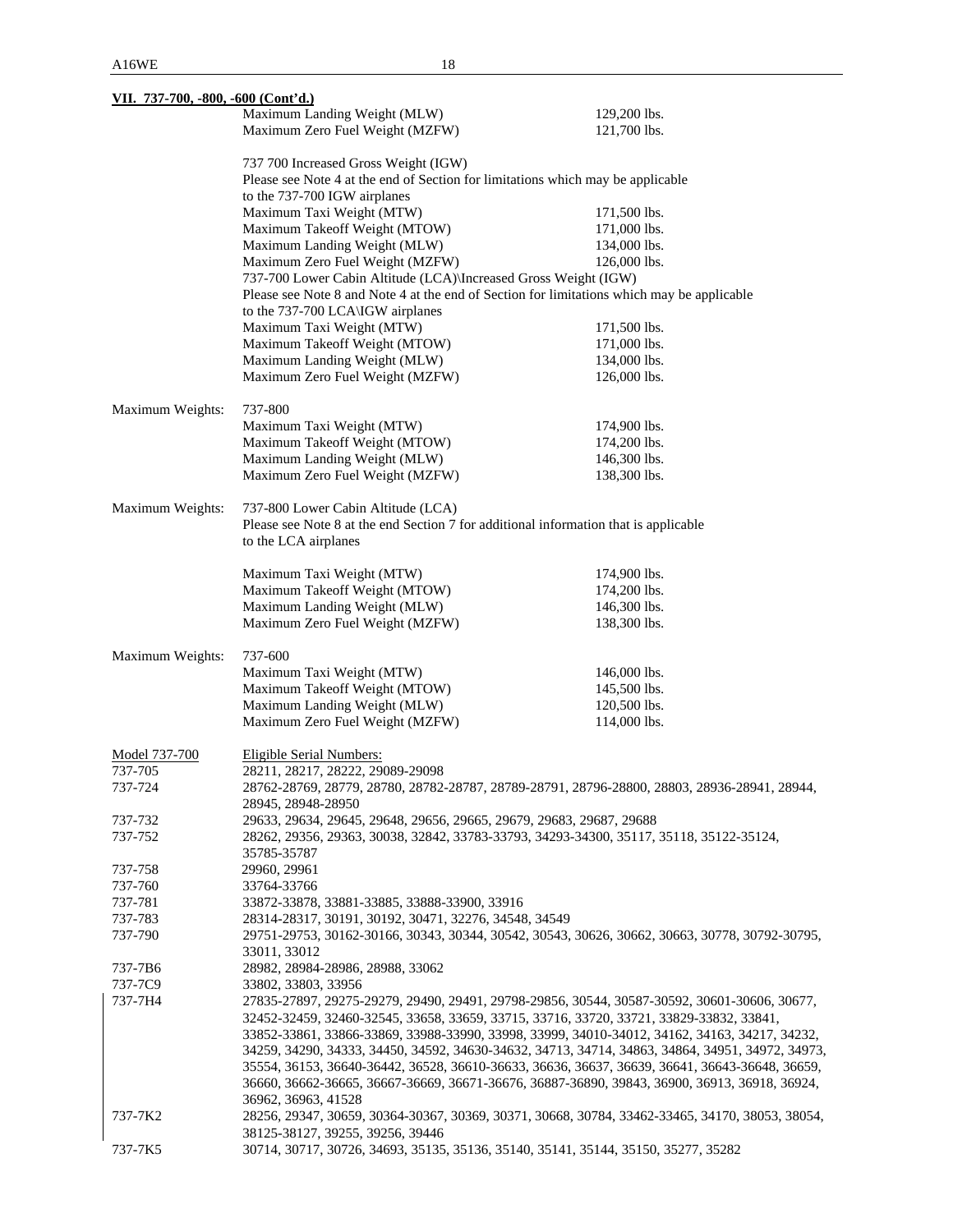**VII. 737-700, -800, -600 (Cont'd.)**

| | | |
|---|---|---|
| | Maximum Landing Weight (MLW) | 129,200 lbs. |
| | Maximum Zero Fuel Weight (MZFW) | 121,700 lbs. |
| | 737 700 Increased Gross Weight (IGW) | |
| | Please see Note 4 at the end of Section for limitations which may be applicable to the 737-700 IGW airplanes | |
| | Maximum Taxi Weight (MTW) | 171,500 lbs. |
| | Maximum Takeoff Weight (MTOW) | 171,000 lbs. |
| | Maximum Landing Weight (MLW) | 134,000 lbs. |
| | Maximum Zero Fuel Weight (MZFW) | 126,000 lbs. |
| | 737-700 Lower Cabin Altitude (LCA)\Increased Gross Weight (IGW) | |
| | Please see Note 8 and Note 4 at the end of Section for limitations which may be applicable to the 737-700 LCA\IGW airplanes | |
| | Maximum Taxi Weight (MTW) | 171,500 lbs. |
| | Maximum Takeoff Weight (MTOW) | 171,000 lbs. |
| | Maximum Landing Weight (MLW) | 134,000 lbs. |
| | Maximum Zero Fuel Weight (MZFW) | 126,000 lbs. |
| Maximum Weights: | 737-800 | |
| | Maximum Taxi Weight (MTW) | 174,900 lbs. |
| | Maximum Takeoff Weight (MTOW) | 174,200 lbs. |
| | Maximum Landing Weight (MLW) | 146,300 lbs. |
| | Maximum Zero Fuel Weight (MZFW) | 138,300 lbs. |
| Maximum Weights: | 737-800 Lower Cabin Altitude (LCA) | |
| | Please see Note 8 at the end Section 7 for additional information that is applicable to the LCA airplanes | |
| | Maximum Taxi Weight (MTW) | 174,900 lbs. |
| | Maximum Takeoff Weight (MTOW) | 174,200 lbs. |
| | Maximum Landing Weight (MLW) | 146,300 lbs. |
| | Maximum Zero Fuel Weight (MZFW) | 138,300 lbs. |
| Maximum Weights: | 737-600 | |
| | Maximum Taxi Weight (MTW) | 146,000 lbs. |
| | Maximum Takeoff Weight (MTOW) | 145,500 lbs. |
| | Maximum Landing Weight (MLW) | 120,500 lbs. |
| | Maximum Zero Fuel Weight (MZFW) | 114,000 lbs. |

| Model 737-700 | Eligible Serial Numbers: |
|---|---|
| 737-705 | 28211, 28217, 28222, 29089-29098 |
| 737-724 | 28762-28769, 28779, 28780, 28782-28787, 28789-28791, 28796-28800, 28803, 28936-28941, 28944, 28945, 28948-28950 |
| 737-732 | 29633, 29634, 29645, 29648, 29656, 29665, 29679, 29683, 29687, 29688 |
| 737-752 | 28262, 29356, 29363, 30038, 32842, 33783-33793, 34293-34300, 35117, 35118, 35122-35124, 35785-35787 |
| 737-758 | 29960, 29961 |
| 737-760 | 33764-33766 |
| 737-781 | 33872-33878, 33881-33885, 33888-33900, 33916 |
| 737-783 | 28314-28317, 30191, 30192, 30471, 32276, 34548, 34549 |
| 737-790 | 29751-29753, 30162-30166, 30343, 30344, 30542, 30543, 30626, 30662, 30663, 30778, 30792-30795, 33011, 33012 |
| 737-7B6 | 28982, 28984-28986, 28988, 33062 |
| 737-7C9 | 33802, 33803, 33956 |
| 737-7H4 | 27835-27897, 29275-29279, 29490, 29491, 29798-29856, 30544, 30587-30592, 30601-30606, 30677, 32452-32459, 32460-32545, 33658, 33659, 33715, 33716, 33720, 33721, 33829-33832, 33841, 33852-33861, 33866-33869, 33988-33990, 33998, 33999, 34010-34012, 34162, 34163, 34217, 34232, 34259, 34290, 34333, 34450, 34592, 34630-34632, 34713, 34714, 34863, 34864, 34951, 34972, 34973, 35554, 36153, 36640-36442, 36528, 36610-36633, 36636, 36637, 36639, 36641, 36643-36648, 36659, 36660, 36662-36665, 36667-36669, 36671-36676, 36887-36890, 39843, 36900, 36913, 36918, 36924, 36962, 36963, 41528 |
| 737-7K2 | 28256, 29347, 30659, 30364-30367, 30369, 30371, 30668, 30784, 33462-33465, 34170, 38053, 38054, 38125-38127, 39255, 39256, 39446 |
| 737-7K5 | 30714, 30717, 30726, 34693, 35135, 35136, 35140, 35141, 35144, 35150, 35277, 35282 |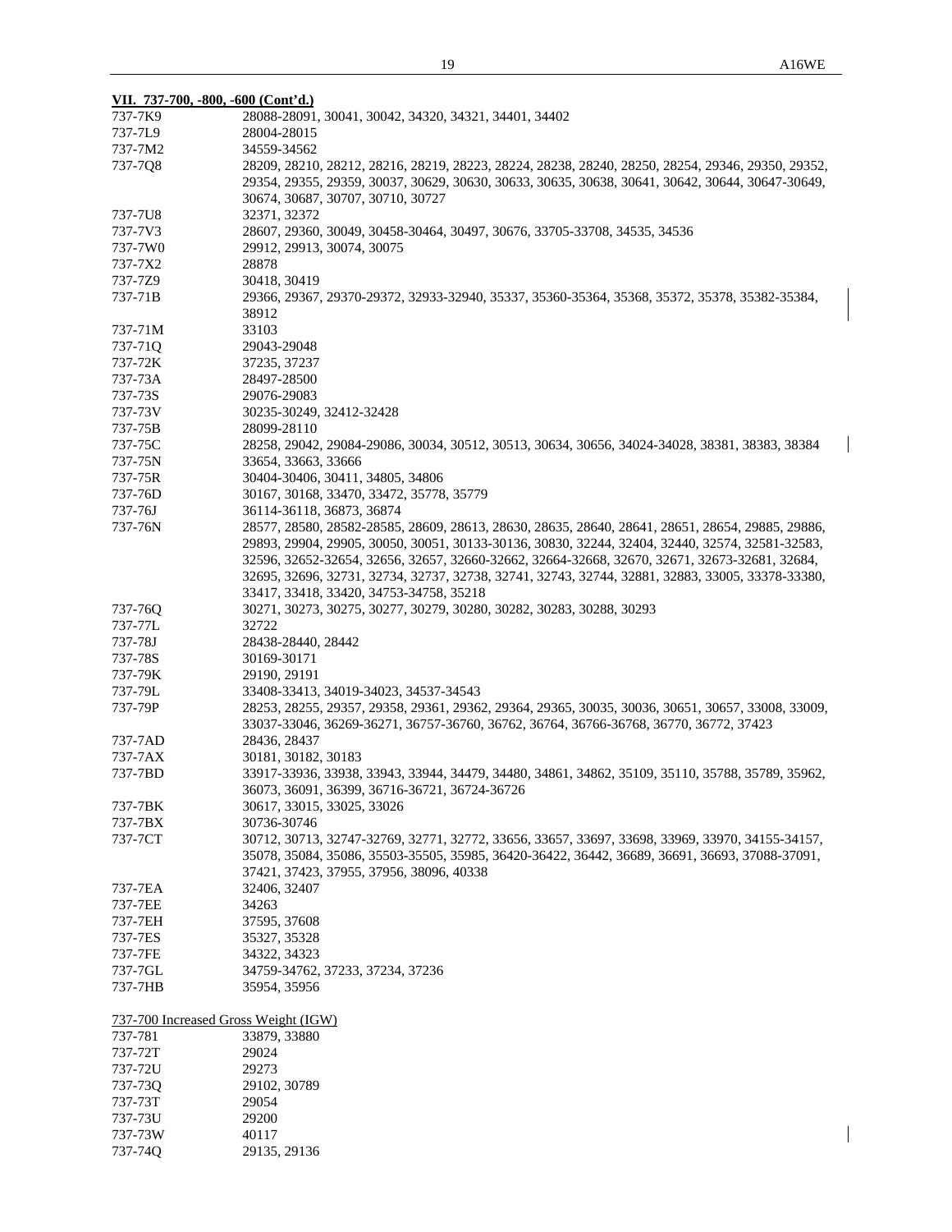**VII. 737-700, -800, -600 (Cont'd.)**

| Model | Serial Numbers |
|---|---|
| 737-7K9 | 28088-28091, 30041, 30042, 34320, 34321, 34401, 34402 |
| 737-7L9 | 28004-28015 |
| 737-7M2 | 34559-34562 |
| 737-7Q8 | 28209, 28210, 28212, 28216, 28219, 28223, 28224, 28238, 28240, 28250, 28254, 29346, 29350, 29352, 29354, 29355, 29359, 30037, 30629, 30630, 30633, 30635, 30638, 30641, 30642, 30644, 30647-30649, 30674, 30687, 30707, 30710, 30727 |
| 737-7U8 | 32371, 32372 |
| 737-7V3 | 28607, 29360, 30049, 30458-30464, 30497, 30676, 33705-33708, 34535, 34536 |
| 737-7W0 | 29912, 29913, 30074, 30075 |
| 737-7X2 | 28878 |
| 737-7Z9 | 30418, 30419 |
| 737-71B | 29366, 29367, 29370-29372, 32933-32940, 35337, 35360-35364, 35368, 35372, 35378, 35382-35384, 38912 |
| 737-71M | 33103 |
| 737-71Q | 29043-29048 |
| 737-72K | 37235, 37237 |
| 737-73A | 28497-28500 |
| 737-73S | 29076-29083 |
| 737-73V | 30235-30249, 32412-32428 |
| 737-75B | 28099-28110 |
| 737-75C | 28258, 29042, 29084-29086, 30034, 30512, 30513, 30634, 30656, 34024-34028, 38381, 38383, 38384 |
| 737-75N | 33654, 33663, 33666 |
| 737-75R | 30404-30406, 30411, 34805, 34806 |
| 737-76D | 30167, 30168, 33470, 33472, 35778, 35779 |
| 737-76J | 36114-36118, 36873, 36874 |
| 737-76N | 28577, 28580, 28582-28585, 28609, 28613, 28630, 28635, 28640, 28641, 28651, 28654, 29885, 29886, 29893, 29904, 29905, 30050, 30051, 30133-30136, 30830, 32244, 32404, 32440, 32574, 32581-32583, 32596, 32652-32654, 32656, 32657, 32660-32662, 32664-32668, 32670, 32671, 32673-32681, 32684, 32695, 32696, 32731, 32734, 32737, 32738, 32741, 32743, 32744, 32881, 32883, 33005, 33378-33380, 33417, 33418, 33420, 34753-34758, 35218 |
| 737-76Q | 30271, 30273, 30275, 30277, 30279, 30280, 30282, 30283, 30288, 30293 |
| 737-77L | 32722 |
| 737-78J | 28438-28440, 28442 |
| 737-78S | 30169-30171 |
| 737-79K | 29190, 29191 |
| 737-79L | 33408-33413, 34019-34023, 34537-34543 |
| 737-79P | 28253, 28255, 29357, 29358, 29361, 29362, 29364, 29365, 30035, 30036, 30651, 30657, 33008, 33009, 33037-33046, 36269-36271, 36757-36760, 36762, 36764, 36766-36768, 36770, 36772, 37423 |
| 737-7AD | 28436, 28437 |
| 737-7AX | 30181, 30182, 30183 |
| 737-7BD | 33917-33936, 33938, 33943, 33944, 34479, 34480, 34861, 34862, 35109, 35110, 35788, 35789, 35962, 36073, 36091, 36399, 36716-36721, 36724-36726 |
| 737-7BK | 30617, 33015, 33025, 33026 |
| 737-7BX | 30736-30746 |
| 737-7CT | 30712, 30713, 32747-32769, 32771, 32772, 33656, 33657, 33697, 33698, 33969, 33970, 34155-34157, 35078, 35084, 35086, 35503-35505, 35985, 36420-36422, 36442, 36689, 36691, 36693, 37088-37091, 37421, 37423, 37955, 37956, 38096, 40338 |
| 737-7EA | 32406, 32407 |
| 737-7EE | 34263 |
| 737-7EH | 37595, 37608 |
| 737-7ES | 35327, 35328 |
| 737-7FE | 34322, 34323 |
| 737-7GL | 34759-34762, 37233, 37234, 37236 |
| 737-7HB | 35954, 35956 |

737-700 Increased Gross Weight (IGW)

| Model | Serial Numbers |
|---|---|
| 737-781 | 33879, 33880 |
| 737-72T | 29024 |
| 737-72U | 29273 |
| 737-73Q | 29102, 30789 |
| 737-73T | 29054 |
| 737-73U | 29200 |
| 737-73W | 40117 |
| 737-74Q | 29135, 29136 |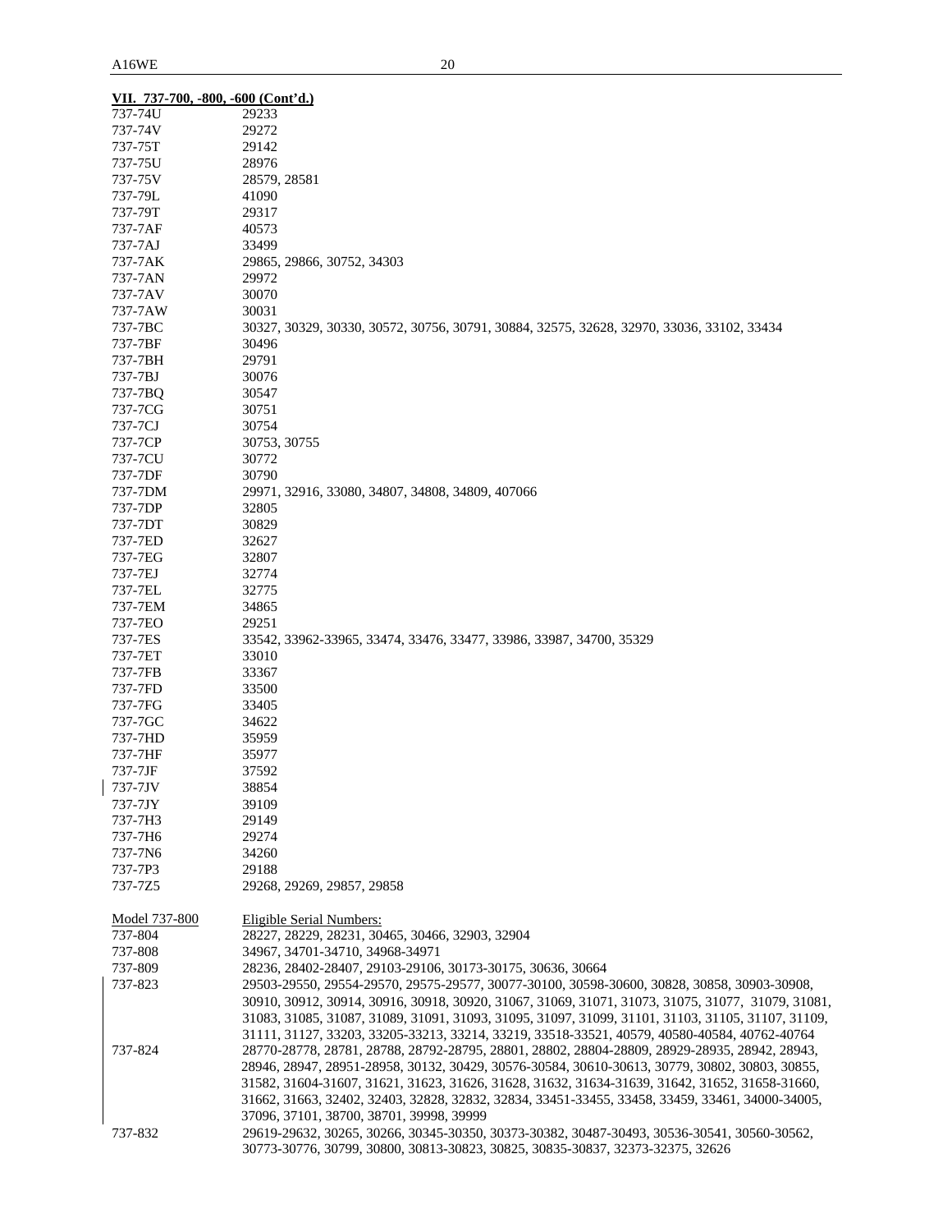**VII. 737-700, -800, -600 (Cont'd.)**

| | |
|---|---|
| 737-74U | 29233 |
| 737-74V | 29272 |
| 737-75T | 29142 |
| 737-75U | 28976 |
| 737-75V | 28579, 28581 |
| 737-79L | 41090 |
| 737-79T | 29317 |
| 737-7AF | 40573 |
| 737-7AJ | 33499 |
| 737-7AK | 29865, 29866, 30752, 34303 |
| 737-7AN | 29972 |
| 737-7AV | 30070 |
| 737-7AW | 30031 |
| 737-7BC | 30327, 30329, 30330, 30572, 30756, 30791, 30884, 32575, 32628, 32970, 33036, 33102, 33434 |
| 737-7BF | 30496 |
| 737-7BH | 29791 |
| 737-7BJ | 30076 |
| 737-7BQ | 30547 |
| 737-7CG | 30751 |
| 737-7CJ | 30754 |
| 737-7CP | 30753, 30755 |
| 737-7CU | 30772 |
| 737-7DF | 30790 |
| 737-7DM | 29971, 32916, 33080, 34807, 34808, 34809, 407066 |
| 737-7DP | 32805 |
| 737-7DT | 30829 |
| 737-7ED | 32627 |
| 737-7EG | 32807 |
| 737-7EJ | 32774 |
| 737-7EL | 32775 |
| 737-7EM | 34865 |
| 737-7EO | 29251 |
| 737-7ES | 33542, 33962-33965, 33474, 33476, 33477, 33986, 33987, 34700, 35329 |
| 737-7ET | 33010 |
| 737-7FB | 33367 |
| 737-7FD | 33500 |
| 737-7FG | 33405 |
| 737-7GC | 34622 |
| 737-7HD | 35959 |
| 737-7HF | 35977 |
| 737-7JF | 37592 |
| 737-7JV | 38854 |
| 737-7JY | 39109 |
| 737-7H3 | 29149 |
| 737-7H6 | 29274 |
| 737-7N6 | 34260 |
| 737-7P3 | 29188 |
| 737-7Z5 | 29268, 29269, 29857, 29858 |

| Model 737-800 | Eligible Serial Numbers: |
|---|---|
| 737-804 | 28227, 28229, 28231, 30465, 30466, 32903, 32904 |
| 737-808 | 34967, 34701-34710, 34968-34971 |
| 737-809 | 28236, 28402-28407, 29103-29106, 30173-30175, 30636, 30664 |
| 737-823 | 29503-29550, 29554-29570, 29575-29577, 30077-30100, 30598-30600, 30828, 30858, 30903-30908, 30910, 30912, 30914, 30916, 30918, 30920, 31067, 31069, 31071, 31073, 31075, 31077, 31079, 31081, 31083, 31085, 31087, 31089, 31091, 31093, 31095, 31097, 31099, 31101, 31103, 31105, 31107, 31109, 31111, 31127, 33203, 33205-33213, 33214, 33219, 33518-33521, 40579, 40580-40584, 40762-40764 |
| 737-824 | 28770-28778, 28781, 28788, 28792-28795, 28801, 28802, 28804-28809, 28929-28935, 28942, 28943, 28946, 28947, 28951-28958, 30132, 30429, 30576-30584, 30610-30613, 30779, 30802, 30803, 30855, 31582, 31604-31607, 31621, 31623, 31626, 31628, 31632, 31634-31639, 31642, 31652, 31658-31660, 31662, 31663, 32402, 32403, 32828, 32832, 32834, 33451-33455, 33458, 33459, 33461, 34000-34005, 37096, 37101, 38700, 38701, 39998, 39999 |
| 737-832 | 29619-29632, 30265, 30266, 30345-30350, 30373-30382, 30487-30493, 30536-30541, 30560-30562, 30773-30776, 30799, 30800, 30813-30823, 30825, 30835-30837, 32373-32375, 32626 |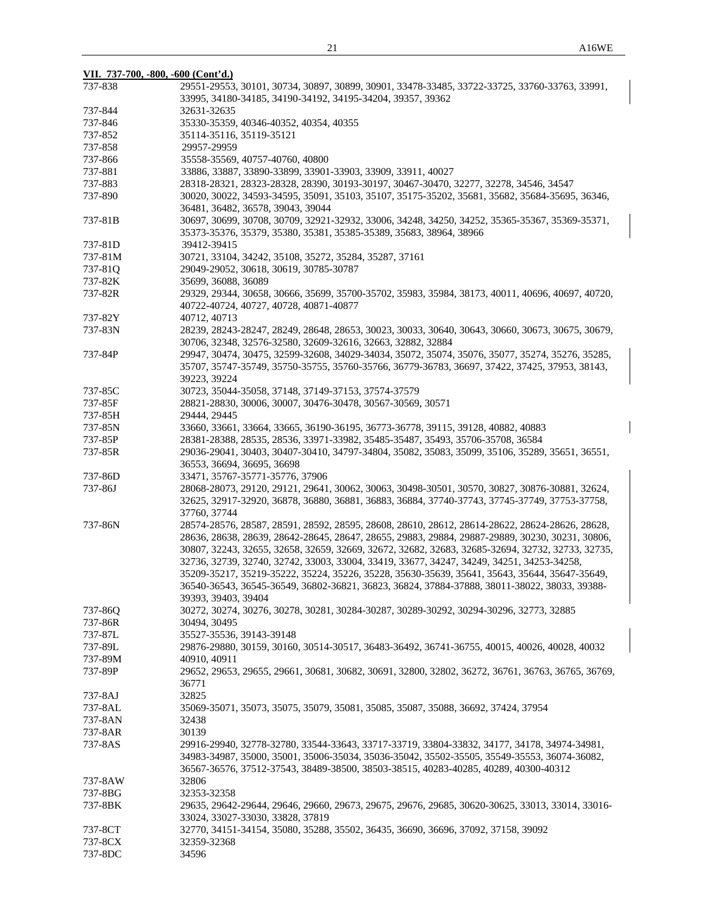**VII. 737-700, -800, -600 (Cont'd.)**

| | |
|---|---|
| 737-838 | 29551-29553, 30101, 30734, 30897, 30899, 30901, 33478-33485, 33722-33725, 33760-33763, 33991, 33995, 34180-34185, 34190-34192, 34195-34204, 39357, 39362 |
| 737-844 | 32631-32635 |
| 737-846 | 35330-35359, 40346-40352, 40354, 40355 |
| 737-852 | 35114-35116, 35119-35121 |
| 737-858 | 29957-29959 |
| 737-866 | 35558-35569, 40757-40760, 40800 |
| 737-881 | 33886, 33887, 33890-33899, 33901-33903, 33909, 33911, 40027 |
| 737-883 | 28318-28321, 28323-28328, 28390, 30193-30197, 30467-30470, 32277, 32278, 34546, 34547 |
| 737-890 | 30020, 30022, 34593-34595, 35091, 35103, 35107, 35175-35202, 35681, 35682, 35684-35695, 36346, 36481, 36482, 36578, 39043, 39044 |
| 737-81B | 30697, 30699, 30708, 30709, 32921-32932, 33006, 34248, 34250, 34252, 35365-35367, 35369-35371, 35373-35376, 35379, 35380, 35381, 35385-35389, 35683, 38964, 38966 |
| 737-81D | 39412-39415 |
| 737-81M | 30721, 33104, 34242, 35108, 35272, 35284, 35287, 37161 |
| 737-81Q | 29049-29052, 30618, 30619, 30785-30787 |
| 737-82K | 35699, 36088, 36089 |
| 737-82R | 29329, 29344, 30658, 30666, 35699, 35700-35702, 35983, 35984, 38173, 40011, 40696, 40697, 40720, 40722-40724, 40727, 40728, 40871-40877 |
| 737-82Y | 40712, 40713 |
| 737-83N | 28239, 28243-28247, 28249, 28648, 28653, 30023, 30033, 30640, 30643, 30660, 30673, 30675, 30679, 30706, 32348, 32576-32580, 32609-32616, 32663, 32882, 32884 |
| 737-84P | 29947, 30474, 30475, 32599-32608, 34029-34034, 35072, 35074, 35076, 35077, 35274, 35276, 35285, 35707, 35747-35749, 35750-35755, 35760-35766, 36779-36783, 36697, 37422, 37425, 37953, 38143, 39223, 39224 |
| 737-85C | 30723, 35044-35058, 37148, 37149-37153, 37574-37579 |
| 737-85F | 28821-28830, 30006, 30007, 30476-30478, 30567-30569, 30571 |
| 737-85H | 29444, 29445 |
| 737-85N | 33660, 33661, 33664, 33665, 36190-36195, 36773-36778, 39115, 39128, 40882, 40883 |
| 737-85P | 28381-28388, 28535, 28536, 33971-33982, 35485-35487, 35493, 35706-35708, 36584 |
| 737-85R | 29036-29041, 30403, 30407-30410, 34797-34804, 35082, 35083, 35099, 35106, 35289, 35651, 36551, 36553, 36694, 36695, 36698 |
| 737-86D | 33471, 35767-35771-35776, 37906 |
| 737-86J | 28068-28073, 29120, 29121, 29641, 30062, 30063, 30498-30501, 30570, 30827, 30876-30881, 32624, 32625, 32917-32920, 36878, 36880, 36881, 36883, 36884, 37740-37743, 37745-37749, 37753-37758, 37760, 37744 |
| 737-86N | 28574-28576, 28587, 28591, 28592, 28595, 28608, 28610, 28612, 28614-28622, 28624-28626, 28628, 28636, 28638, 28639, 28642-28645, 28647, 28655, 29883, 29884, 29887-29889, 30230, 30231, 30806, 30807, 32243, 32655, 32658, 32659, 32669, 32672, 32682, 32683, 32685-32694, 32732, 32733, 32735, 32736, 32739, 32740, 32742, 33003, 33004, 33419, 33677, 34247, 34249, 34251, 34253-34258, 35209-35217, 35219-35222, 35224, 35226, 35228, 35630-35639, 35641, 35643, 35644, 35647-35649, 36540-36543, 36545-36549, 36802-36821, 36823, 36824, 37884-37888, 38011-38022, 38033, 39388-39393, 39403, 39404 |
| 737-86Q | 30272, 30274, 30276, 30278, 30281, 30284-30287, 30289-30292, 30294-30296, 32773, 32885 |
| 737-86R | 30494, 30495 |
| 737-87L | 35527-35536, 39143-39148 |
| 737-89L | 29876-29880, 30159, 30160, 30514-30517, 36483-36492, 36741-36755, 40015, 40026, 40028, 40032 |
| 737-89M | 40910, 40911 |
| 737-89P | 29652, 29653, 29655, 29661, 30681, 30682, 30691, 32800, 32802, 36272, 36761, 36763, 36765, 36769, 36771 |
| 737-8AJ | 32825 |
| 737-8AL | 35069-35071, 35073, 35075, 35079, 35081, 35085, 35087, 35088, 36692, 37424, 37954 |
| 737-8AN | 32438 |
| 737-8AR | 30139 |
| 737-8AS | 29916-29940, 32778-32780, 33544-33643, 33717-33719, 33804-33832, 34177, 34178, 34974-34981, 34983-34987, 35000, 35001, 35006-35034, 35036-35042, 35502-35505, 35549-35553, 36074-36082, 36567-36576, 37512-37543, 38489-38500, 38503-38515, 40283-40285, 40289, 40300-40312 |
| 737-8AW | 32806 |
| 737-8BG | 32353-32358 |
| 737-8BK | 29635, 29642-29644, 29646, 29660, 29673, 29675, 29676, 29685, 30620-30625, 33013, 33014, 33016-33024, 33027-33030, 33828, 37819 |
| 737-8CT | 32770, 34151-34154, 35080, 35288, 35502, 36435, 36690, 36696, 37092, 37158, 39092 |
| 737-8CX | 32359-32368 |
| 737-8DC | 34596 |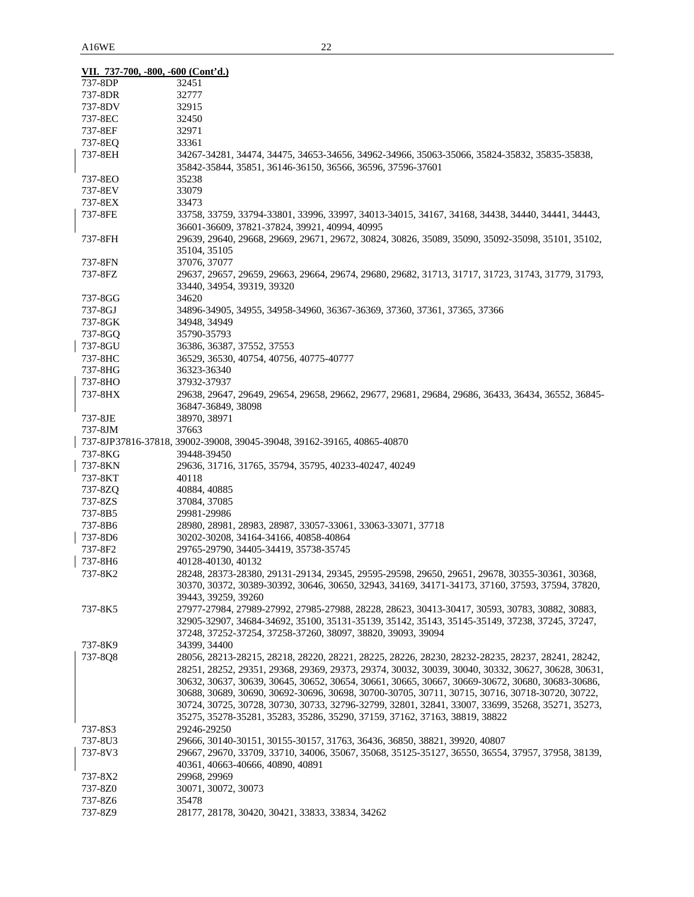**VII. 737-700, -800, -600 (Cont'd.)**

| | |
|---|---|
| 737-8DP | 32451 |
| 737-8DR | 32777 |
| 737-8DV | 32915 |
| 737-8EC | 32450 |
| 737-8EF | 32971 |
| 737-8EQ | 33361 |
| 737-8EH | 34267-34281, 34474, 34475, 34653-34656, 34962-34966, 35063-35066, 35824-35832, 35835-35838, 35842-35844, 35851, 36146-36150, 36566, 36596, 37596-37601 |
| 737-8EO | 35238 |
| 737-8EV | 33079 |
| 737-8EX | 33473 |
| 737-8FE | 33758, 33759, 33794-33801, 33996, 33997, 34013-34015, 34167, 34168, 34438, 34440, 34441, 34443, 36601-36609, 37821-37824, 39921, 40994, 40995 |
| 737-8FH | 29639, 29640, 29668, 29669, 29671, 29672, 30824, 30826, 35089, 35090, 35092-35098, 35101, 35102, 35104, 35105 |
| 737-8FN | 37076, 37077 |
| 737-8FZ | 29637, 29657, 29659, 29663, 29664, 29674, 29680, 29682, 31713, 31717, 31723, 31743, 31779, 31793, 33440, 34954, 39319, 39320 |
| 737-8GG | 34620 |
| 737-8GJ | 34896-34905, 34955, 34958-34960, 36367-36369, 37360, 37361, 37365, 37366 |
| 737-8GK | 34948, 34949 |
| 737-8GQ | 35790-35793 |
| 737-8GU | 36386, 36387, 37552, 37553 |
| 737-8HC | 36529, 36530, 40754, 40756, 40775-40777 |
| 737-8HG | 36323-36340 |
| 737-8HO | 37932-37937 |
| 737-8HX | 29638, 29647, 29649, 29654, 29658, 29662, 29677, 29681, 29684, 29686, 36433, 36434, 36552, 36845-36847-36849, 38098 |
| 737-8JE | 38970, 38971 |
| 737-8JM | 37663 |
| 737-8JP | 37816-37818, 39002-39008, 39045-39048, 39162-39165, 40865-40870 |
| 737-8KG | 39448-39450 |
| 737-8KN | 29636, 31716, 31765, 35794, 35795, 40233-40247, 40249 |
| 737-8KT | 40118 |
| 737-8ZQ | 40884, 40885 |
| 737-8ZS | 37084, 37085 |
| 737-8B5 | 29981-29986 |
| 737-8B6 | 28980, 28981, 28983, 28987, 33057-33061, 33063-33071, 37718 |
| 737-8D6 | 30202-30208, 34164-34166, 40858-40864 |
| 737-8F2 | 29765-29790, 34405-34419, 35738-35745 |
| 737-8H6 | 40128-40130, 40132 |
| 737-8K2 | 28248, 28373-28380, 29131-29134, 29345, 29595-29598, 29650, 29651, 29678, 30355-30361, 30368, 30370, 30372, 30389-30392, 30646, 30650, 32943, 34169, 34171-34173, 37160, 37593, 37594, 37820, 39443, 39259, 39260 |
| 737-8K5 | 27977-27984, 27989-27992, 27985-27988, 28228, 28623, 30413-30417, 30593, 30783, 30882, 30883, 32905-32907, 34684-34692, 35100, 35131-35139, 35142, 35143, 35145-35149, 37238, 37245, 37247, 37248, 37252-37254, 37258-37260, 38097, 38820, 39093, 39094 |
| 737-8K9 | 34399, 34400 |
| 737-8Q8 | 28056, 28213-28215, 28218, 28220, 28221, 28225, 28226, 28230, 28232-28235, 28237, 28241, 28242, 28251, 28252, 29351, 29368, 29369, 29373, 29374, 30032, 30039, 30040, 30332, 30627, 30628, 30631, 30632, 30637, 30639, 30645, 30652, 30654, 30661, 30665, 30667, 30669-30672, 30680, 30683-30686, 30688, 30689, 30690, 30692-30696, 30698, 30700-30705, 30711, 30715, 30716, 30718-30720, 30722, 30724, 30725, 30728, 30730, 30733, 32796-32799, 32801, 32841, 33007, 33699, 35268, 35271, 35273, 35275, 35278-35281, 35283, 35286, 35290, 37159, 37162, 37163, 38819, 38822 |
| 737-8S3 | 29246-29250 |
| 737-8U3 | 29666, 30140-30151, 30155-30157, 31763, 36436, 36850, 38821, 39920, 40807 |
| 737-8V3 | 29667, 29670, 33709, 33710, 34006, 35067, 35068, 35125-35127, 36550, 36554, 37957, 37958, 38139, 40361, 40663-40666, 40890, 40891 |
| 737-8X2 | 29968, 29969 |
| 737-8Z0 | 30071, 30072, 30073 |
| 737-8Z6 | 35478 |
| 737-8Z9 | 28177, 28178, 30420, 30421, 33833, 33834, 34262 |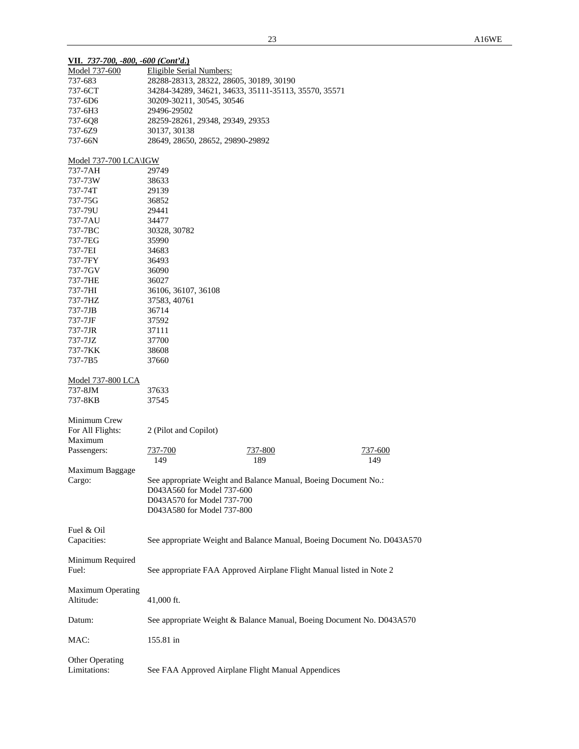**VII. *737-700, -800, -600 (Cont'd.)***

| Model 737-600 | Eligible Serial Numbers: |
|---|---|
| 737-683 | 28288-28313, 28322, 28605, 30189, 30190 |
| 737-6CT | 34284-34289, 34621, 34633, 35111-35113, 35570, 35571 |
| 737-6D6 | 30209-30211, 30545, 30546 |
| 737-6H3 | 29496-29502 |
| 737-6Q8 | 28259-28261, 29348, 29349, 29353 |
| 737-6Z9 | 30137, 30138 |
| 737-66N | 28649, 28650, 28652, 29890-29892 |

| Model 737-700 LCA\IGW | |
|---|---|
| 737-7AH | 29749 |
| 737-73W | 38633 |
| 737-74T | 29139 |
| 737-75G | 36852 |
| 737-79U | 29441 |
| 737-7AU | 34477 |
| 737-7BC | 30328, 30782 |
| 737-7EG | 35990 |
| 737-7EI | 34683 |
| 737-7FY | 36493 |
| 737-7GV | 36090 |
| 737-7HE | 36027 |
| 737-7HI | 36106, 36107, 36108 |
| 737-7HZ | 37583, 40761 |
| 737-7JB | 36714 |
| 737-7JF | 37592 |
| 737-7JR | 37111 |
| 737-7JZ | 37700 |
| 737-7KK | 38608 |
| 737-7B5 | 37660 |

| Model 737-800 LCA | |
|---|---|
| 737-8JM | 37633 |
| 737-8KB | 37545 |

Minimum Crew For All Flights: 2 (Pilot and Copilot)

| Maximum Passengers: | 737-700 | 737-800 | 737-600 |
|---|---|---|---|
| | 149 | 189 | 149 |

Maximum Baggage Cargo: See appropriate Weight and Balance Manual, Boeing Document No.:
D043A560 for Model 737-600
D043A570 for Model 737-700
D043A580 for Model 737-800

Fuel & Oil Capacities: See appropriate Weight and Balance Manual, Boeing Document No. D043A570

Minimum Required Fuel: See appropriate FAA Approved Airplane Flight Manual listed in Note 2

Maximum Operating Altitude: 41,000 ft.

Datum: See appropriate Weight & Balance Manual, Boeing Document No. D043A570

MAC: 155.81 in

Other Operating Limitations: See FAA Approved Airplane Flight Manual Appendices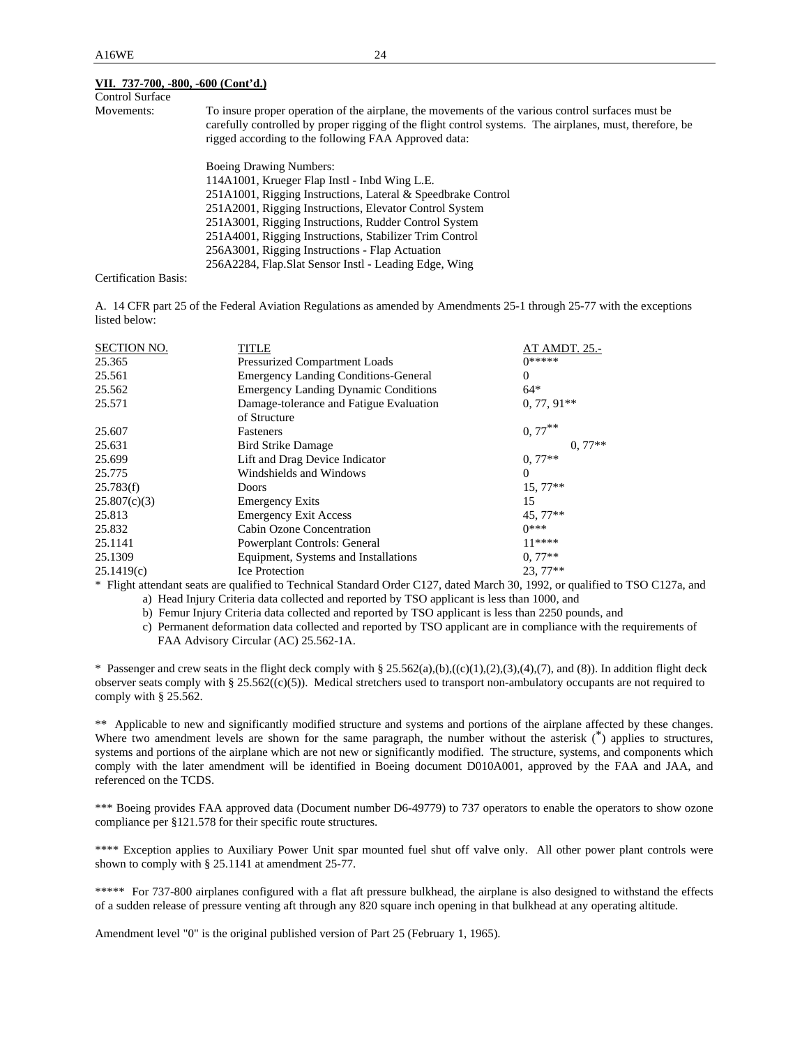**VII. 737-700, -800, -600 (Cont'd.)**

Control Surface Movements: To insure proper operation of the airplane, the movements of the various control surfaces must be carefully controlled by proper rigging of the flight control systems. The airplanes, must, therefore, be rigged according to the following FAA Approved data:

Boeing Drawing Numbers:
114A1001, Krueger Flap Instl - Inbd Wing L.E.
251A1001, Rigging Instructions, Lateral & Speedbrake Control
251A2001, Rigging Instructions, Elevator Control System
251A3001, Rigging Instructions, Rudder Control System
251A4001, Rigging Instructions, Stabilizer Trim Control
256A3001, Rigging Instructions - Flap Actuation
256A2284, Flap.Slat Sensor Instl - Leading Edge, Wing

Certification Basis:

A. 14 CFR part 25 of the Federal Aviation Regulations as amended by Amendments 25-1 through 25-77 with the exceptions listed below:

| SECTION NO. | TITLE | AT AMDT. 25.- |
|---|---|---|
| 25.365 | Pressurized Compartment Loads | 0***** |
| 25.561 | Emergency Landing Conditions-General | 0 |
| 25.562 | Emergency Landing Dynamic Conditions | 64* |
| 25.571 | Damage-tolerance and Fatigue Evaluation of Structure | 0, 77, 91** |
| 25.607 | Fasteners | 0, 77** |
| 25.631 | Bird Strike Damage | 0, 77** |
| 25.699 | Lift and Drag Device Indicator | 0, 77** |
| 25.775 | Windshields and Windows | 0 |
| 25.783(f) | Doors | 15, 77** |
| 25.807(c)(3) | Emergency Exits | 15 |
| 25.813 | Emergency Exit Access | 45, 77** |
| 25.832 | Cabin Ozone Concentration | 0*** |
| 25.1141 | Powerplant Controls: General | 11**** |
| 25.1309 | Equipment, Systems and Installations | 0, 77** |
| 25.1419(c) | Ice Protection | 23, 77** |

\* Flight attendant seats are qualified to Technical Standard Order C127, dated March 30, 1992, or qualified to TSO C127a, and

a) Head Injury Criteria data collected and reported by TSO applicant is less than 1000, and

b) Femur Injury Criteria data collected and reported by TSO applicant is less than 2250 pounds, and

c) Permanent deformation data collected and reported by TSO applicant are in compliance with the requirements of FAA Advisory Circular (AC) 25.562-1A.

\* Passenger and crew seats in the flight deck comply with § 25.562(a),(b),((c)(1),(2),(3),(4),(7), and (8)). In addition flight deck observer seats comply with § 25.562((c)(5)). Medical stretchers used to transport non-ambulatory occupants are not required to comply with § 25.562.

** Applicable to new and significantly modified structure and systems and portions of the airplane affected by these changes. Where two amendment levels are shown for the same paragraph, the number without the asterisk (*) applies to structures, systems and portions of the airplane which are not new or significantly modified. The structure, systems, and components which comply with the later amendment will be identified in Boeing document D010A001, approved by the FAA and JAA, and referenced on the TCDS.

*** Boeing provides FAA approved data (Document number D6-49779) to 737 operators to enable the operators to show ozone compliance per §121.578 for their specific route structures.

**** Exception applies to Auxiliary Power Unit spar mounted fuel shut off valve only. All other power plant controls were shown to comply with § 25.1141 at amendment 25-77.

***** For 737-800 airplanes configured with a flat aft pressure bulkhead, the airplane is also designed to withstand the effects of a sudden release of pressure venting aft through any 820 square inch opening in that bulkhead at any operating altitude.

Amendment level "0" is the original published version of Part 25 (February 1, 1965).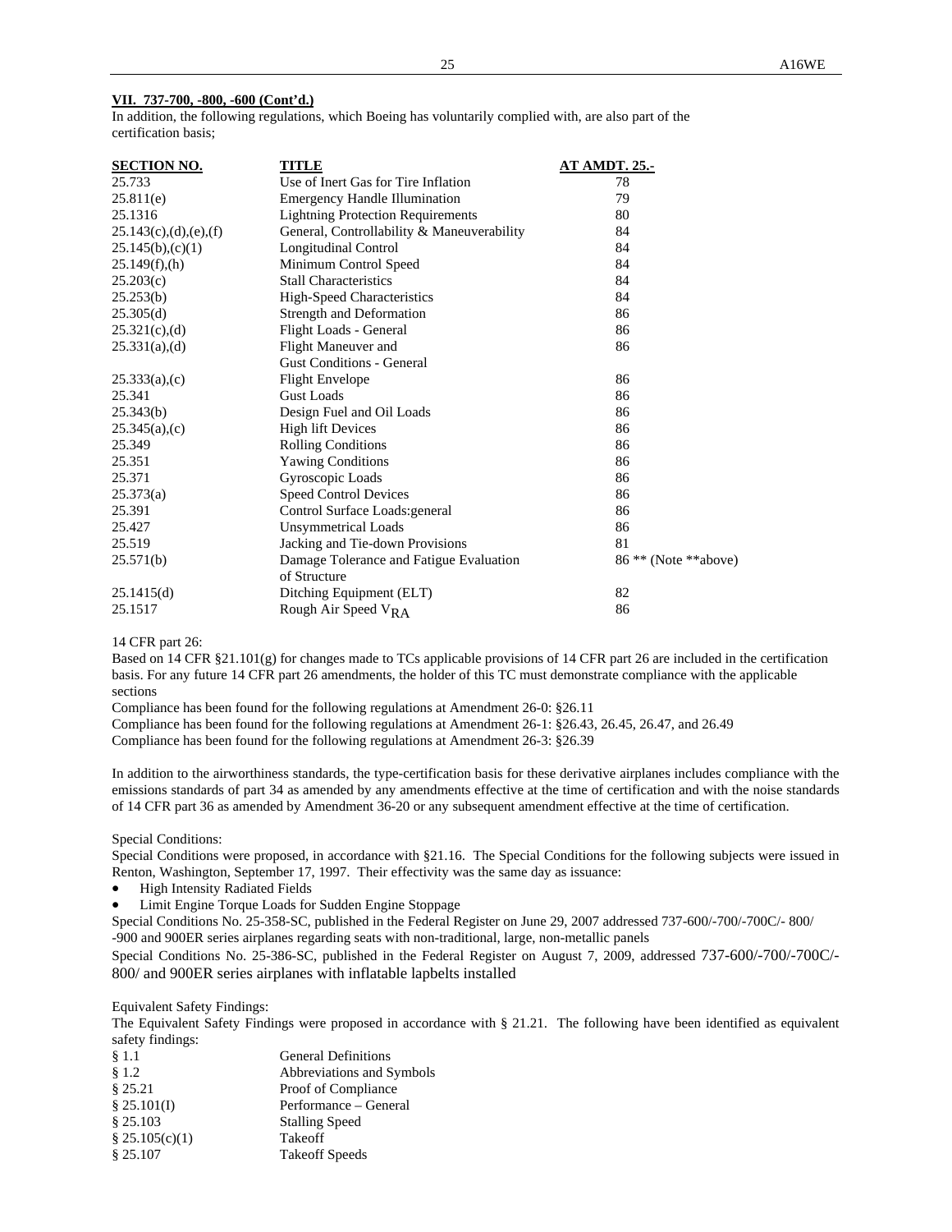**VII. 737-700, -800, -600 (Cont'd.)**

In addition, the following regulations, which Boeing has voluntarily complied with, are also part of the certification basis;

| SECTION NO. | TITLE | AT AMDT. 25.- |
|---|---|---|
| 25.733 | Use of Inert Gas for Tire Inflation | 78 |
| 25.811(e) | Emergency Handle Illumination | 79 |
| 25.1316 | Lightning Protection Requirements | 80 |
| 25.143(c),(d),(e),(f) | General, Controllability & Maneuverability | 84 |
| 25.145(b),(c)(1) | Longitudinal Control | 84 |
| 25.149(f),(h) | Minimum Control Speed | 84 |
| 25.203(c) | Stall Characteristics | 84 |
| 25.253(b) | High-Speed Characteristics | 84 |
| 25.305(d) | Strength and Deformation | 86 |
| 25.321(c),(d) | Flight Loads - General | 86 |
| 25.331(a),(d) | Flight Maneuver and Gust Conditions - General | 86 |
| 25.333(a),(c) | Flight Envelope | 86 |
| 25.341 | Gust Loads | 86 |
| 25.343(b) | Design Fuel and Oil Loads | 86 |
| 25.345(a),(c) | High lift Devices | 86 |
| 25.349 | Rolling Conditions | 86 |
| 25.351 | Yawing Conditions | 86 |
| 25.371 | Gyroscopic Loads | 86 |
| 25.373(a) | Speed Control Devices | 86 |
| 25.391 | Control Surface Loads:general | 86 |
| 25.427 | Unsymmetrical Loads | 86 |
| 25.519 | Jacking and Tie-down Provisions | 81 |
| 25.571(b) | Damage Tolerance and Fatigue Evaluation of Structure | 86 ** (Note **above) |
| 25.1415(d) | Ditching Equipment (ELT) | 82 |
| 25.1517 | Rough Air Speed $V_{RA}$ | 86 |

14 CFR part 26:

Based on 14 CFR §21.101(g) for changes made to TCs applicable provisions of 14 CFR part 26 are included in the certification basis. For any future 14 CFR part 26 amendments, the holder of this TC must demonstrate compliance with the applicable sections

Compliance has been found for the following regulations at Amendment 26-0: §26.11

Compliance has been found for the following regulations at Amendment 26-1: §26.43, 26.45, 26.47, and 26.49

Compliance has been found for the following regulations at Amendment 26-3: §26.39

In addition to the airworthiness standards, the type-certification basis for these derivative airplanes includes compliance with the emissions standards of part 34 as amended by any amendments effective at the time of certification and with the noise standards of 14 CFR part 36 as amended by Amendment 36-20 or any subsequent amendment effective at the time of certification.

Special Conditions:

Special Conditions were proposed, in accordance with §21.16. The Special Conditions for the following subjects were issued in Renton, Washington, September 17, 1997. Their effectivity was the same day as issuance:

- High Intensity Radiated Fields
- Limit Engine Torque Loads for Sudden Engine Stoppage

Special Conditions No. 25-358-SC, published in the Federal Register on June 29, 2007 addressed 737-600/-700/-700C/- 800/ -900 and 900ER series airplanes regarding seats with non-traditional, large, non-metallic panels

Special Conditions No. 25-386-SC, published in the Federal Register on August 7, 2009, addressed 737-600/-700/-700C/-800/ and 900ER series airplanes with inflatable lapbelts installed

Equivalent Safety Findings:

The Equivalent Safety Findings were proposed in accordance with § 21.21. The following have been identified as equivalent safety findings:

| | |
|---|---|
| § 1.1 | General Definitions |
| § 1.2 | Abbreviations and Symbols |
| § 25.21 | Proof of Compliance |
| § 25.101(I) | Performance – General |
| § 25.103 | Stalling Speed |
| § 25.105(c)(1) | Takeoff |
| § 25.107 | Takeoff Speeds |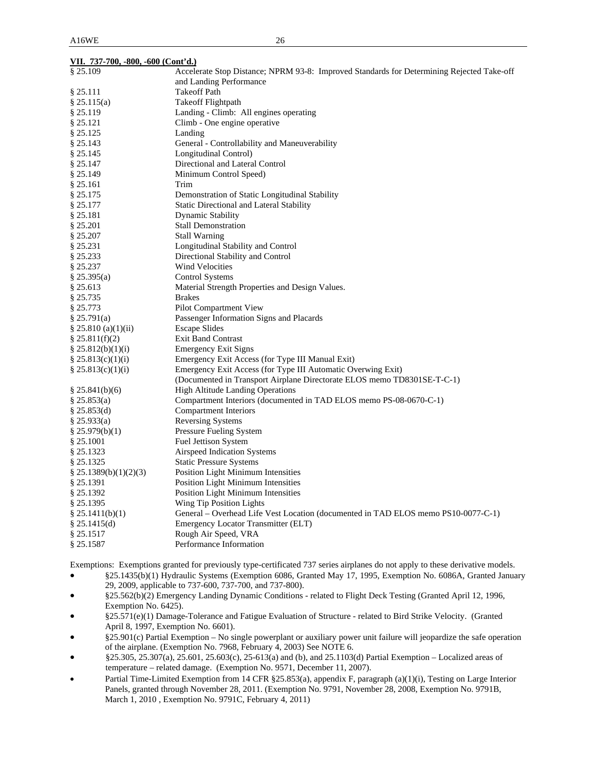**VII. 737-700, -800, -600 (Cont'd.)**

| | |
|---|---|
| § 25.109 | Accelerate Stop Distance; NPRM 93-8: Improved Standards for Determining Rejected Take-off and Landing Performance |
| § 25.111 | Takeoff Path |
| § 25.115(a) | Takeoff Flightpath |
| § 25.119 | Landing - Climb: All engines operating |
| § 25.121 | Climb - One engine operative |
| § 25.125 | Landing |
| § 25.143 | General - Controllability and Maneuverability |
| § 25.145 | Longitudinal Control) |
| § 25.147 | Directional and Lateral Control |
| § 25.149 | Minimum Control Speed) |
| § 25.161 | Trim |
| § 25.175 | Demonstration of Static Longitudinal Stability |
| § 25.177 | Static Directional and Lateral Stability |
| § 25.181 | Dynamic Stability |
| § 25.201 | Stall Demonstration |
| § 25.207 | Stall Warning |
| § 25.231 | Longitudinal Stability and Control |
| § 25.233 | Directional Stability and Control |
| § 25.237 | Wind Velocities |
| § 25.395(a) | Control Systems |
| § 25.613 | Material Strength Properties and Design Values. |
| § 25.735 | Brakes |
| § 25.773 | Pilot Compartment View |
| § 25.791(a) | Passenger Information Signs and Placards |
| § 25.810 (a)(1)(ii) | Escape Slides |
| § 25.811(f)(2) | Exit Band Contrast |
| § 25.812(b)(1)(i) | Emergency Exit Signs |
| § 25.813(c)(1)(i) | Emergency Exit Access (for Type III Manual Exit) |
| § 25.813(c)(1)(i) | Emergency Exit Access (for Type III Automatic Overwing Exit) (Documented in Transport Airplane Directorate ELOS memo TD8301SE-T-C-1) |
| § 25.841(b)(6) | High Altitude Landing Operations |
| § 25.853(a) | Compartment Interiors (documented in TAD ELOS memo PS-08-0670-C-1) |
| § 25.853(d) | Compartment Interiors |
| § 25.933(a) | Reversing Systems |
| § 25.979(b)(1) | Pressure Fueling System |
| § 25.1001 | Fuel Jettison System |
| § 25.1323 | Airspeed Indication Systems |
| § 25.1325 | Static Pressure Systems |
| § 25.1389(b)(1)(2)(3) | Position Light Minimum Intensities |
| § 25.1391 | Position Light Minimum Intensities |
| § 25.1392 | Position Light Minimum Intensities |
| § 25.1395 | Wing Tip Position Lights |
| § 25.1411(b)(1) | General – Overhead Life Vest Location (documented in TAD ELOS memo PS10-0077-C-1) |
| § 25.1415(d) | Emergency Locator Transmitter (ELT) |
| § 25.1517 | Rough Air Speed, VRA |
| § 25.1587 | Performance Information |

Exemptions: Exemptions granted for previously type-certificated 737 series airplanes do not apply to these derivative models.

- §25.1435(b)(1) Hydraulic Systems (Exemption 6086, Granted May 17, 1995, Exemption No. 6086A, Granted January 29, 2009, applicable to 737-600, 737-700, and 737-800).
- §25.562(b)(2) Emergency Landing Dynamic Conditions - related to Flight Deck Testing (Granted April 12, 1996, Exemption No. 6425).
- §25.571(e)(1) Damage-Tolerance and Fatigue Evaluation of Structure - related to Bird Strike Velocity. (Granted April 8, 1997, Exemption No. 6601).
- §25.901(c) Partial Exemption – No single powerplant or auxiliary power unit failure will jeopardize the safe operation of the airplane. (Exemption No. 7968, February 4, 2003) See NOTE 6.
- §25.305, 25.307(a), 25.601, 25.603(c), 25-613(a) and (b), and 25.1103(d) Partial Exemption – Localized areas of temperature – related damage. (Exemption No. 9571, December 11, 2007).
- Partial Time-Limited Exemption from 14 CFR §25.853(a), appendix F, paragraph (a)(1)(i), Testing on Large Interior Panels, granted through November 28, 2011. (Exemption No. 9791, November 28, 2008, Exemption No. 9791B, March 1, 2010 , Exemption No. 9791C, February 4, 2011)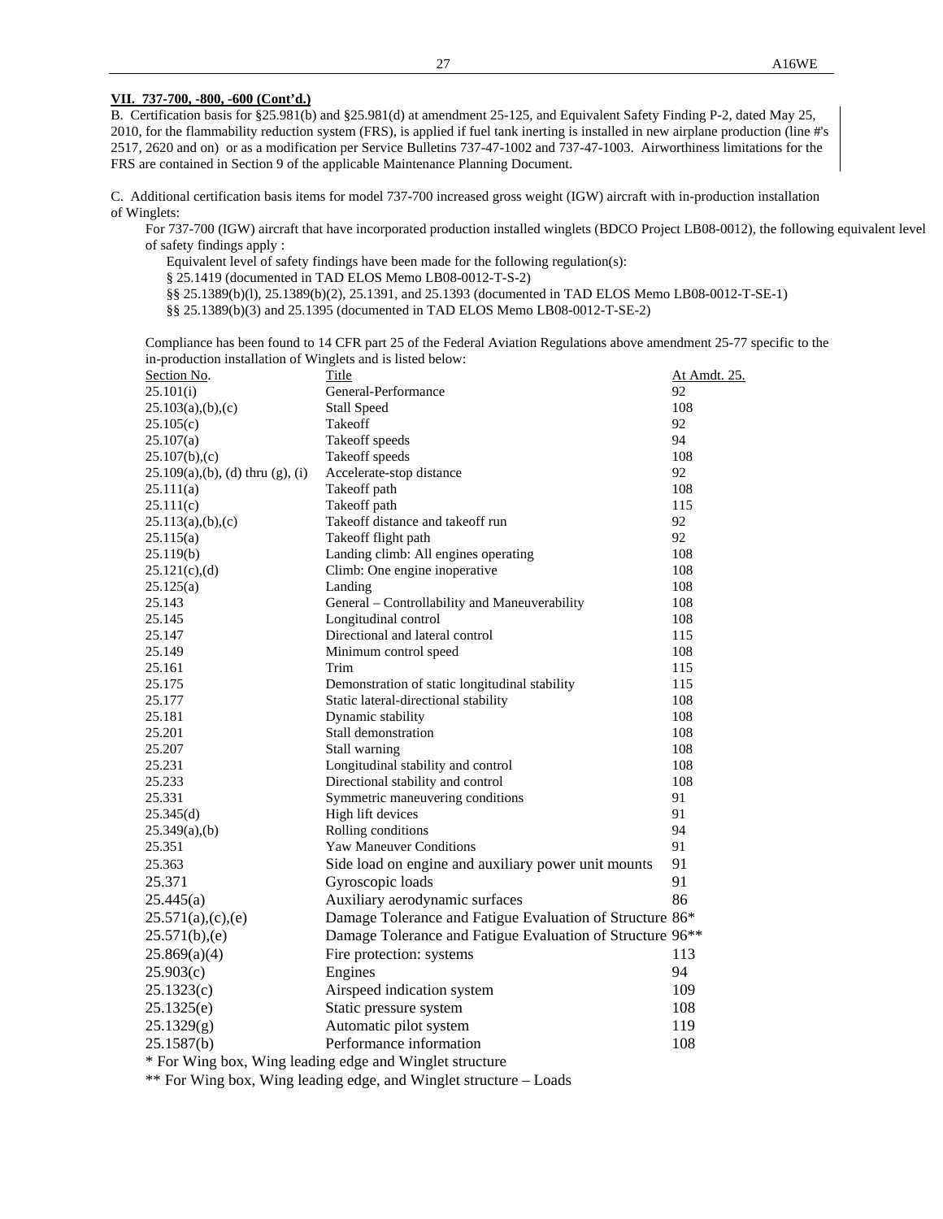**VII. 737-700, -800, -600 (Cont'd.)**

B. Certification basis for §25.981(b) and §25.981(d) at amendment 25-125, and Equivalent Safety Finding P-2, dated May 25, 2010, for the flammability reduction system (FRS), is applied if fuel tank inerting is installed in new airplane production (line #'s 2517, 2620 and on) or as a modification per Service Bulletins 737-47-1002 and 737-47-1003. Airworthiness limitations for the FRS are contained in Section 9 of the applicable Maintenance Planning Document.

C. Additional certification basis items for model 737-700 increased gross weight (IGW) aircraft with in-production installation of Winglets:

For 737-700 (IGW) aircraft that have incorporated production installed winglets (BDCO Project LB08-0012), the following equivalent level of safety findings apply :

Equivalent level of safety findings have been made for the following regulation(s):

§ 25.1419 (documented in TAD ELOS Memo LB08-0012-T-S-2)

§§ 25.1389(b)(l), 25.1389(b)(2), 25.1391, and 25.1393 (documented in TAD ELOS Memo LB08-0012-T-SE-1)

§§ 25.1389(b)(3) and 25.1395 (documented in TAD ELOS Memo LB08-0012-T-SE-2)

Compliance has been found to 14 CFR part 25 of the Federal Aviation Regulations above amendment 25-77 specific to the in-production installation of Winglets and is listed below:

| Section No. | Title | At Amdt. 25. |
|---|---|---|
| 25.101(i) | General-Performance | 92 |
| 25.103(a),(b),(c) | Stall Speed | 108 |
| 25.105(c) | Takeoff | 92 |
| 25.107(a) | Takeoff speeds | 94 |
| 25.107(b),(c) | Takeoff speeds | 108 |
| 25.109(a),(b), (d) thru (g), (i) | Accelerate-stop distance | 92 |
| 25.111(a) | Takeoff path | 108 |
| 25.111(c) | Takeoff path | 115 |
| 25.113(a),(b),(c) | Takeoff distance and takeoff run | 92 |
| 25.115(a) | Takeoff flight path | 92 |
| 25.119(b) | Landing climb: All engines operating | 108 |
| 25.121(c),(d) | Climb: One engine inoperative | 108 |
| 25.125(a) | Landing | 108 |
| 25.143 | General – Controllability and Maneuverability | 108 |
| 25.145 | Longitudinal control | 108 |
| 25.147 | Directional and lateral control | 115 |
| 25.149 | Minimum control speed | 108 |
| 25.161 | Trim | 115 |
| 25.175 | Demonstration of static longitudinal stability | 115 |
| 25.177 | Static lateral-directional stability | 108 |
| 25.181 | Dynamic stability | 108 |
| 25.201 | Stall demonstration | 108 |
| 25.207 | Stall warning | 108 |
| 25.231 | Longitudinal stability and control | 108 |
| 25.233 | Directional stability and control | 108 |
| 25.331 | Symmetric maneuvering conditions | 91 |
| 25.345(d) | High lift devices | 91 |
| 25.349(a),(b) | Rolling conditions | 94 |
| 25.351 | Yaw Maneuver Conditions | 91 |
| 25.363 | Side load on engine and auxiliary power unit mounts | 91 |
| 25.371 | Gyroscopic loads | 91 |
| 25.445(a) | Auxiliary aerodynamic surfaces | 86 |
| 25.571(a),(c),(e) | Damage Tolerance and Fatigue Evaluation of Structure | 86* |
| 25.571(b),(e) | Damage Tolerance and Fatigue Evaluation of Structure | 96** |
| 25.869(a)(4) | Fire protection: systems | 113 |
| 25.903(c) | Engines | 94 |
| 25.1323(c) | Airspeed indication system | 109 |
| 25.1325(e) | Static pressure system | 108 |
| 25.1329(g) | Automatic pilot system | 119 |
| 25.1587(b) | Performance information | 108 |

* For Wing box, Wing leading edge and Winglet structure

** For Wing box, Wing leading edge, and Winglet structure – Loads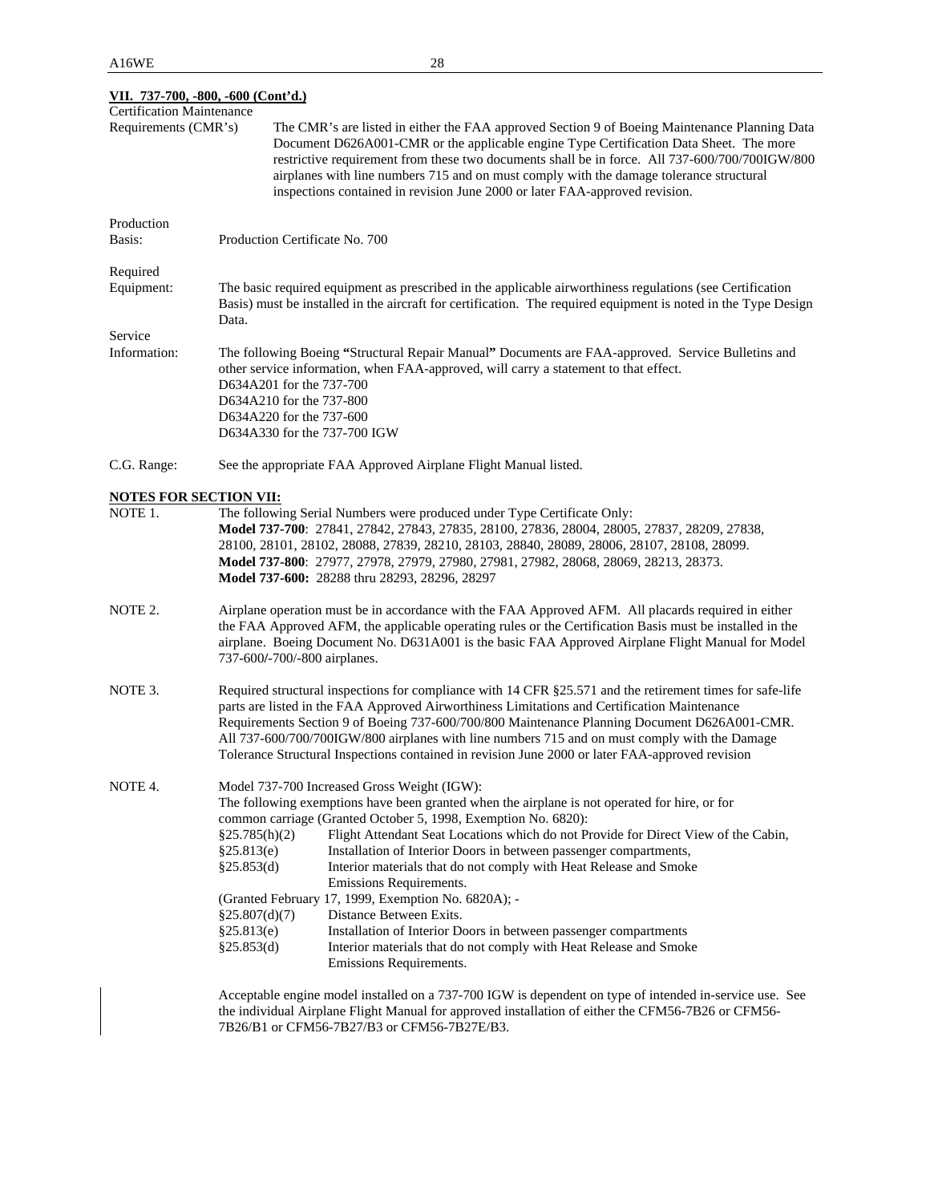**VII. 737-700, -800, -600 (Cont'd.)**

Certification Maintenance Requirements (CMR's) — The CMR's are listed in either the FAA approved Section 9 of Boeing Maintenance Planning Data Document D626A001-CMR or the applicable engine Type Certification Data Sheet. The more restrictive requirement from these two documents shall be in force. All 737-600/700/700IGW/800 airplanes with line numbers 715 and on must comply with the damage tolerance structural inspections contained in revision June 2000 or later FAA-approved revision.

Production Basis: Production Certificate No. 700

Required Equipment: The basic required equipment as prescribed in the applicable airworthiness regulations (see Certification Basis) must be installed in the aircraft for certification. The required equipment is noted in the Type Design Data.

Service Information: The following Boeing **"**Structural Repair Manual**"** Documents are FAA-approved. Service Bulletins and other service information, when FAA-approved, will carry a statement to that effect.
D634A201 for the 737-700
D634A210 for the 737-800
D634A220 for the 737-600
D634A330 for the 737-700 IGW

C.G. Range: See the appropriate FAA Approved Airplane Flight Manual listed.

**NOTES FOR SECTION VII:**

NOTE 1. The following Serial Numbers were produced under Type Certificate Only:
**Model 737-700**: 27841, 27842, 27843, 27835, 28100, 27836, 28004, 28005, 27837, 28209, 27838, 28100, 28101, 28102, 28088, 27839, 28210, 28103, 28840, 28089, 28006, 28107, 28108, 28099.
**Model 737-800**: 27977, 27978, 27979, 27980, 27981, 27982, 28068, 28069, 28213, 28373.
**Model 737-600:** 28288 thru 28293, 28296, 28297

NOTE 2. Airplane operation must be in accordance with the FAA Approved AFM. All placards required in either the FAA Approved AFM, the applicable operating rules or the Certification Basis must be installed in the airplane. Boeing Document No. D631A001 is the basic FAA Approved Airplane Flight Manual for Model 737-600/-700/-800 airplanes.

NOTE 3. Required structural inspections for compliance with 14 CFR §25.571 and the retirement times for safe-life parts are listed in the FAA Approved Airworthiness Limitations and Certification Maintenance Requirements Section 9 of Boeing 737-600/700/800 Maintenance Planning Document D626A001-CMR. All 737-600/700/700IGW/800 airplanes with line numbers 715 and on must comply with the Damage Tolerance Structural Inspections contained in revision June 2000 or later FAA-approved revision

NOTE 4. Model 737-700 Increased Gross Weight (IGW):
The following exemptions have been granted when the airplane is not operated for hire, or for common carriage (Granted October 5, 1998, Exemption No. 6820):

| | |
|---|---|
| §25.785(h)(2) | Flight Attendant Seat Locations which do not Provide for Direct View of the Cabin, |
| §25.813(e) | Installation of Interior Doors in between passenger compartments, |
| §25.853(d) | Interior materials that do not comply with Heat Release and Smoke Emissions Requirements. |

(Granted February 17, 1999, Exemption No. 6820A); -

| | |
|---|---|
| §25.807(d)(7) | Distance Between Exits. |
| §25.813(e) | Installation of Interior Doors in between passenger compartments |
| §25.853(d) | Interior materials that do not comply with Heat Release and Smoke Emissions Requirements. |

Acceptable engine model installed on a 737-700 IGW is dependent on type of intended in-service use. See the individual Airplane Flight Manual for approved installation of either the CFM56-7B26 or CFM56-7B26/B1 or CFM56-7B27/B3 or CFM56-7B27E/B3.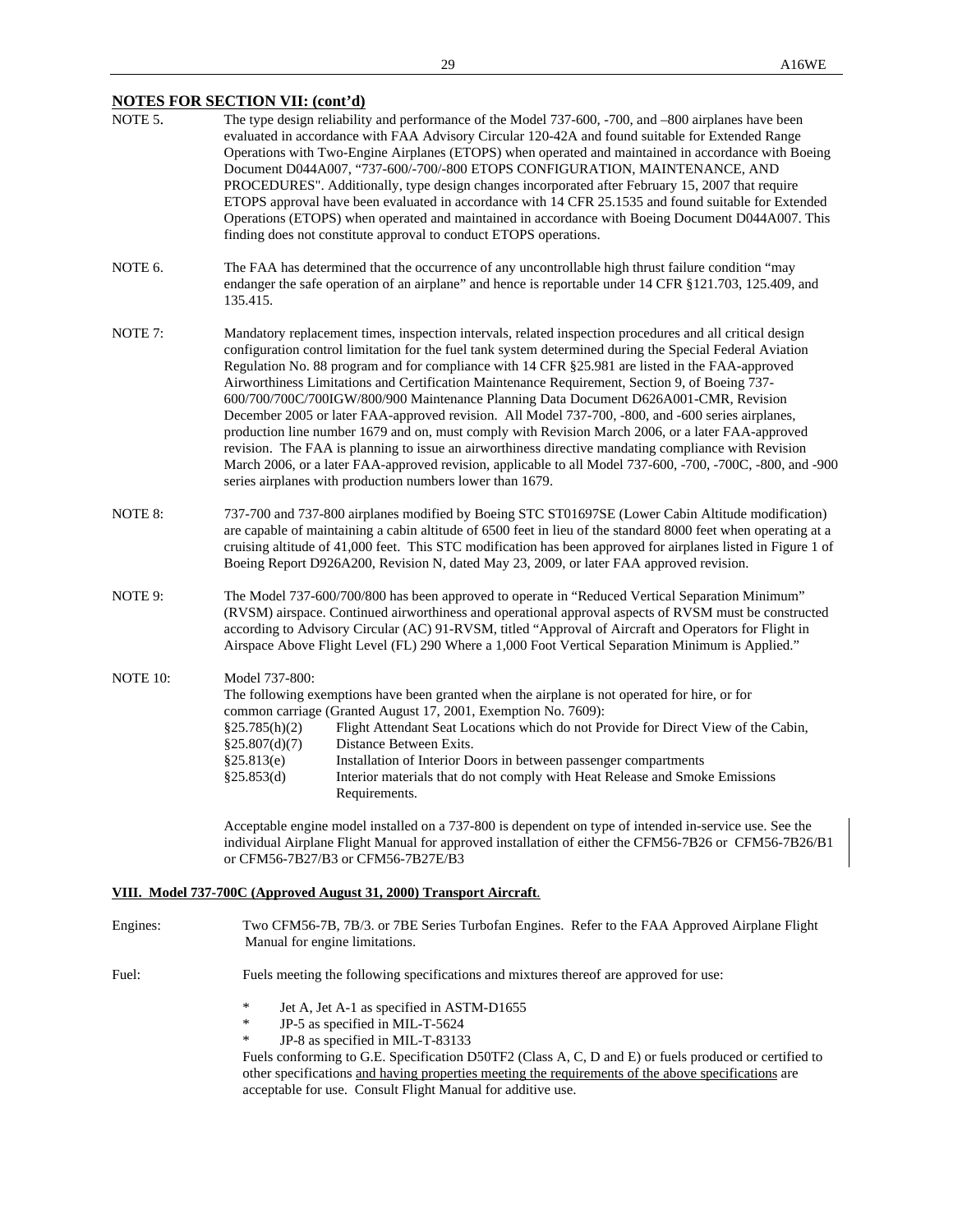**NOTES FOR SECTION VII: (cont'd)**

NOTE 5. The type design reliability and performance of the Model 737-600, -700, and –800 airplanes have been evaluated in accordance with FAA Advisory Circular 120-42A and found suitable for Extended Range Operations with Two-Engine Airplanes (ETOPS) when operated and maintained in accordance with Boeing Document D044A007, "737-600/-700/-800 ETOPS CONFIGURATION, MAINTENANCE, AND PROCEDURES". Additionally, type design changes incorporated after February 15, 2007 that require ETOPS approval have been evaluated in accordance with 14 CFR 25.1535 and found suitable for Extended Operations (ETOPS) when operated and maintained in accordance with Boeing Document D044A007. This finding does not constitute approval to conduct ETOPS operations.

NOTE 6. The FAA has determined that the occurrence of any uncontrollable high thrust failure condition "may endanger the safe operation of an airplane" and hence is reportable under 14 CFR §121.703, 125.409, and 135.415.

NOTE 7: Mandatory replacement times, inspection intervals, related inspection procedures and all critical design configuration control limitation for the fuel tank system determined during the Special Federal Aviation Regulation No. 88 program and for compliance with 14 CFR §25.981 are listed in the FAA-approved Airworthiness Limitations and Certification Maintenance Requirement, Section 9, of Boeing 737-600/700/700C/700IGW/800/900 Maintenance Planning Data Document D626A001-CMR, Revision December 2005 or later FAA-approved revision. All Model 737-700, -800, and -600 series airplanes, production line number 1679 and on, must comply with Revision March 2006, or a later FAA-approved revision. The FAA is planning to issue an airworthiness directive mandating compliance with Revision March 2006, or a later FAA-approved revision, applicable to all Model 737-600, -700, -700C, -800, and -900 series airplanes with production numbers lower than 1679.

NOTE 8: 737-700 and 737-800 airplanes modified by Boeing STC ST01697SE (Lower Cabin Altitude modification) are capable of maintaining a cabin altitude of 6500 feet in lieu of the standard 8000 feet when operating at a cruising altitude of 41,000 feet. This STC modification has been approved for airplanes listed in Figure 1 of Boeing Report D926A200, Revision N, dated May 23, 2009, or later FAA approved revision.

NOTE 9: The Model 737-600/700/800 has been approved to operate in "Reduced Vertical Separation Minimum" (RVSM) airspace. Continued airworthiness and operational approval aspects of RVSM must be constructed according to Advisory Circular (AC) 91-RVSM, titled "Approval of Aircraft and Operators for Flight in Airspace Above Flight Level (FL) 290 Where a 1,000 Foot Vertical Separation Minimum is Applied."

NOTE 10: Model 737-800:
The following exemptions have been granted when the airplane is not operated for hire, or for common carriage (Granted August 17, 2001, Exemption No. 7609):

| | |
|---|---|
| §25.785(h)(2) | Flight Attendant Seat Locations which do not Provide for Direct View of the Cabin, |
| §25.807(d)(7) | Distance Between Exits. |
| §25.813(e) | Installation of Interior Doors in between passenger compartments |
| §25.853(d) | Interior materials that do not comply with Heat Release and Smoke Emissions Requirements. |

Acceptable engine model installed on a 737-800 is dependent on type of intended in-service use. See the individual Airplane Flight Manual for approved installation of either the CFM56-7B26 or CFM56-7B26/B1 or CFM56-7B27/B3 or CFM56-7B27E/B3

## VIII. Model 737-700C (Approved August 31, 2000) Transport Aircraft.

Engines: Two CFM56-7B, 7B/3. or 7BE Series Turbofan Engines. Refer to the FAA Approved Airplane Flight Manual for engine limitations.

Fuel: Fuels meeting the following specifications and mixtures thereof are approved for use:

* Jet A, Jet A-1 as specified in ASTM-D1655
* JP-5 as specified in MIL-T-5624
* JP-8 as specified in MIL-T-83133

Fuels conforming to G.E. Specification D50TF2 (Class A, C, D and E) or fuels produced or certified to other specifications and having properties meeting the requirements of the above specifications are acceptable for use. Consult Flight Manual for additive use.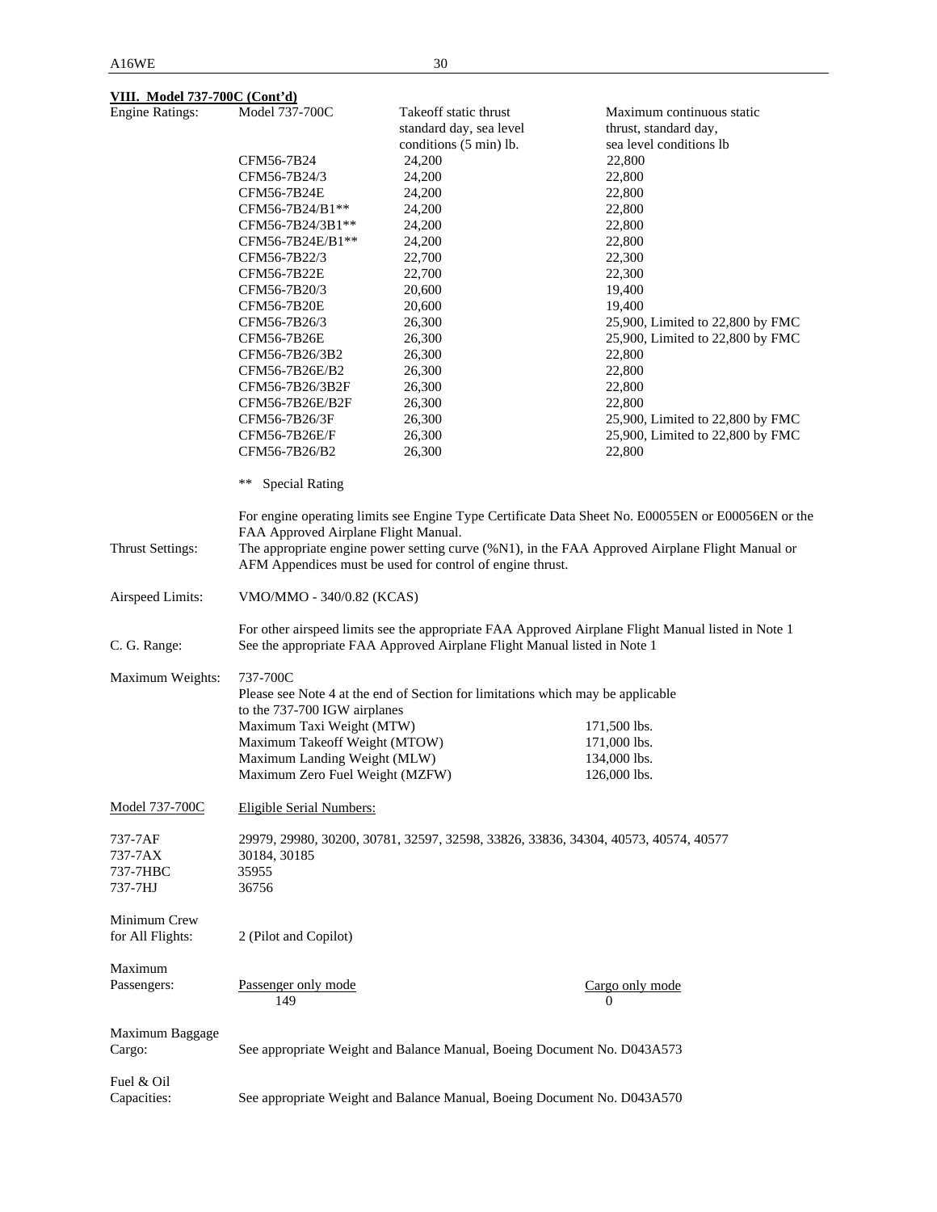**VIII. Model 737-700C (Cont'd)**

**Engine Ratings:**

| Model 737-700C | Takeoff static thrust standard day, sea level conditions (5 min) lb. | Maximum continuous static thrust, standard day, sea level conditions lb |
|---|---|---|
| CFM56-7B24 | 24,200 | 22,800 |
| CFM56-7B24/3 | 24,200 | 22,800 |
| CFM56-7B24E | 24,200 | 22,800 |
| CFM56-7B24/B1** | 24,200 | 22,800 |
| CFM56-7B24/3B1** | 24,200 | 22,800 |
| CFM56-7B24E/B1** | 24,200 | 22,800 |
| CFM56-7B22/3 | 22,700 | 22,300 |
| CFM56-7B22E | 22,700 | 22,300 |
| CFM56-7B20/3 | 20,600 | 19,400 |
| CFM56-7B20E | 20,600 | 19,400 |
| CFM56-7B26/3 | 26,300 | 25,900, Limited to 22,800 by FMC |
| CFM56-7B26E | 26,300 | 25,900, Limited to 22,800 by FMC |
| CFM56-7B26/3B2 | 26,300 | 22,800 |
| CFM56-7B26E/B2 | 26,300 | 22,800 |
| CFM56-7B26/3B2F | 26,300 | 22,800 |
| CFM56-7B26E/B2F | 26,300 | 22,800 |
| CFM56-7B26/3F | 26,300 | 25,900, Limited to 22,800 by FMC |
| CFM56-7B26E/F | 26,300 | 25,900, Limited to 22,800 by FMC |
| CFM56-7B26/B2 | 26,300 | 22,800 |

** Special Rating

For engine operating limits see Engine Type Certificate Data Sheet No. E00055EN or E00056EN or the FAA Approved Airplane Flight Manual.

**Thrust Settings:** The appropriate engine power setting curve (%N1), in the FAA Approved Airplane Flight Manual or AFM Appendices must be used for control of engine thrust.

**Airspeed Limits:** VMO/MMO - 340/0.82 (KCAS)

For other airspeed limits see the appropriate FAA Approved Airplane Flight Manual listed in Note 1

**C. G. Range:** See the appropriate FAA Approved Airplane Flight Manual listed in Note 1

**Maximum Weights:** 737-700C

Please see Note 4 at the end of Section for limitations which may be applicable to the 737-700 IGW airplanes

| | |
|---|---|
| Maximum Taxi Weight (MTW) | 171,500 lbs. |
| Maximum Takeoff Weight (MTOW) | 171,000 lbs. |
| Maximum Landing Weight (MLW) | 134,000 lbs. |
| Maximum Zero Fuel Weight (MZFW) | 126,000 lbs. |

| Model 737-700C | Eligible Serial Numbers: |
|---|---|
| 737-7AF | 29979, 29980, 30200, 30781, 32597, 32598, 33826, 33836, 34304, 40573, 40574, 40577 |
| 737-7AX | 30184, 30185 |
| 737-7HBC | 35955 |
| 737-7HJ | 36756 |

**Minimum Crew for All Flights:** 2 (Pilot and Copilot)

**Maximum Passengers:**

| Passenger only mode | Cargo only mode |
|---|---|
| 149 | 0 |

**Maximum Baggage Cargo:** See appropriate Weight and Balance Manual, Boeing Document No. D043A573

**Fuel & Oil Capacities:** See appropriate Weight and Balance Manual, Boeing Document No. D043A570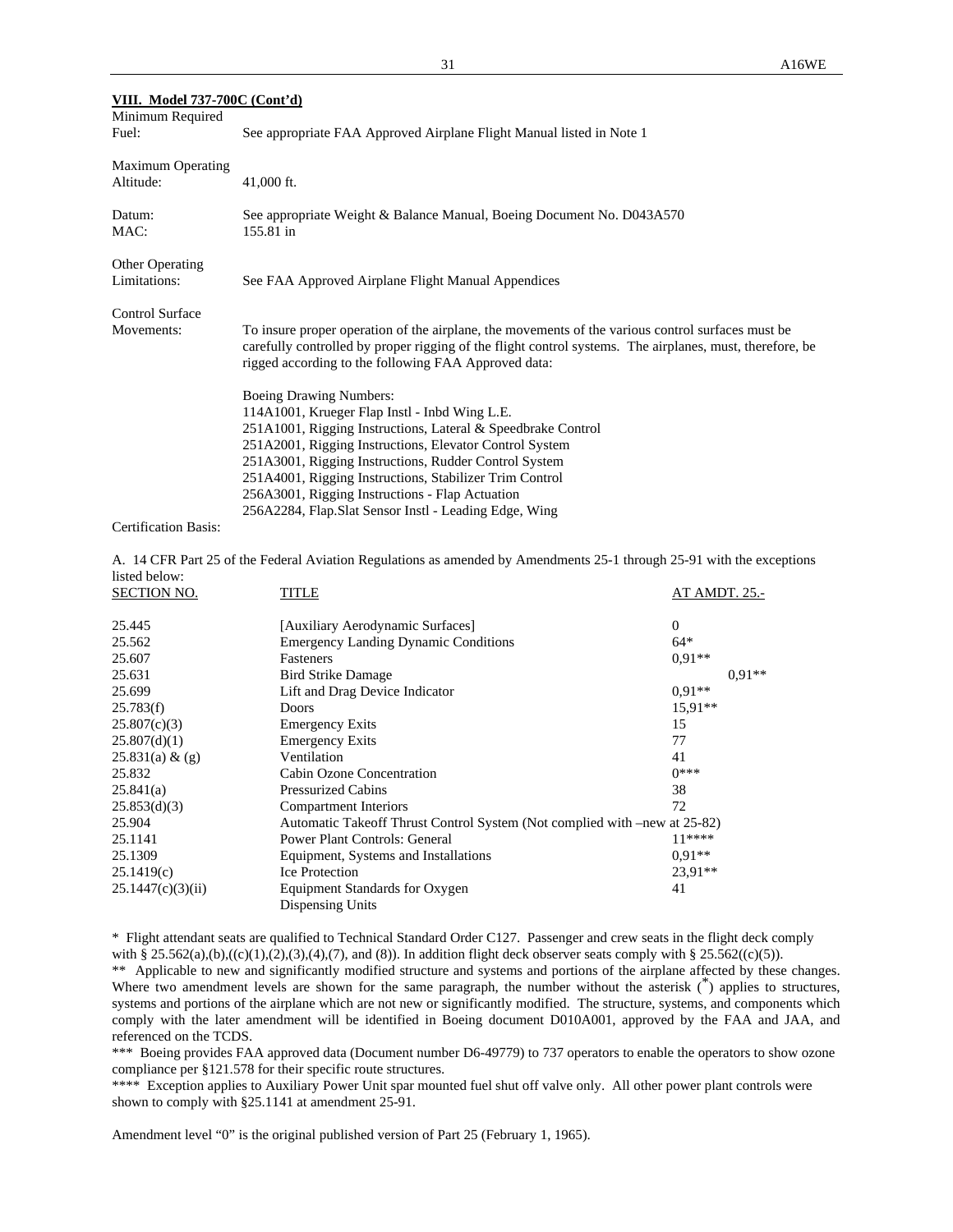**VIII. Model 737-700C (Cont'd)**

Minimum Required Fuel: See appropriate FAA Approved Airplane Flight Manual listed in Note 1

Maximum Operating Altitude: 41,000 ft.

Datum: See appropriate Weight & Balance Manual, Boeing Document No. D043A570

MAC: 155.81 in

Other Operating Limitations: See FAA Approved Airplane Flight Manual Appendices

Control Surface Movements: To insure proper operation of the airplane, the movements of the various control surfaces must be carefully controlled by proper rigging of the flight control systems. The airplanes, must, therefore, be rigged according to the following FAA Approved data:

Boeing Drawing Numbers:
114A1001, Krueger Flap Instl - Inbd Wing L.E.
251A1001, Rigging Instructions, Lateral & Speedbrake Control
251A2001, Rigging Instructions, Elevator Control System
251A3001, Rigging Instructions, Rudder Control System
251A4001, Rigging Instructions, Stabilizer Trim Control
256A3001, Rigging Instructions - Flap Actuation
256A2284, Flap.Slat Sensor Instl - Leading Edge, Wing

Certification Basis:

A. 14 CFR Part 25 of the Federal Aviation Regulations as amended by Amendments 25-1 through 25-91 with the exceptions listed below:

| SECTION NO. | TITLE | AT AMDT. 25.- |
|---|---|---|
| 25.445 | [Auxiliary Aerodynamic Surfaces] | 0 |
| 25.562 | Emergency Landing Dynamic Conditions | 64* |
| 25.607 | Fasteners | 0,91** |
| 25.631 | Bird Strike Damage | 0,91** |
| 25.699 | Lift and Drag Device Indicator | 0,91** |
| 25.783(f) | Doors | 15,91** |
| 25.807(c)(3) | Emergency Exits | 15 |
| 25.807(d)(1) | Emergency Exits | 77 |
| 25.831(a) & (g) | Ventilation | 41 |
| 25.832 | Cabin Ozone Concentration | 0*** |
| 25.841(a) | Pressurized Cabins | 38 |
| 25.853(d)(3) | Compartment Interiors | 72 |
| 25.904 | Automatic Takeoff Thrust Control System (Not complied with –new at 25-82) | |
| 25.1141 | Power Plant Controls: General | 11**** |
| 25.1309 | Equipment, Systems and Installations | 0,91** |
| 25.1419(c) | Ice Protection | 23,91** |
| 25.1447(c)(3)(ii) | Equipment Standards for Oxygen Dispensing Units | 41 |

\* Flight attendant seats are qualified to Technical Standard Order C127. Passenger and crew seats in the flight deck comply with § 25.562(a),(b),((c)(1),(2),(3),(4),(7), and (8)). In addition flight deck observer seats comply with § 25.562((c)(5)).

** Applicable to new and significantly modified structure and systems and portions of the airplane affected by these changes. Where two amendment levels are shown for the same paragraph, the number without the asterisk (*) applies to structures, systems and portions of the airplane which are not new or significantly modified. The structure, systems, and components which comply with the later amendment will be identified in Boeing document D010A001, approved by the FAA and JAA, and referenced on the TCDS.

*** Boeing provides FAA approved data (Document number D6-49779) to 737 operators to enable the operators to show ozone compliance per §121.578 for their specific route structures.

**** Exception applies to Auxiliary Power Unit spar mounted fuel shut off valve only. All other power plant controls were shown to comply with §25.1141 at amendment 25-91.

Amendment level "0" is the original published version of Part 25 (February 1, 1965).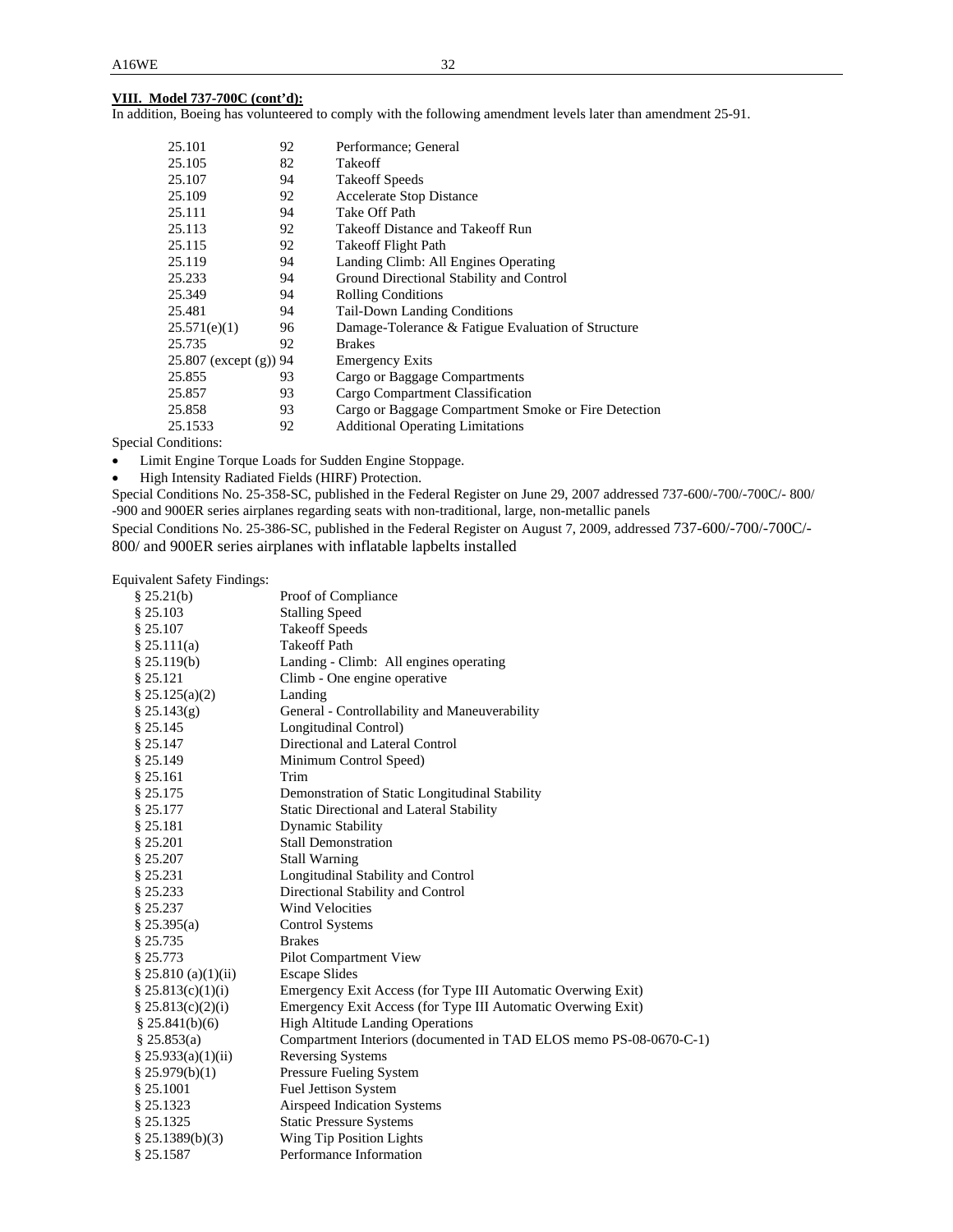**VIII. Model 737-700C (cont'd):**

In addition, Boeing has volunteered to comply with the following amendment levels later than amendment 25-91.

| | | |
|---|---|---|
| 25.101 | 92 | Performance; General |
| 25.105 | 82 | Takeoff |
| 25.107 | 94 | Takeoff Speeds |
| 25.109 | 92 | Accelerate Stop Distance |
| 25.111 | 94 | Take Off Path |
| 25.113 | 92 | Takeoff Distance and Takeoff Run |
| 25.115 | 92 | Takeoff Flight Path |
| 25.119 | 94 | Landing Climb: All Engines Operating |
| 25.233 | 94 | Ground Directional Stability and Control |
| 25.349 | 94 | Rolling Conditions |
| 25.481 | 94 | Tail-Down Landing Conditions |
| 25.571(e)(1) | 96 | Damage-Tolerance & Fatigue Evaluation of Structure |
| 25.735 | 92 | Brakes |
| 25.807 (except (g)) | 94 | Emergency Exits |
| 25.855 | 93 | Cargo or Baggage Compartments |
| 25.857 | 93 | Cargo Compartment Classification |
| 25.858 | 93 | Cargo or Baggage Compartment Smoke or Fire Detection |
| 25.1533 | 92 | Additional Operating Limitations |

Special Conditions:

- Limit Engine Torque Loads for Sudden Engine Stoppage.
- High Intensity Radiated Fields (HIRF) Protection.

Special Conditions No. 25-358-SC, published in the Federal Register on June 29, 2007 addressed 737-600/-700/-700C/- 800/ -900 and 900ER series airplanes regarding seats with non-traditional, large, non-metallic panels

Special Conditions No. 25-386-SC, published in the Federal Register on August 7, 2009, addressed 737-600/-700/-700C/-800/ and 900ER series airplanes with inflatable lapbelts installed

Equivalent Safety Findings:

| | |
|---|---|
| § 25.21(b) | Proof of Compliance |
| § 25.103 | Stalling Speed |
| § 25.107 | Takeoff Speeds |
| § 25.111(a) | Takeoff Path |
| § 25.119(b) | Landing - Climb: All engines operating |
| § 25.121 | Climb - One engine operative |
| § 25.125(a)(2) | Landing |
| § 25.143(g) | General - Controllability and Maneuverability |
| § 25.145 | Longitudinal Control) |
| § 25.147 | Directional and Lateral Control |
| § 25.149 | Minimum Control Speed) |
| § 25.161 | Trim |
| § 25.175 | Demonstration of Static Longitudinal Stability |
| § 25.177 | Static Directional and Lateral Stability |
| § 25.181 | Dynamic Stability |
| § 25.201 | Stall Demonstration |
| § 25.207 | Stall Warning |
| § 25.231 | Longitudinal Stability and Control |
| § 25.233 | Directional Stability and Control |
| § 25.237 | Wind Velocities |
| § 25.395(a) | Control Systems |
| § 25.735 | Brakes |
| § 25.773 | Pilot Compartment View |
| § 25.810 (a)(1)(ii) | Escape Slides |
| § 25.813(c)(1)(i) | Emergency Exit Access (for Type III Automatic Overwing Exit) |
| § 25.813(c)(2)(i) | Emergency Exit Access (for Type III Automatic Overwing Exit) |
| § 25.841(b)(6) | High Altitude Landing Operations |
| § 25.853(a) | Compartment Interiors (documented in TAD ELOS memo PS-08-0670-C-1) |
| § 25.933(a)(1)(ii) | Reversing Systems |
| § 25.979(b)(1) | Pressure Fueling System |
| § 25.1001 | Fuel Jettison System |
| § 25.1323 | Airspeed Indication Systems |
| § 25.1325 | Static Pressure Systems |
| § 25.1389(b)(3) | Wing Tip Position Lights |
| § 25.1587 | Performance Information |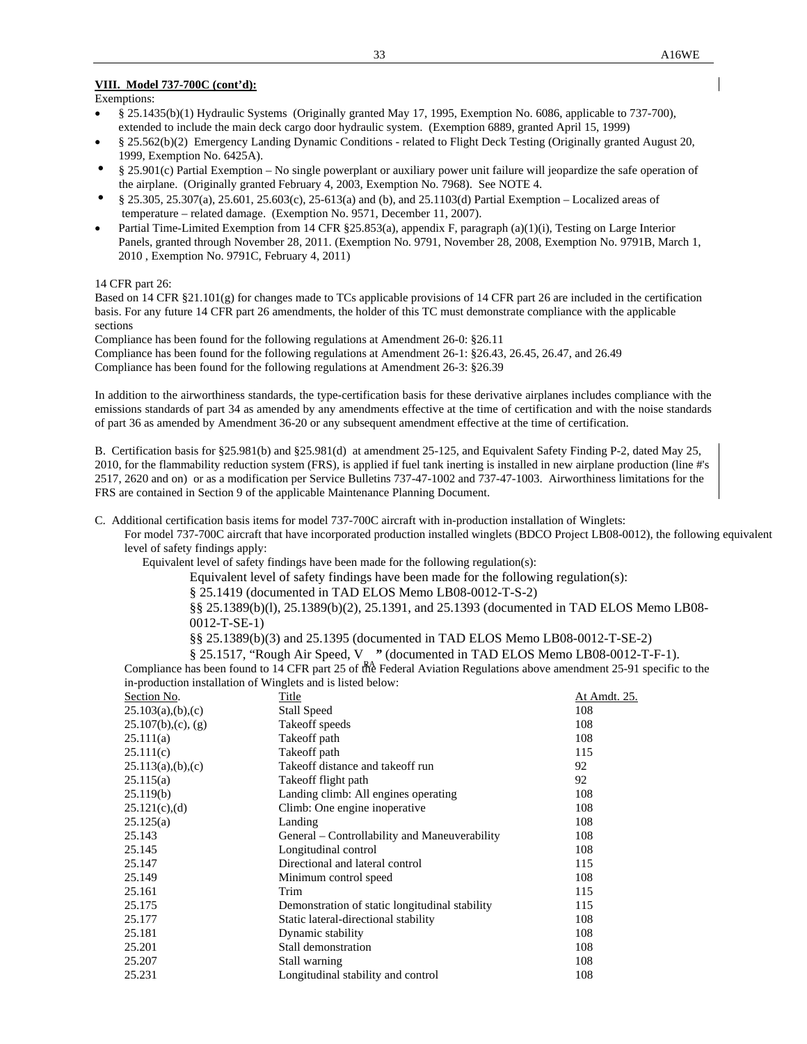**VIII. Model 737-700C (cont'd):**

Exemptions:

- § 25.1435(b)(1) Hydraulic Systems (Originally granted May 17, 1995, Exemption No. 6086, applicable to 737-700), extended to include the main deck cargo door hydraulic system. (Exemption 6889, granted April 15, 1999)
- § 25.562(b)(2) Emergency Landing Dynamic Conditions - related to Flight Deck Testing (Originally granted August 20, 1999, Exemption No. 6425A).
- § 25.901(c) Partial Exemption – No single powerplant or auxiliary power unit failure will jeopardize the safe operation of the airplane. (Originally granted February 4, 2003, Exemption No. 7968). See NOTE 4.
- § 25.305, 25.307(a), 25.601, 25.603(c), 25-613(a) and (b), and 25.1103(d) Partial Exemption – Localized areas of temperature – related damage. (Exemption No. 9571, December 11, 2007).
- Partial Time-Limited Exemption from 14 CFR §25.853(a), appendix F, paragraph (a)(1)(i), Testing on Large Interior Panels, granted through November 28, 2011. (Exemption No. 9791, November 28, 2008, Exemption No. 9791B, March 1, 2010 , Exemption No. 9791C, February 4, 2011)

14 CFR part 26:
Based on 14 CFR §21.101(g) for changes made to TCs applicable provisions of 14 CFR part 26 are included in the certification basis. For any future 14 CFR part 26 amendments, the holder of this TC must demonstrate compliance with the applicable sections
Compliance has been found for the following regulations at Amendment 26-0: §26.11
Compliance has been found for the following regulations at Amendment 26-1: §26.43, 26.45, 26.47, and 26.49
Compliance has been found for the following regulations at Amendment 26-3: §26.39

In addition to the airworthiness standards, the type-certification basis for these derivative airplanes includes compliance with the emissions standards of part 34 as amended by any amendments effective at the time of certification and with the noise standards of part 36 as amended by Amendment 36-20 or any subsequent amendment effective at the time of certification.

B. Certification basis for §25.981(b) and §25.981(d) at amendment 25-125, and Equivalent Safety Finding P-2, dated May 25, 2010, for the flammability reduction system (FRS), is applied if fuel tank inerting is installed in new airplane production (line #'s 2517, 2620 and on) or as a modification per Service Bulletins 737-47-1002 and 737-47-1003. Airworthiness limitations for the FRS are contained in Section 9 of the applicable Maintenance Planning Document.

C. Additional certification basis items for model 737-700C aircraft with in-production installation of Winglets:
For model 737-700C aircraft that have incorporated production installed winglets (BDCO Project LB08-0012), the following equivalent level of safety findings apply:
Equivalent level of safety findings have been made for the following regulation(s):
Equivalent level of safety findings have been made for the following regulation(s):
§ 25.1419 (documented in TAD ELOS Memo LB08-0012-T-S-2)
§§ 25.1389(b)(l), 25.1389(b)(2), 25.1391, and 25.1393 (documented in TAD ELOS Memo LB08-0012-T-SE-1)
§§ 25.1389(b)(3) and 25.1395 (documented in TAD ELOS Memo LB08-0012-T-SE-2)
§ 25.1517, "Rough Air Speed, $V_{RA}$" (documented in TAD ELOS Memo LB08-0012-T-F-1).
Compliance has been found to 14 CFR part 25 of the Federal Aviation Regulations above amendment 25-91 specific to the in-production installation of Winglets and is listed below:

| Section No. | Title | At Amdt. 25. |
|---|---|---|
| 25.103(a),(b),(c) | Stall Speed | 108 |
| 25.107(b),(c), (g) | Takeoff speeds | 108 |
| 25.111(a) | Takeoff path | 108 |
| 25.111(c) | Takeoff path | 115 |
| 25.113(a),(b),(c) | Takeoff distance and takeoff run | 92 |
| 25.115(a) | Takeoff flight path | 92 |
| 25.119(b) | Landing climb: All engines operating | 108 |
| 25.121(c),(d) | Climb: One engine inoperative | 108 |
| 25.125(a) | Landing | 108 |
| 25.143 | General – Controllability and Maneuverability | 108 |
| 25.145 | Longitudinal control | 108 |
| 25.147 | Directional and lateral control | 115 |
| 25.149 | Minimum control speed | 108 |
| 25.161 | Trim | 115 |
| 25.175 | Demonstration of static longitudinal stability | 115 |
| 25.177 | Static lateral-directional stability | 108 |
| 25.181 | Dynamic stability | 108 |
| 25.201 | Stall demonstration | 108 |
| 25.207 | Stall warning | 108 |
| 25.231 | Longitudinal stability and control | 108 |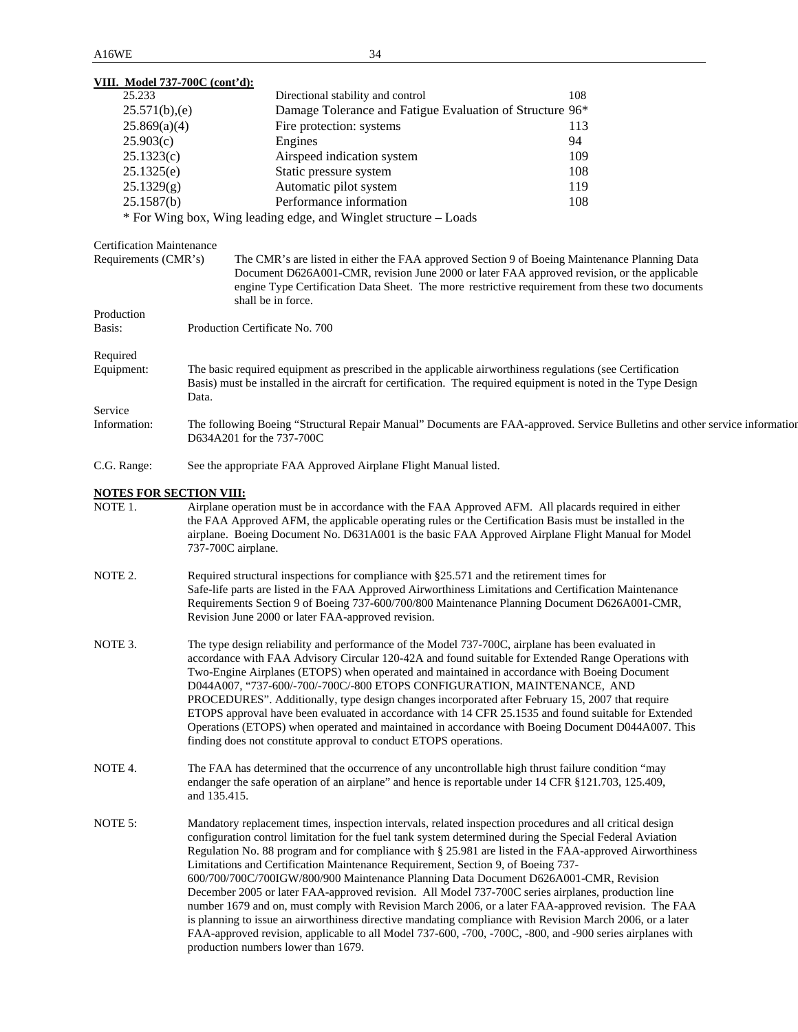**VIII. Model 737-700C (cont'd):**

| | | |
|---|---|---|
| 25.233 | Directional stability and control | 108 |
| 25.571(b),(e) | Damage Tolerance and Fatigue Evaluation of Structure | 96* |
| 25.869(a)(4) | Fire protection: systems | 113 |
| 25.903(c) | Engines | 94 |
| 25.1323(c) | Airspeed indication system | 109 |
| 25.1325(e) | Static pressure system | 108 |
| 25.1329(g) | Automatic pilot system | 119 |
| 25.1587(b) | Performance information | 108 |

\* For Wing box, Wing leading edge, and Winglet structure – Loads

Certification Maintenance Requirements (CMR's) The CMR's are listed in either the FAA approved Section 9 of Boeing Maintenance Planning Data Document D626A001-CMR, revision June 2000 or later FAA approved revision, or the applicable engine Type Certification Data Sheet. The more restrictive requirement from these two documents shall be in force.

Production Basis: Production Certificate No. 700

Required Equipment: The basic required equipment as prescribed in the applicable airworthiness regulations (see Certification Basis) must be installed in the aircraft for certification. The required equipment is noted in the Type Design Data.

Service Information: The following Boeing "Structural Repair Manual" Documents are FAA-approved. Service Bulletins and other service information D634A201 for the 737-700C

C.G. Range: See the appropriate FAA Approved Airplane Flight Manual listed.

**NOTES FOR SECTION VIII:**

NOTE 1. Airplane operation must be in accordance with the FAA Approved AFM. All placards required in either the FAA Approved AFM, the applicable operating rules or the Certification Basis must be installed in the airplane. Boeing Document No. D631A001 is the basic FAA Approved Airplane Flight Manual for Model 737-700C airplane.

NOTE 2. Required structural inspections for compliance with §25.571 and the retirement times for Safe-life parts are listed in the FAA Approved Airworthiness Limitations and Certification Maintenance Requirements Section 9 of Boeing 737-600/700/800 Maintenance Planning Document D626A001-CMR, Revision June 2000 or later FAA-approved revision.

NOTE 3. The type design reliability and performance of the Model 737-700C, airplane has been evaluated in accordance with FAA Advisory Circular 120-42A and found suitable for Extended Range Operations with Two-Engine Airplanes (ETOPS) when operated and maintained in accordance with Boeing Document D044A007, "737-600/-700/-700C/-800 ETOPS CONFIGURATION, MAINTENANCE, AND PROCEDURES". Additionally, type design changes incorporated after February 15, 2007 that require ETOPS approval have been evaluated in accordance with 14 CFR 25.1535 and found suitable for Extended Operations (ETOPS) when operated and maintained in accordance with Boeing Document D044A007. This finding does not constitute approval to conduct ETOPS operations.

NOTE 4. The FAA has determined that the occurrence of any uncontrollable high thrust failure condition "may endanger the safe operation of an airplane" and hence is reportable under 14 CFR §121.703, 125.409, and 135.415.

NOTE 5: Mandatory replacement times, inspection intervals, related inspection procedures and all critical design configuration control limitation for the fuel tank system determined during the Special Federal Aviation Regulation No. 88 program and for compliance with § 25.981 are listed in the FAA-approved Airworthiness Limitations and Certification Maintenance Requirement, Section 9, of Boeing 737-600/700/700C/700IGW/800/900 Maintenance Planning Data Document D626A001-CMR, Revision December 2005 or later FAA-approved revision. All Model 737-700C series airplanes, production line number 1679 and on, must comply with Revision March 2006, or a later FAA-approved revision. The FAA is planning to issue an airworthiness directive mandating compliance with Revision March 2006, or a later FAA-approved revision, applicable to all Model 737-600, -700, -700C, -800, and -900 series airplanes with production numbers lower than 1679.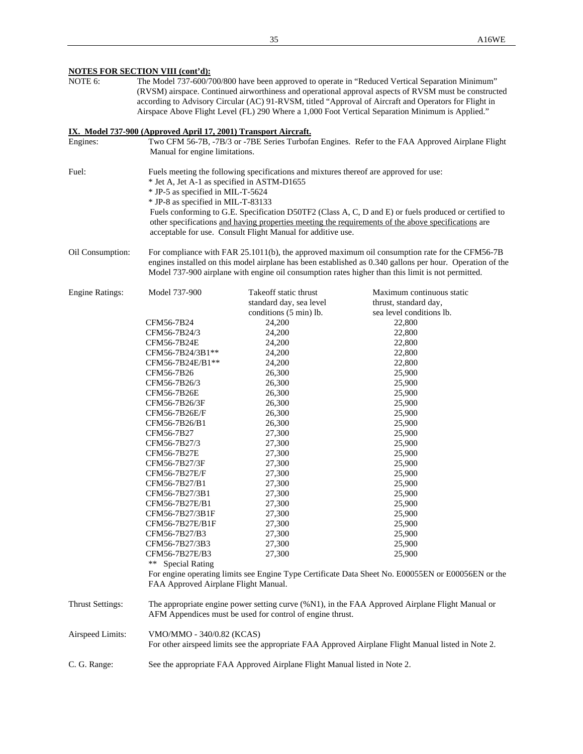**NOTES FOR SECTION VIII (cont'd):**

NOTE 6: The Model 737-600/700/800 have been approved to operate in "Reduced Vertical Separation Minimum" (RVSM) airspace. Continued airworthiness and operational approval aspects of RVSM must be constructed according to Advisory Circular (AC) 91-RVSM, titled "Approval of Aircraft and Operators for Flight in Airspace Above Flight Level (FL) 290 Where a 1,000 Foot Vertical Separation Minimum is Applied."

## IX. Model 737-900 (Approved April 17, 2001) Transport Aircraft.

Engines: Two CFM 56-7B, -7B/3 or -7BE Series Turbofan Engines. Refer to the FAA Approved Airplane Flight Manual for engine limitations.

Fuel: Fuels meeting the following specifications and mixtures thereof are approved for use:
* Jet A, Jet A-1 as specified in ASTM-D1655
* JP-5 as specified in MIL-T-5624
* JP-8 as specified in MIL-T-83133

Fuels conforming to G.E. Specification D50TF2 (Class A, C, D and E) or fuels produced or certified to other specifications and having properties meeting the requirements of the above specifications are acceptable for use. Consult Flight Manual for additive use.

Oil Consumption: For compliance with FAR 25.1011(b), the approved maximum oil consumption rate for the CFM56-7B engines installed on this model airplane has been established as 0.340 gallons per hour. Operation of the Model 737-900 airplane with engine oil consumption rates higher than this limit is not permitted.

Engine Ratings:

| Model 737-900 | Takeoff static thrust standard day, sea level conditions (5 min) lb. | Maximum continuous static thrust, standard day, sea level conditions lb. |
|---|---|---|
| CFM56-7B24 | 24,200 | 22,800 |
| CFM56-7B24/3 | 24,200 | 22,800 |
| CFM56-7B24E | 24,200 | 22,800 |
| CFM56-7B24/3B1** | 24,200 | 22,800 |
| CFM56-7B24E/B1** | 24,200 | 22,800 |
| CFM56-7B26 | 26,300 | 25,900 |
| CFM56-7B26/3 | 26,300 | 25,900 |
| CFM56-7B26E | 26,300 | 25,900 |
| CFM56-7B26/3F | 26,300 | 25,900 |
| CFM56-7B26E/F | 26,300 | 25,900 |
| CFM56-7B26/B1 | 26,300 | 25,900 |
| CFM56-7B27 | 27,300 | 25,900 |
| CFM56-7B27/3 | 27,300 | 25,900 |
| CFM56-7B27E | 27,300 | 25,900 |
| CFM56-7B27/3F | 27,300 | 25,900 |
| CFM56-7B27E/F | 27,300 | 25,900 |
| CFM56-7B27/B1 | 27,300 | 25,900 |
| CFM56-7B27/3B1 | 27,300 | 25,900 |
| CFM56-7B27E/B1 | 27,300 | 25,900 |
| CFM56-7B27/3B1F | 27,300 | 25,900 |
| CFM56-7B27E/B1F | 27,300 | 25,900 |
| CFM56-7B27/B3 | 27,300 | 25,900 |
| CFM56-7B27/3B3 | 27,300 | 25,900 |
| CFM56-7B27E/B3 | 27,300 | 25,900 |

** Special Rating

For engine operating limits see Engine Type Certificate Data Sheet No. E00055EN or E00056EN or the FAA Approved Airplane Flight Manual.

Thrust Settings: The appropriate engine power setting curve (%N1), in the FAA Approved Airplane Flight Manual or AFM Appendices must be used for control of engine thrust.

Airspeed Limits: VMO/MMO - 340/0.82 (KCAS)
For other airspeed limits see the appropriate FAA Approved Airplane Flight Manual listed in Note 2.

C. G. Range: See the appropriate FAA Approved Airplane Flight Manual listed in Note 2.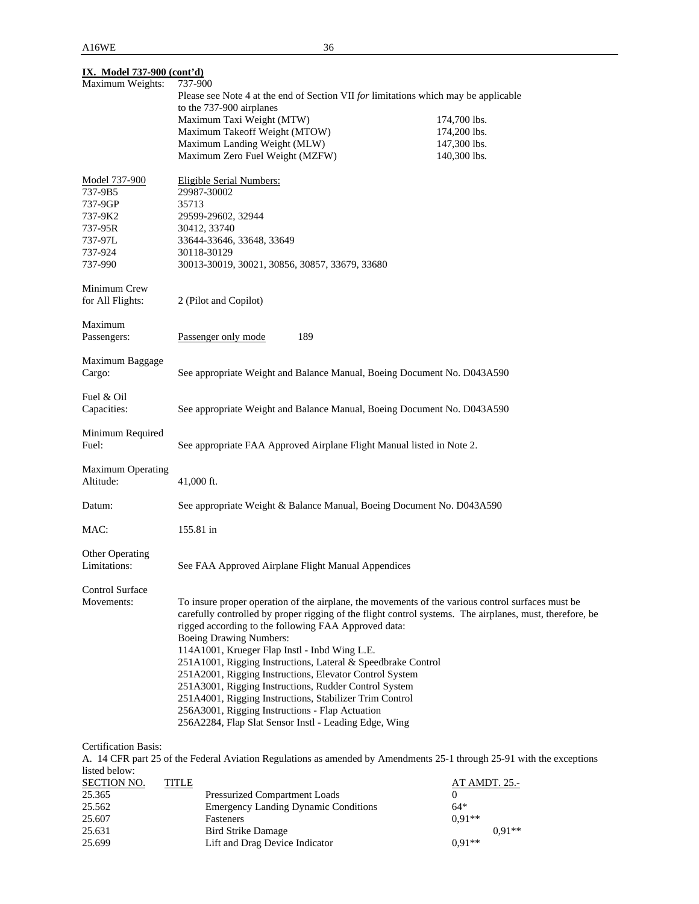**IX. Model 737-900 (cont'd)**

| | | |
|---|---|---|
| Maximum Weights: | 737-900 | |
| | Please see Note 4 at the end of Section VII *for* limitations which may be applicable to the 737-900 airplanes | |
| | Maximum Taxi Weight (MTW) | 174,700 lbs. |
| | Maximum Takeoff Weight (MTOW) | 174,200 lbs. |
| | Maximum Landing Weight (MLW) | 147,300 lbs. |
| | Maximum Zero Fuel Weight (MZFW) | 140,300 lbs. |

| Model 737-900 | Eligible Serial Numbers: |
|---|---|
| 737-9B5 | 29987-30002 |
| 737-9GP | 35713 |
| 737-9K2 | 29599-29602, 32944 |
| 737-95R | 30412, 33740 |
| 737-97L | 33644-33646, 33648, 33649 |
| 737-924 | 30118-30129 |
| 737-990 | 30013-30019, 30021, 30856, 30857, 33679, 33680 |

Minimum Crew for All Flights: 2 (Pilot and Copilot)

Maximum Passengers: Passenger only mode 189

Maximum Baggage Cargo: See appropriate Weight and Balance Manual, Boeing Document No. D043A590

Fuel & Oil Capacities: See appropriate Weight and Balance Manual, Boeing Document No. D043A590

Minimum Required Fuel: See appropriate FAA Approved Airplane Flight Manual listed in Note 2.

Maximum Operating Altitude: 41,000 ft.

Datum: See appropriate Weight & Balance Manual, Boeing Document No. D043A590

MAC: 155.81 in

Other Operating Limitations: See FAA Approved Airplane Flight Manual Appendices

Control Surface Movements: To insure proper operation of the airplane, the movements of the various control surfaces must be carefully controlled by proper rigging of the flight control systems. The airplanes, must, therefore, be rigged according to the following FAA Approved data:
Boeing Drawing Numbers:
114A1001, Krueger Flap Instl - Inbd Wing L.E.
251A1001, Rigging Instructions, Lateral & Speedbrake Control
251A2001, Rigging Instructions, Elevator Control System
251A3001, Rigging Instructions, Rudder Control System
251A4001, Rigging Instructions, Stabilizer Trim Control
256A3001, Rigging Instructions - Flap Actuation
256A2284, Flap Slat Sensor Instl - Leading Edge, Wing

Certification Basis:
A. 14 CFR part 25 of the Federal Aviation Regulations as amended by Amendments 25-1 through 25-91 with the exceptions listed below:

| SECTION NO. | TITLE | AT AMDT. 25.- |
|---|---|---|
| 25.365 | Pressurized Compartment Loads | 0 |
| 25.562 | Emergency Landing Dynamic Conditions | 64* |
| 25.607 | Fasteners | 0,91** |
| 25.631 | Bird Strike Damage | 0,91** |
| 25.699 | Lift and Drag Device Indicator | 0,91** |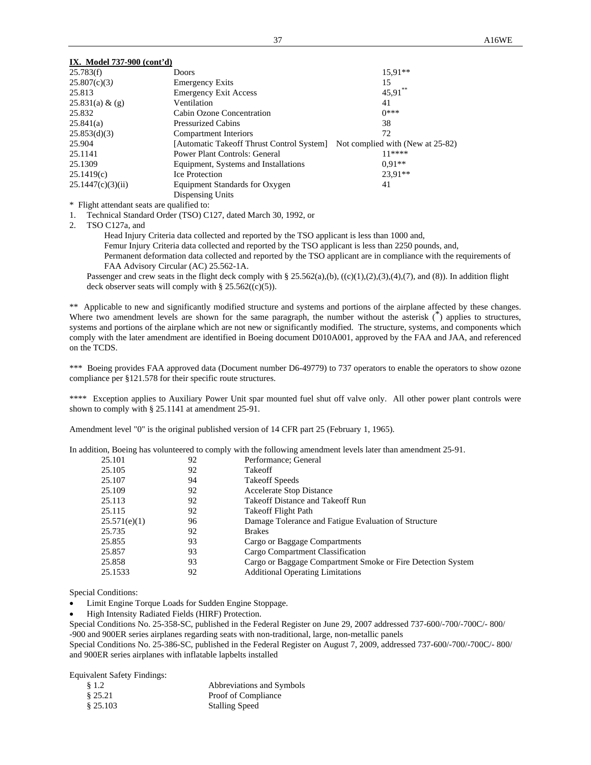**IX. Model 737-900 (cont'd)**

| | | |
|---|---|---|
| 25.783(f) | Doors | 15,91** |
| 25.807(c)(3) | Emergency Exits | 15 |
| 25.813 | Emergency Exit Access | 45,91** |
| 25.831(a) & (g) | Ventilation | 41 |
| 25.832 | Cabin Ozone Concentration | 0*** |
| 25.841(a) | Pressurized Cabins | 38 |
| 25.853(d)(3) | Compartment Interiors | 72 |
| 25.904 | [Automatic Takeoff Thrust Control System] | Not complied with (New at 25-82) |
| 25.1141 | Power Plant Controls: General | 11**** |
| 25.1309 | Equipment, Systems and Installations | 0,91** |
| 25.1419(c) | Ice Protection | 23,91** |
| 25.1447(c)(3)(ii) | Equipment Standards for Oxygen Dispensing Units | 41 |

\* Flight attendant seats are qualified to:

1. Technical Standard Order (TSO) C127, dated March 30, 1992, or
2. TSO C127a, and

   Head Injury Criteria data collected and reported by the TSO applicant is less than 1000 and,
   Femur Injury Criteria data collected and reported by the TSO applicant is less than 2250 pounds, and,
   Permanent deformation data collected and reported by the TSO applicant are in compliance with the requirements of FAA Advisory Circular (AC) 25.562-1A.

Passenger and crew seats in the flight deck comply with § 25.562(a),(b), ((c)(1),(2),(3),(4),(7), and (8)). In addition flight deck observer seats will comply with § 25.562((c)(5)).

** Applicable to new and significantly modified structure and systems and portions of the airplane affected by these changes. Where two amendment levels are shown for the same paragraph, the number without the asterisk (*) applies to structures, systems and portions of the airplane which are not new or significantly modified. The structure, systems, and components which comply with the later amendment are identified in Boeing document D010A001, approved by the FAA and JAA, and referenced on the TCDS.

*** Boeing provides FAA approved data (Document number D6-49779) to 737 operators to enable the operators to show ozone compliance per §121.578 for their specific route structures.

**** Exception applies to Auxiliary Power Unit spar mounted fuel shut off valve only. All other power plant controls were shown to comply with § 25.1141 at amendment 25-91.

Amendment level "0" is the original published version of 14 CFR part 25 (February 1, 1965).

In addition, Boeing has volunteered to comply with the following amendment levels later than amendment 25-91.

| | | |
|---|---|---|
| 25.101 | 92 | Performance; General |
| 25.105 | 92 | Takeoff |
| 25.107 | 94 | Takeoff Speeds |
| 25.109 | 92 | Accelerate Stop Distance |
| 25.113 | 92 | Takeoff Distance and Takeoff Run |
| 25.115 | 92 | Takeoff Flight Path |
| 25.571(e)(1) | 96 | Damage Tolerance and Fatigue Evaluation of Structure |
| 25.735 | 92 | Brakes |
| 25.855 | 93 | Cargo or Baggage Compartments |
| 25.857 | 93 | Cargo Compartment Classification |
| 25.858 | 93 | Cargo or Baggage Compartment Smoke or Fire Detection System |
| 25.1533 | 92 | Additional Operating Limitations |

Special Conditions:

- Limit Engine Torque Loads for Sudden Engine Stoppage.
- High Intensity Radiated Fields (HIRF) Protection.

Special Conditions No. 25-358-SC, published in the Federal Register on June 29, 2007 addressed 737-600/-700/-700C/- 800/ -900 and 900ER series airplanes regarding seats with non-traditional, large, non-metallic panels

Special Conditions No. 25-386-SC, published in the Federal Register on August 7, 2009, addressed 737-600/-700/-700C/- 800/ and 900ER series airplanes with inflatable lapbelts installed

Equivalent Safety Findings:

| | |
|---|---|
| § 1.2 | Abbreviations and Symbols |
| § 25.21 | Proof of Compliance |
| § 25.103 | Stalling Speed |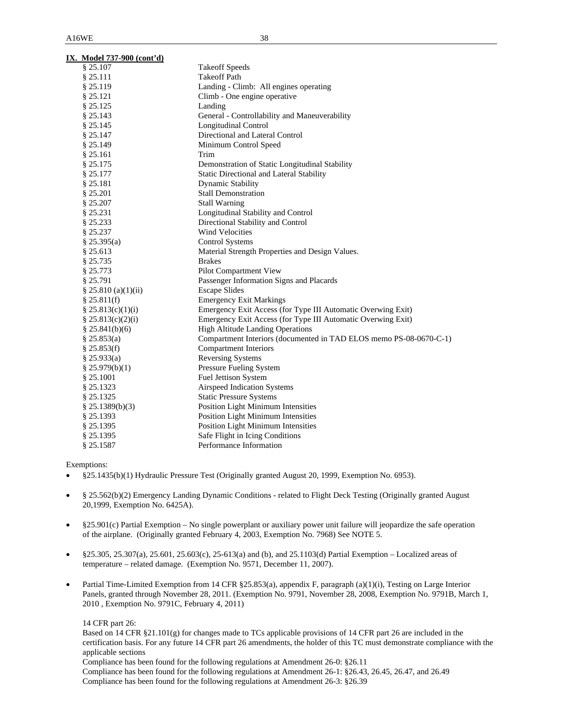**IX. Model 737-900 (cont'd)**

| | |
|---|---|
| § 25.107 | Takeoff Speeds |
| § 25.111 | Takeoff Path |
| § 25.119 | Landing - Climb: All engines operating |
| § 25.121 | Climb - One engine operative |
| § 25.125 | Landing |
| § 25.143 | General - Controllability and Maneuverability |
| § 25.145 | Longitudinal Control |
| § 25.147 | Directional and Lateral Control |
| § 25.149 | Minimum Control Speed |
| § 25.161 | Trim |
| § 25.175 | Demonstration of Static Longitudinal Stability |
| § 25.177 | Static Directional and Lateral Stability |
| § 25.181 | Dynamic Stability |
| § 25.201 | Stall Demonstration |
| § 25.207 | Stall Warning |
| § 25.231 | Longitudinal Stability and Control |
| § 25.233 | Directional Stability and Control |
| § 25.237 | Wind Velocities |
| § 25.395(a) | Control Systems |
| § 25.613 | Material Strength Properties and Design Values. |
| § 25.735 | Brakes |
| § 25.773 | Pilot Compartment View |
| § 25.791 | Passenger Information Signs and Placards |
| § 25.810 (a)(1)(ii) | Escape Slides |
| § 25.811(f) | Emergency Exit Markings |
| § 25.813(c)(1)(i) | Emergency Exit Access (for Type III Automatic Overwing Exit) |
| § 25.813(c)(2)(i) | Emergency Exit Access (for Type III Automatic Overwing Exit) |
| § 25.841(b)(6) | High Altitude Landing Operations |
| § 25.853(a) | Compartment Interiors (documented in TAD ELOS memo PS-08-0670-C-1) |
| § 25.853(f) | Compartment Interiors |
| § 25.933(a) | Reversing Systems |
| § 25.979(b)(1) | Pressure Fueling System |
| § 25.1001 | Fuel Jettison System |
| § 25.1323 | Airspeed Indication Systems |
| § 25.1325 | Static Pressure Systems |
| § 25.1389(b)(3) | Position Light Minimum Intensities |
| § 25.1393 | Position Light Minimum Intensities |
| § 25.1395 | Position Light Minimum Intensities |
| § 25.1395 | Safe Flight in Icing Conditions |
| § 25.1587 | Performance Information |

Exemptions:

- §25.1435(b)(1) Hydraulic Pressure Test (Originally granted August 20, 1999, Exemption No. 6953).
- § 25.562(b)(2) Emergency Landing Dynamic Conditions - related to Flight Deck Testing (Originally granted August 20,1999, Exemption No. 6425A).
- §25.901(c) Partial Exemption – No single powerplant or auxiliary power unit failure will jeopardize the safe operation of the airplane. (Originally granted February 4, 2003, Exemption No. 7968) See NOTE 5.
- §25.305, 25.307(a), 25.601, 25.603(c), 25-613(a) and (b), and 25.1103(d) Partial Exemption – Localized areas of temperature – related damage. (Exemption No. 9571, December 11, 2007).
- Partial Time-Limited Exemption from 14 CFR §25.853(a), appendix F, paragraph (a)(1)(i), Testing on Large Interior Panels, granted through November 28, 2011. (Exemption No. 9791, November 28, 2008, Exemption No. 9791B, March 1, 2010 , Exemption No. 9791C, February 4, 2011)

14 CFR part 26:
Based on 14 CFR §21.101(g) for changes made to TCs applicable provisions of 14 CFR part 26 are included in the certification basis. For any future 14 CFR part 26 amendments, the holder of this TC must demonstrate compliance with the applicable sections
Compliance has been found for the following regulations at Amendment 26-0: §26.11
Compliance has been found for the following regulations at Amendment 26-1: §26.43, 26.45, 26.47, and 26.49
Compliance has been found for the following regulations at Amendment 26-3: §26.39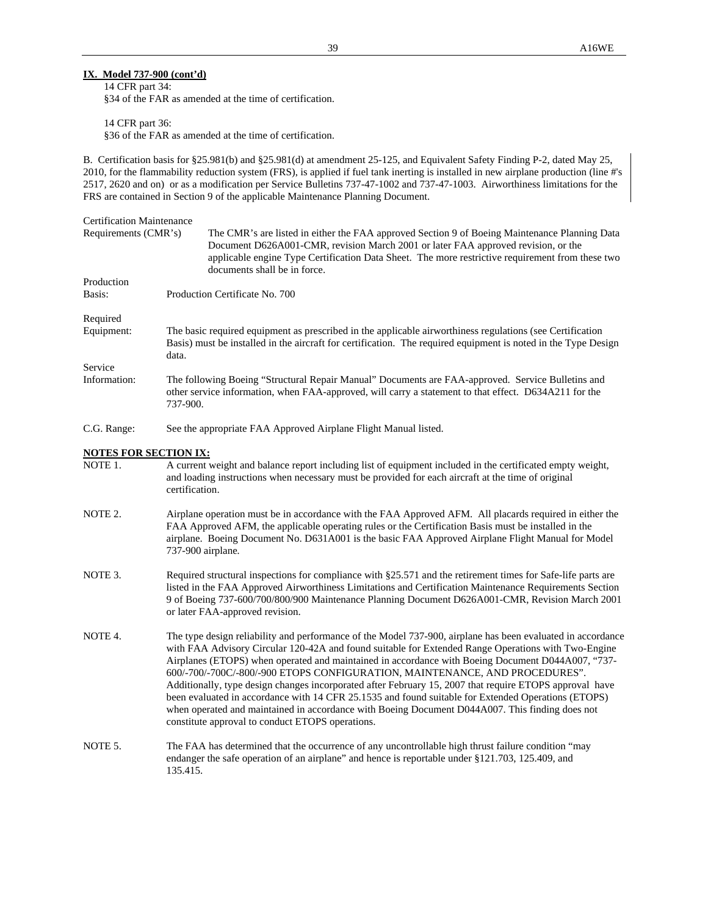**IX. Model 737-900 (cont'd)**

14 CFR part 34:
§34 of the FAR as amended at the time of certification.

14 CFR part 36:
§36 of the FAR as amended at the time of certification.

B. Certification basis for §25.981(b) and §25.981(d) at amendment 25-125, and Equivalent Safety Finding P-2, dated May 25, 2010, for the flammability reduction system (FRS), is applied if fuel tank inerting is installed in new airplane production (line #'s 2517, 2620 and on) or as a modification per Service Bulletins 737-47-1002 and 737-47-1003. Airworthiness limitations for the FRS are contained in Section 9 of the applicable Maintenance Planning Document.

Certification Maintenance Requirements (CMR's): The CMR's are listed in either the FAA approved Section 9 of Boeing Maintenance Planning Data Document D626A001-CMR, revision March 2001 or later FAA approved revision, or the applicable engine Type Certification Data Sheet. The more restrictive requirement from these two documents shall be in force.

Production Basis: Production Certificate No. 700

Required Equipment: The basic required equipment as prescribed in the applicable airworthiness regulations (see Certification Basis) must be installed in the aircraft for certification. The required equipment is noted in the Type Design data.

Service Information: The following Boeing "Structural Repair Manual" Documents are FAA-approved. Service Bulletins and other service information, when FAA-approved, will carry a statement to that effect. D634A211 for the 737-900.

C.G. Range: See the appropriate FAA Approved Airplane Flight Manual listed.

**NOTES FOR SECTION IX:**

NOTE 1. A current weight and balance report including list of equipment included in the certificated empty weight, and loading instructions when necessary must be provided for each aircraft at the time of original certification.

NOTE 2. Airplane operation must be in accordance with the FAA Approved AFM. All placards required in either the FAA Approved AFM, the applicable operating rules or the Certification Basis must be installed in the airplane. Boeing Document No. D631A001 is the basic FAA Approved Airplane Flight Manual for Model 737-900 airplane.

NOTE 3. Required structural inspections for compliance with §25.571 and the retirement times for Safe-life parts are listed in the FAA Approved Airworthiness Limitations and Certification Maintenance Requirements Section 9 of Boeing 737-600/700/800/900 Maintenance Planning Document D626A001-CMR, Revision March 2001 or later FAA-approved revision.

NOTE 4. The type design reliability and performance of the Model 737-900, airplane has been evaluated in accordance with FAA Advisory Circular 120-42A and found suitable for Extended Range Operations with Two-Engine Airplanes (ETOPS) when operated and maintained in accordance with Boeing Document D044A007, "737-600/-700/-700C/-800/-900 ETOPS CONFIGURATION, MAINTENANCE, AND PROCEDURES". Additionally, type design changes incorporated after February 15, 2007 that require ETOPS approval have been evaluated in accordance with 14 CFR 25.1535 and found suitable for Extended Operations (ETOPS) when operated and maintained in accordance with Boeing Document D044A007. This finding does not constitute approval to conduct ETOPS operations.

NOTE 5. The FAA has determined that the occurrence of any uncontrollable high thrust failure condition "may endanger the safe operation of an airplane" and hence is reportable under §121.703, 125.409, and 135.415.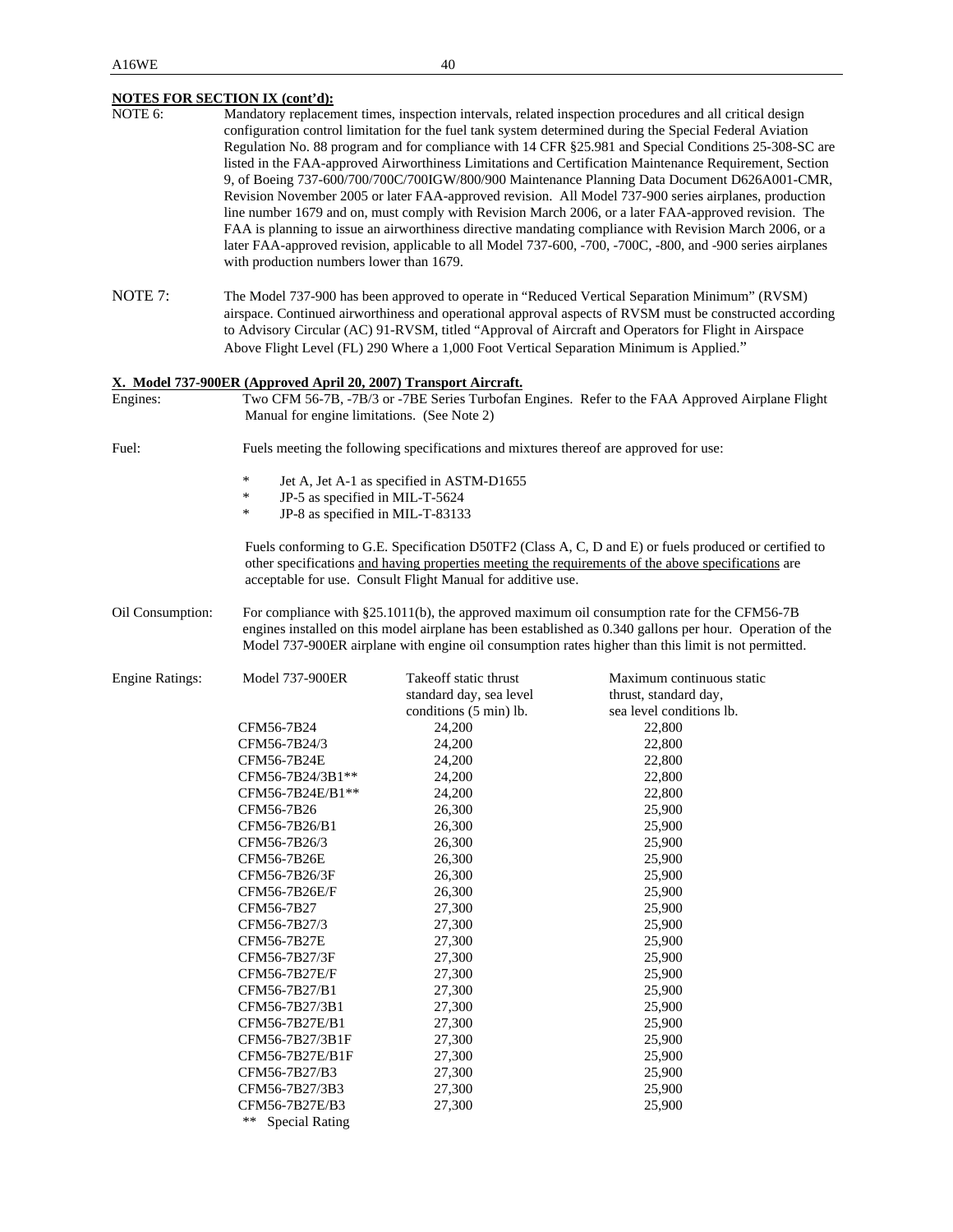**NOTES FOR SECTION IX (cont'd):**

NOTE 6: Mandatory replacement times, inspection intervals, related inspection procedures and all critical design configuration control limitation for the fuel tank system determined during the Special Federal Aviation Regulation No. 88 program and for compliance with 14 CFR §25.981 and Special Conditions 25-308-SC are listed in the FAA-approved Airworthiness Limitations and Certification Maintenance Requirement, Section 9, of Boeing 737-600/700/700C/700IGW/800/900 Maintenance Planning Data Document D626A001-CMR, Revision November 2005 or later FAA-approved revision. All Model 737-900 series airplanes, production line number 1679 and on, must comply with Revision March 2006, or a later FAA-approved revision. The FAA is planning to issue an airworthiness directive mandating compliance with Revision March 2006, or a later FAA-approved revision, applicable to all Model 737-600, -700, -700C, -800, and -900 series airplanes with production numbers lower than 1679.

NOTE 7: The Model 737-900 has been approved to operate in "Reduced Vertical Separation Minimum" (RVSM) airspace. Continued airworthiness and operational approval aspects of RVSM must be constructed according to Advisory Circular (AC) 91-RVSM, titled "Approval of Aircraft and Operators for Flight in Airspace Above Flight Level (FL) 290 Where a 1,000 Foot Vertical Separation Minimum is Applied."

**X. Model 737-900ER (Approved April 20, 2007) Transport Aircraft.**

Engines: Two CFM 56-7B, -7B/3 or -7BE Series Turbofan Engines. Refer to the FAA Approved Airplane Flight Manual for engine limitations. (See Note 2)

Fuel: Fuels meeting the following specifications and mixtures thereof are approved for use:

- Jet A, Jet A-1 as specified in ASTM-D1655
- JP-5 as specified in MIL-T-5624
- JP-8 as specified in MIL-T-83133

Fuels conforming to G.E. Specification D50TF2 (Class A, C, D and E) or fuels produced or certified to other specifications and having properties meeting the requirements of the above specifications are acceptable for use. Consult Flight Manual for additive use.

Oil Consumption: For compliance with §25.1011(b), the approved maximum oil consumption rate for the CFM56-7B engines installed on this model airplane has been established as 0.340 gallons per hour. Operation of the Model 737-900ER airplane with engine oil consumption rates higher than this limit is not permitted.

Engine Ratings:

| Model 737-900ER | Takeoff static thrust standard day, sea level conditions (5 min) lb. | Maximum continuous static thrust, standard day, sea level conditions lb. |
|---|---|---|
| CFM56-7B24 | 24,200 | 22,800 |
| CFM56-7B24/3 | 24,200 | 22,800 |
| CFM56-7B24E | 24,200 | 22,800 |
| CFM56-7B24/3B1** | 24,200 | 22,800 |
| CFM56-7B24E/B1** | 24,200 | 22,800 |
| CFM56-7B26 | 26,300 | 25,900 |
| CFM56-7B26/B1 | 26,300 | 25,900 |
| CFM56-7B26/3 | 26,300 | 25,900 |
| CFM56-7B26E | 26,300 | 25,900 |
| CFM56-7B26/3F | 26,300 | 25,900 |
| CFM56-7B26E/F | 26,300 | 25,900 |
| CFM56-7B27 | 27,300 | 25,900 |
| CFM56-7B27/3 | 27,300 | 25,900 |
| CFM56-7B27E | 27,300 | 25,900 |
| CFM56-7B27/3F | 27,300 | 25,900 |
| CFM56-7B27E/F | 27,300 | 25,900 |
| CFM56-7B27/B1 | 27,300 | 25,900 |
| CFM56-7B27/3B1 | 27,300 | 25,900 |
| CFM56-7B27E/B1 | 27,300 | 25,900 |
| CFM56-7B27/3B1F | 27,300 | 25,900 |
| CFM56-7B27E/B1F | 27,300 | 25,900 |
| CFM56-7B27/B3 | 27,300 | 25,900 |
| CFM56-7B27/3B3 | 27,300 | 25,900 |
| CFM56-7B27E/B3 | 27,300 | 25,900 |

** Special Rating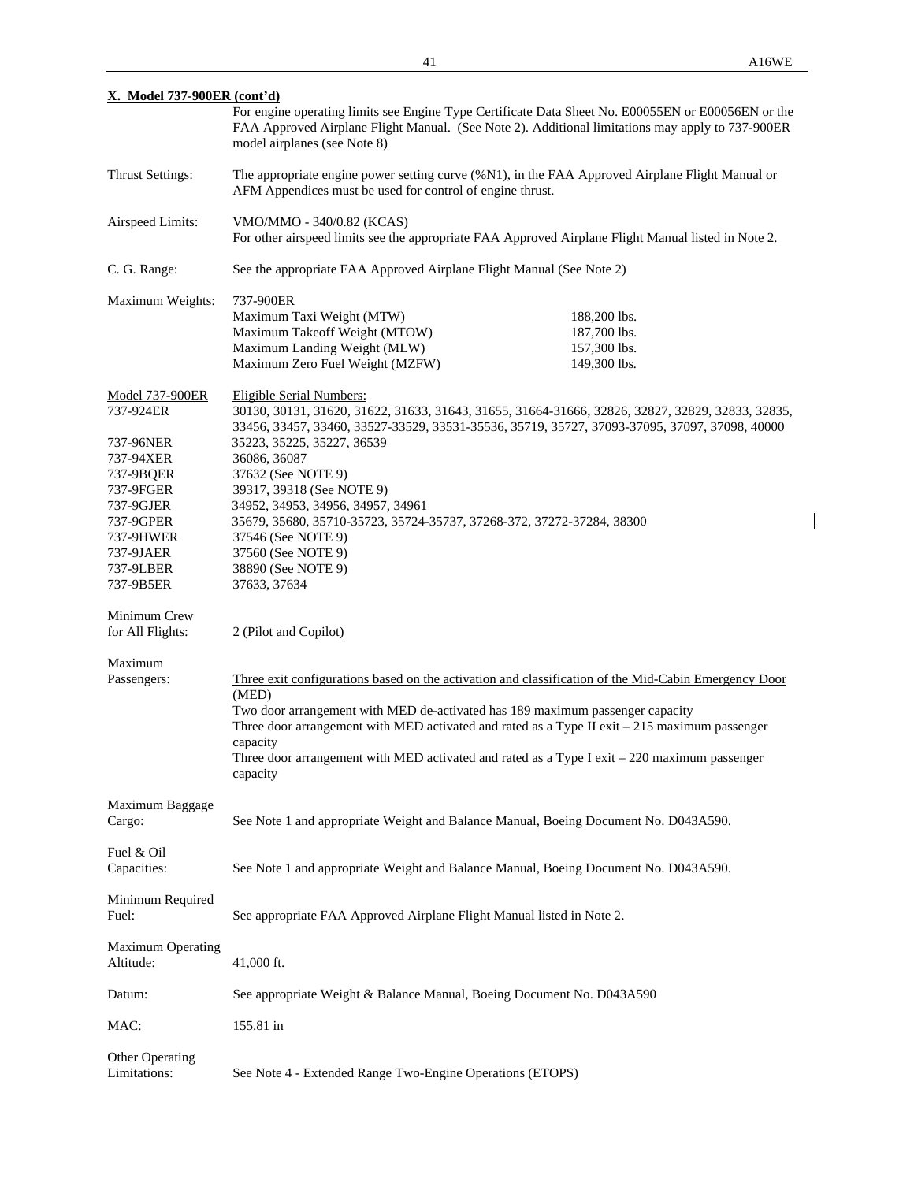**X. Model 737-900ER (cont'd)**

For engine operating limits see Engine Type Certificate Data Sheet No. E00055EN or E00056EN or the FAA Approved Airplane Flight Manual. (See Note 2). Additional limitations may apply to 737-900ER model airplanes (see Note 8)

| | |
|---|---|
| Thrust Settings: | The appropriate engine power setting curve (%N1), in the FAA Approved Airplane Flight Manual or AFM Appendices must be used for control of engine thrust. |
| Airspeed Limits: | VMO/MMO - 340/0.82 (KCAS)<br>For other airspeed limits see the appropriate FAA Approved Airplane Flight Manual listed in Note 2. |
| C. G. Range: | See the appropriate FAA Approved Airplane Flight Manual (See Note 2) |

Maximum Weights: 737-900ER

| | |
|---|---|
| Maximum Taxi Weight (MTW) | 188,200 lbs. |
| Maximum Takeoff Weight (MTOW) | 187,700 lbs. |
| Maximum Landing Weight (MLW) | 157,300 lbs. |
| Maximum Zero Fuel Weight (MZFW) | 149,300 lbs. |

| Model 737-900ER | Eligible Serial Numbers: |
|---|---|
| 737-924ER | 30130, 30131, 31620, 31622, 31633, 31643, 31655, 31664-31666, 32826, 32827, 32829, 32833, 32835, 33456, 33457, 33460, 33527-33529, 33531-35536, 35719, 35727, 37093-37095, 37097, 37098, 40000 |
| 737-96NER | 35223, 35225, 35227, 36539 |
| 737-94XER | 36086, 36087 |
| 737-9BQER | 37632 (See NOTE 9) |
| 737-9FGER | 39317, 39318 (See NOTE 9) |
| 737-9GJER | 34952, 34953, 34956, 34957, 34961 |
| 737-9GPER | 35679, 35680, 35710-35723, 35724-35737, 37268-372, 37272-37284, 38300 |
| 737-9HWER | 37546 (See NOTE 9) |
| 737-9JAER | 37560 (See NOTE 9) |
| 737-9LBER | 38890 (See NOTE 9) |
| 737-9B5ER | 37633, 37634 |

Minimum Crew for All Flights: 2 (Pilot and Copilot)

Maximum Passengers:

Three exit configurations based on the activation and classification of the Mid-Cabin Emergency Door (MED)

Two door arrangement with MED de-activated has 189 maximum passenger capacity

Three door arrangement with MED activated and rated as a Type II exit – 215 maximum passenger capacity

Three door arrangement with MED activated and rated as a Type I exit – 220 maximum passenger capacity

| | |
|---|---|
| Maximum Baggage Cargo: | See Note 1 and appropriate Weight and Balance Manual, Boeing Document No. D043A590. |
| Fuel & Oil Capacities: | See Note 1 and appropriate Weight and Balance Manual, Boeing Document No. D043A590. |
| Minimum Required Fuel: | See appropriate FAA Approved Airplane Flight Manual listed in Note 2. |
| Maximum Operating Altitude: | 41,000 ft. |
| Datum: | See appropriate Weight & Balance Manual, Boeing Document No. D043A590 |
| MAC: | 155.81 in |
| Other Operating Limitations: | See Note 4 - Extended Range Two-Engine Operations (ETOPS) |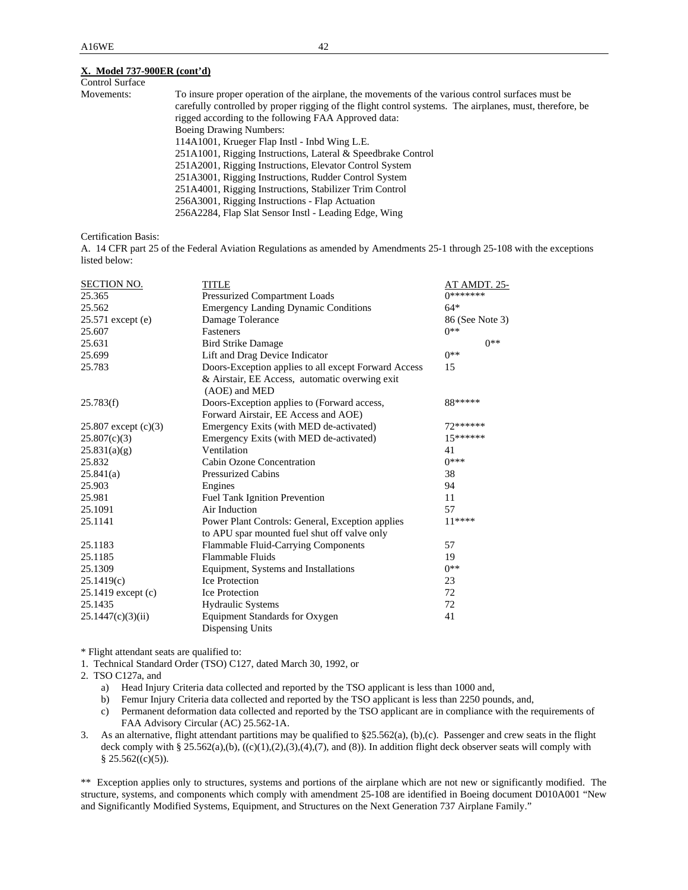**X. Model 737-900ER (cont'd)**

Control Surface Movements: To insure proper operation of the airplane, the movements of the various control surfaces must be carefully controlled by proper rigging of the flight control systems. The airplanes, must, therefore, be rigged according to the following FAA Approved data:
Boeing Drawing Numbers:
114A1001, Krueger Flap Instl - Inbd Wing L.E.
251A1001, Rigging Instructions, Lateral & Speedbrake Control
251A2001, Rigging Instructions, Elevator Control System
251A3001, Rigging Instructions, Rudder Control System
251A4001, Rigging Instructions, Stabilizer Trim Control
256A3001, Rigging Instructions - Flap Actuation
256A2284, Flap Slat Sensor Instl - Leading Edge, Wing

Certification Basis:

A. 14 CFR part 25 of the Federal Aviation Regulations as amended by Amendments 25-1 through 25-108 with the exceptions listed below:

| SECTION NO. | TITLE | AT AMDT. 25- |
|---|---|---|
| 25.365 | Pressurized Compartment Loads | 0******* |
| 25.562 | Emergency Landing Dynamic Conditions | 64* |
| 25.571 except (e) | Damage Tolerance | 86 (See Note 3) |
| 25.607 | Fasteners | 0** |
| 25.631 | Bird Strike Damage | 0** |
| 25.699 | Lift and Drag Device Indicator | 0** |
| 25.783 | Doors-Exception applies to all except Forward Access & Airstair, EE Access, automatic overwing exit (AOE) and MED | 15 |
| 25.783(f) | Doors-Exception applies to (Forward access, Forward Airstair, EE Access and AOE) | 88***** |
| 25.807 except (c)(3) | Emergency Exits (with MED de-activated) | 72****** |
| 25.807(c)(3) | Emergency Exits (with MED de-activated) | 15****** |
| 25.831(a)(g) | Ventilation | 41 |
| 25.832 | Cabin Ozone Concentration | 0*** |
| 25.841(a) | Pressurized Cabins | 38 |
| 25.903 | Engines | 94 |
| 25.981 | Fuel Tank Ignition Prevention | 11 |
| 25.1091 | Air Induction | 57 |
| 25.1141 | Power Plant Controls: General, Exception applies to APU spar mounted fuel shut off valve only | 11**** |
| 25.1183 | Flammable Fluid-Carrying Components | 57 |
| 25.1185 | Flammable Fluids | 19 |
| 25.1309 | Equipment, Systems and Installations | 0** |
| 25.1419(c) | Ice Protection | 23 |
| 25.1419 except (c) | Ice Protection | 72 |
| 25.1435 | Hydraulic Systems | 72 |
| 25.1447(c)(3)(ii) | Equipment Standards for Oxygen Dispensing Units | 41 |

\* Flight attendant seats are qualified to:

1. Technical Standard Order (TSO) C127, dated March 30, 1992, or
2. TSO C127a, and
   a) Head Injury Criteria data collected and reported by the TSO applicant is less than 1000 and,
   b) Femur Injury Criteria data collected and reported by the TSO applicant is less than 2250 pounds, and,
   c) Permanent deformation data collected and reported by the TSO applicant are in compliance with the requirements of FAA Advisory Circular (AC) 25.562-1A.
3. As an alternative, flight attendant partitions may be qualified to §25.562(a), (b),(c). Passenger and crew seats in the flight deck comply with § 25.562(a),(b), ((c)(1),(2),(3),(4),(7), and (8)). In addition flight deck observer seats will comply with § 25.562((c)(5)).

** Exception applies only to structures, systems and portions of the airplane which are not new or significantly modified. The structure, systems, and components which comply with amendment 25-108 are identified in Boeing document D010A001 "New and Significantly Modified Systems, Equipment, and Structures on the Next Generation 737 Airplane Family."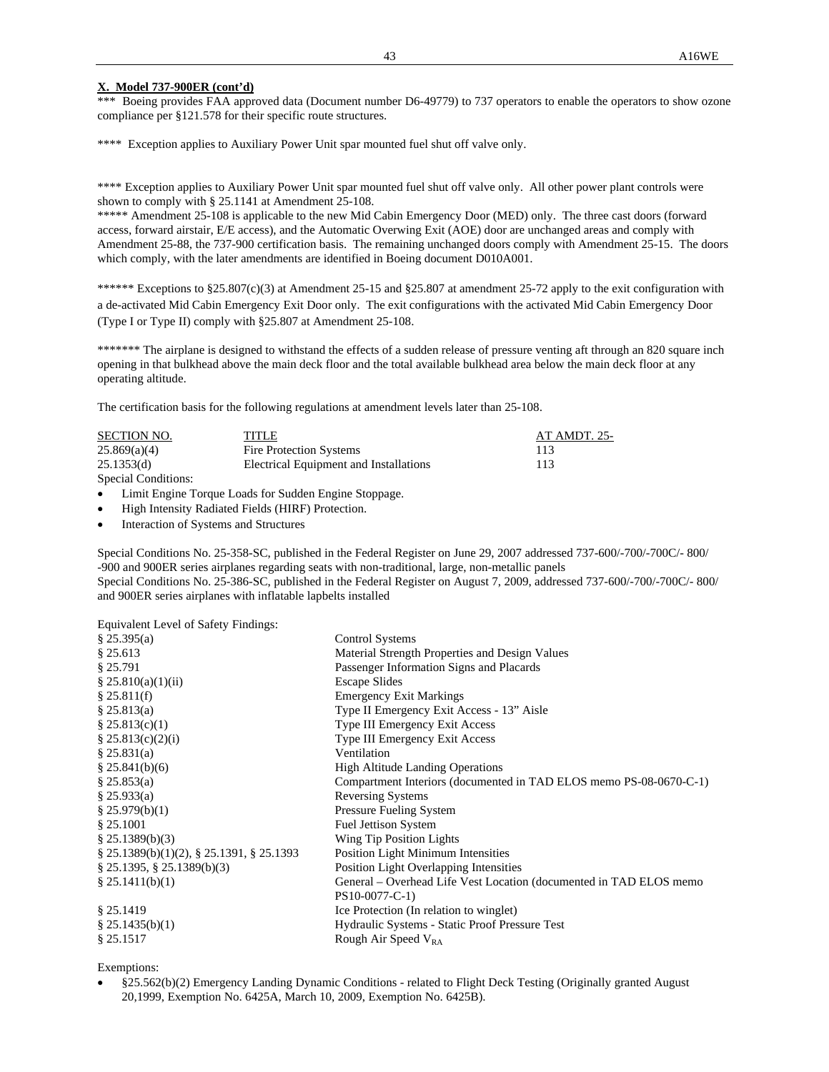**X. Model 737-900ER (cont'd)**

*** Boeing provides FAA approved data (Document number D6-49779) to 737 operators to enable the operators to show ozone compliance per §121.578 for their specific route structures.

**** Exception applies to Auxiliary Power Unit spar mounted fuel shut off valve only.

**** Exception applies to Auxiliary Power Unit spar mounted fuel shut off valve only. All other power plant controls were shown to comply with § 25.1141 at Amendment 25-108.

***** Amendment 25-108 is applicable to the new Mid Cabin Emergency Door (MED) only. The three cast doors (forward access, forward airstair, E/E access), and the Automatic Overwing Exit (AOE) door are unchanged areas and comply with Amendment 25-88, the 737-900 certification basis. The remaining unchanged doors comply with Amendment 25-15. The doors which comply, with the later amendments are identified in Boeing document D010A001.

****** Exceptions to §25.807(c)(3) at Amendment 25-15 and §25.807 at amendment 25-72 apply to the exit configuration with a de-activated Mid Cabin Emergency Exit Door only. The exit configurations with the activated Mid Cabin Emergency Door (Type I or Type II) comply with §25.807 at Amendment 25-108.

******* The airplane is designed to withstand the effects of a sudden release of pressure venting aft through an 820 square inch opening in that bulkhead above the main deck floor and the total available bulkhead area below the main deck floor at any operating altitude.

The certification basis for the following regulations at amendment levels later than 25-108.

| SECTION NO. | TITLE | AT AMDT. 25- |
|---|---|---|
| 25.869(a)(4) | Fire Protection Systems | 113 |
| 25.1353(d) | Electrical Equipment and Installations | 113 |

Special Conditions:

- Limit Engine Torque Loads for Sudden Engine Stoppage.
- High Intensity Radiated Fields (HIRF) Protection.
- Interaction of Systems and Structures

Special Conditions No. 25-358-SC, published in the Federal Register on June 29, 2007 addressed 737-600/-700/-700C/- 800/ -900 and 900ER series airplanes regarding seats with non-traditional, large, non-metallic panels
Special Conditions No. 25-386-SC, published in the Federal Register on August 7, 2009, addressed 737-600/-700/-700C/- 800/ and 900ER series airplanes with inflatable lapbelts installed

Equivalent Level of Safety Findings:

| | |
|---|---|
| § 25.395(a) | Control Systems |
| § 25.613 | Material Strength Properties and Design Values |
| § 25.791 | Passenger Information Signs and Placards |
| § 25.810(a)(1)(ii) | Escape Slides |
| § 25.811(f) | Emergency Exit Markings |
| § 25.813(a) | Type II Emergency Exit Access - 13" Aisle |
| § 25.813(c)(1) | Type III Emergency Exit Access |
| § 25.813(c)(2)(i) | Type III Emergency Exit Access |
| § 25.831(a) | Ventilation |
| § 25.841(b)(6) | High Altitude Landing Operations |
| § 25.853(a) | Compartment Interiors (documented in TAD ELOS memo PS-08-0670-C-1) |
| § 25.933(a) | Reversing Systems |
| § 25.979(b)(1) | Pressure Fueling System |
| § 25.1001 | Fuel Jettison System |
| § 25.1389(b)(3) | Wing Tip Position Lights |
| § 25.1389(b)(1)(2), § 25.1391, § 25.1393 | Position Light Minimum Intensities |
| § 25.1395, § 25.1389(b)(3) | Position Light Overlapping Intensities |
| § 25.1411(b)(1) | General – Overhead Life Vest Location (documented in TAD ELOS memo PS10-0077-C-1) |
| § 25.1419 | Ice Protection (In relation to winglet) |
| § 25.1435(b)(1) | Hydraulic Systems - Static Proof Pressure Test |
| § 25.1517 | Rough Air Speed $V_{RA}$ |

Exemptions:

- §25.562(b)(2) Emergency Landing Dynamic Conditions - related to Flight Deck Testing (Originally granted August 20,1999, Exemption No. 6425A, March 10, 2009, Exemption No. 6425B).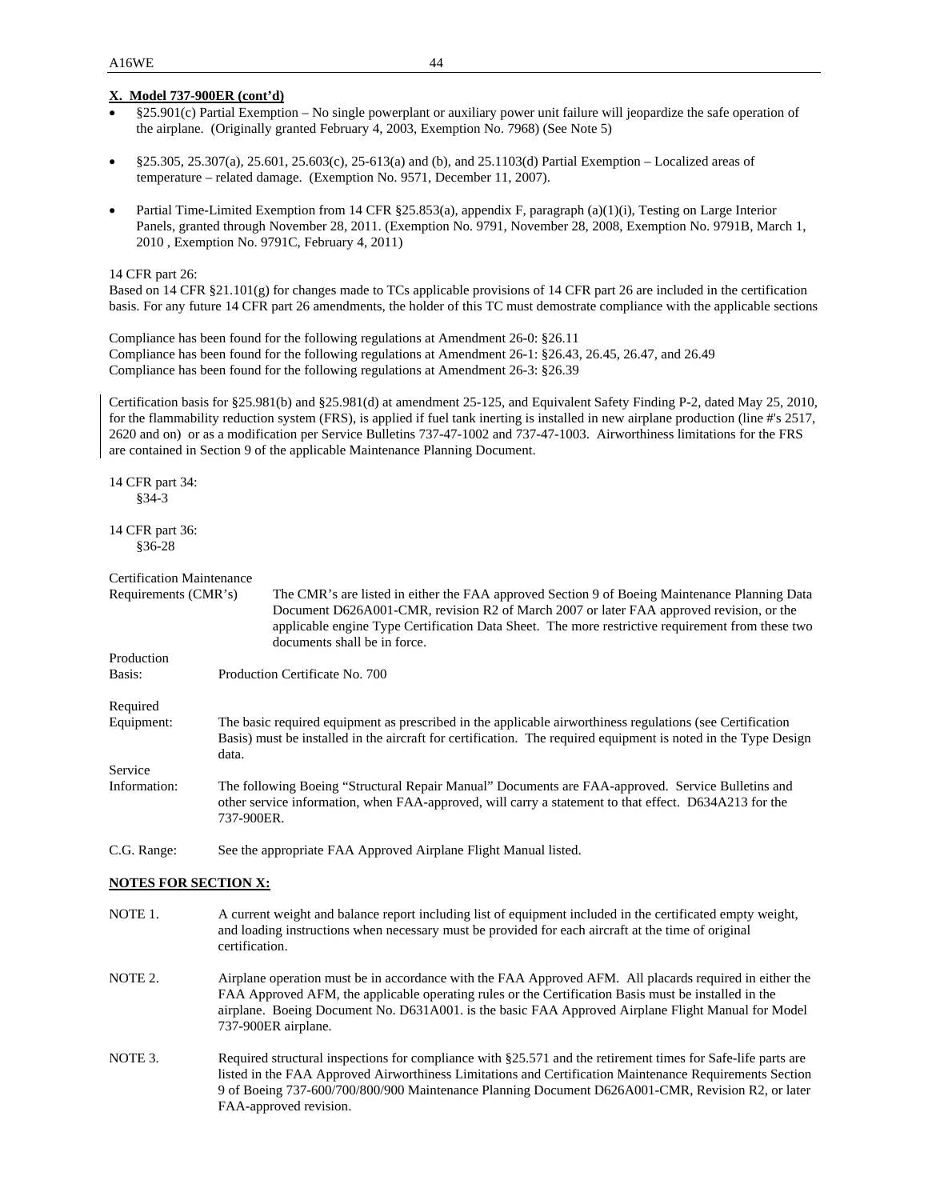**X. Model 737-900ER (cont'd)**

- §25.901(c) Partial Exemption – No single powerplant or auxiliary power unit failure will jeopardize the safe operation of the airplane. (Originally granted February 4, 2003, Exemption No. 7968) (See Note 5)
- §25.305, 25.307(a), 25.601, 25.603(c), 25-613(a) and (b), and 25.1103(d) Partial Exemption – Localized areas of temperature – related damage. (Exemption No. 9571, December 11, 2007).
- Partial Time-Limited Exemption from 14 CFR §25.853(a), appendix F, paragraph (a)(1)(i), Testing on Large Interior Panels, granted through November 28, 2011. (Exemption No. 9791, November 28, 2008, Exemption No. 9791B, March 1, 2010 , Exemption No. 9791C, February 4, 2011)

14 CFR part 26:
Based on 14 CFR §21.101(g) for changes made to TCs applicable provisions of 14 CFR part 26 are included in the certification basis. For any future 14 CFR part 26 amendments, the holder of this TC must demostrate compliance with the applicable sections

Compliance has been found for the following regulations at Amendment 26-0: §26.11
Compliance has been found for the following regulations at Amendment 26-1: §26.43, 26.45, 26.47, and 26.49
Compliance has been found for the following regulations at Amendment 26-3: §26.39

Certification basis for §25.981(b) and §25.981(d) at amendment 25-125, and Equivalent Safety Finding P-2, dated May 25, 2010, for the flammability reduction system (FRS), is applied if fuel tank inerting is installed in new airplane production (line #'s 2517, 2620 and on) or as a modification per Service Bulletins 737-47-1002 and 737-47-1003. Airworthiness limitations for the FRS are contained in Section 9 of the applicable Maintenance Planning Document.

14 CFR part 34:
§34-3

14 CFR part 36:
§36-28

Certification Maintenance Requirements (CMR's): The CMR's are listed in either the FAA approved Section 9 of Boeing Maintenance Planning Data Document D626A001-CMR, revision R2 of March 2007 or later FAA approved revision, or the applicable engine Type Certification Data Sheet. The more restrictive requirement from these two documents shall be in force.

Production Basis: Production Certificate No. 700

Required Equipment: The basic required equipment as prescribed in the applicable airworthiness regulations (see Certification Basis) must be installed in the aircraft for certification. The required equipment is noted in the Type Design data.

Service Information: The following Boeing "Structural Repair Manual" Documents are FAA-approved. Service Bulletins and other service information, when FAA-approved, will carry a statement to that effect. D634A213 for the 737-900ER.

C.G. Range: See the appropriate FAA Approved Airplane Flight Manual listed.

**NOTES FOR SECTION X:**

NOTE 1. A current weight and balance report including list of equipment included in the certificated empty weight, and loading instructions when necessary must be provided for each aircraft at the time of original certification.

NOTE 2. Airplane operation must be in accordance with the FAA Approved AFM. All placards required in either the FAA Approved AFM, the applicable operating rules or the Certification Basis must be installed in the airplane. Boeing Document No. D631A001. is the basic FAA Approved Airplane Flight Manual for Model 737-900ER airplane.

NOTE 3. Required structural inspections for compliance with §25.571 and the retirement times for Safe-life parts are listed in the FAA Approved Airworthiness Limitations and Certification Maintenance Requirements Section 9 of Boeing 737-600/700/800/900 Maintenance Planning Document D626A001-CMR, Revision R2, or later FAA-approved revision.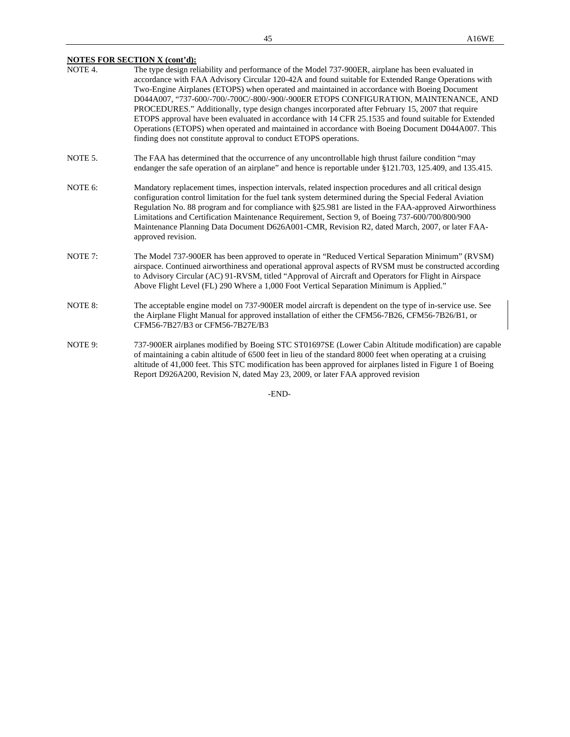**NOTES FOR SECTION X (cont'd):**

NOTE 4. The type design reliability and performance of the Model 737-900ER, airplane has been evaluated in accordance with FAA Advisory Circular 120-42A and found suitable for Extended Range Operations with Two-Engine Airplanes (ETOPS) when operated and maintained in accordance with Boeing Document D044A007, "737-600/-700/-700C/-800/-900/-900ER ETOPS CONFIGURATION, MAINTENANCE, AND PROCEDURES." Additionally, type design changes incorporated after February 15, 2007 that require ETOPS approval have been evaluated in accordance with 14 CFR 25.1535 and found suitable for Extended Operations (ETOPS) when operated and maintained in accordance with Boeing Document D044A007. This finding does not constitute approval to conduct ETOPS operations.

NOTE 5. The FAA has determined that the occurrence of any uncontrollable high thrust failure condition "may endanger the safe operation of an airplane" and hence is reportable under §121.703, 125.409, and 135.415.

NOTE 6: Mandatory replacement times, inspection intervals, related inspection procedures and all critical design configuration control limitation for the fuel tank system determined during the Special Federal Aviation Regulation No. 88 program and for compliance with §25.981 are listed in the FAA-approved Airworthiness Limitations and Certification Maintenance Requirement, Section 9, of Boeing 737-600/700/800/900 Maintenance Planning Data Document D626A001-CMR, Revision R2, dated March, 2007, or later FAA-approved revision.

NOTE 7: The Model 737-900ER has been approved to operate in "Reduced Vertical Separation Minimum" (RVSM) airspace. Continued airworthiness and operational approval aspects of RVSM must be constructed according to Advisory Circular (AC) 91-RVSM, titled "Approval of Aircraft and Operators for Flight in Airspace Above Flight Level (FL) 290 Where a 1,000 Foot Vertical Separation Minimum is Applied."

NOTE 8: The acceptable engine model on 737-900ER model aircraft is dependent on the type of in-service use. See the Airplane Flight Manual for approved installation of either the CFM56-7B26, CFM56-7B26/B1, or CFM56-7B27/B3 or CFM56-7B27E/B3

NOTE 9: 737-900ER airplanes modified by Boeing STC ST01697SE (Lower Cabin Altitude modification) are capable of maintaining a cabin altitude of 6500 feet in lieu of the standard 8000 feet when operating at a cruising altitude of 41,000 feet. This STC modification has been approved for airplanes listed in Figure 1 of Boeing Report D926A200, Revision N, dated May 23, 2009, or later FAA approved revision

-END-